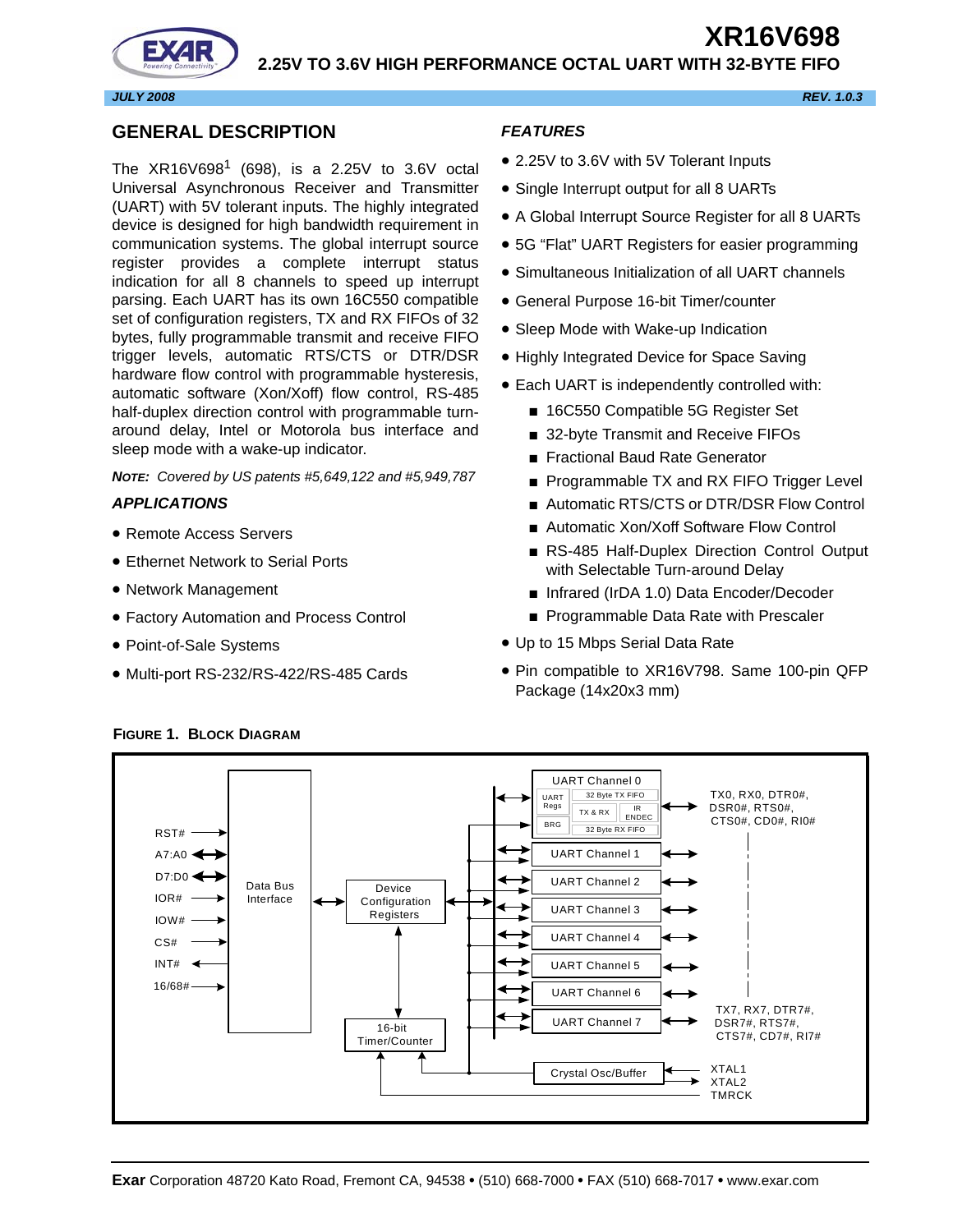# XR16V698

## 2.25V TO 3.6V HIGH PERFORMANCE OCTAL UART WITH 32-BYTE FIFO

*JULY 2008* *REV. 1.0.3*

## GENERAL DESCRIPTION

The XR16V698[1] (698), is a 2.25V to 3.6V octal Universal Asynchronous Receiver and Transmitter (UART) with 5V tolerant inputs. The highly integrated device is designed for high bandwidth requirement in communication systems. The global interrupt source register provides a complete interrupt status indication for all 8 channels to speed up interrupt parsing. Each UART has its own 16C550 compatible set of configuration registers, TX and RX FIFOs of 32 bytes, fully programmable transmit and receive FIFO trigger levels, automatic RTS/CTS or DTR/DSR hardware flow control with programmable hysteresis, automatic software (Xon/Xoff) flow control, RS-485 half-duplex direction control with programmable turn-around delay, Intel or Motorola bus interface and sleep mode with a wake-up indicator.

***NOTE:** Covered by US patents #5,649,122 and #5,949,787*

### APPLICATIONS

- Remote Access Servers
- Ethernet Network to Serial Ports
- Network Management
- Factory Automation and Process Control
- Point-of-Sale Systems
- Multi-port RS-232/RS-422/RS-485 Cards

### FEATURES

- 2.25V to 3.6V with 5V Tolerant Inputs
- Single Interrupt output for all 8 UARTs
- A Global Interrupt Source Register for all 8 UARTs
- 5G "Flat" UART Registers for easier programming
- Simultaneous Initialization of all UART channels
- General Purpose 16-bit Timer/counter
- Sleep Mode with Wake-up Indication
- Highly Integrated Device for Space Saving
- Each UART is independently controlled with:
  - 16C550 Compatible 5G Register Set
  - 32-byte Transmit and Receive FIFOs
  - Fractional Baud Rate Generator
  - Programmable TX and RX FIFO Trigger Level
  - Automatic RTS/CTS or DTR/DSR Flow Control
  - Automatic Xon/Xoff Software Flow Control
  - RS-485 Half-Duplex Direction Control Output with Selectable Turn-around Delay
  - Infrared (IrDA 1.0) Data Encoder/Decoder
  - Programmable Data Rate with Prescaler
- Up to 15 Mbps Serial Data Rate
- Pin compatible to XR16V798. Same 100-pin QFP Package (14x20x3 mm)

**FIGURE 1. BLOCK DIAGRAM**

RST#
A7:A0
D7:D0
IOR#
IOW#
CS#
INT#
16/68#
Data Bus Interface
Device Configuration Registers
16-bit Timer/Counter
UART Channel 0
UART Regs
BRG
32 Byte TX FIFO
TX & RX
IR ENDEC
32 Byte RX FIFO
UART Channel 1
UART Channel 2
UART Channel 3
UART Channel 4
UART Channel 5
UART Channel 6
UART Channel 7
Crystal Osc/Buffer
TX0, RX0, DTR0#, DSR0#, RTS0#, CTS0#, CD0#, RI0#
TX7, RX7, DTR7#, DSR7#, RTS7#, CTS7#, CD7#, RI7#
XTAL1
XTAL2
TMRCK

**Exar** Corporation 48720 Kato Road, Fremont CA, 94538 • (510) 668-7000 • FAX (510) 668-7017 • www.exar.com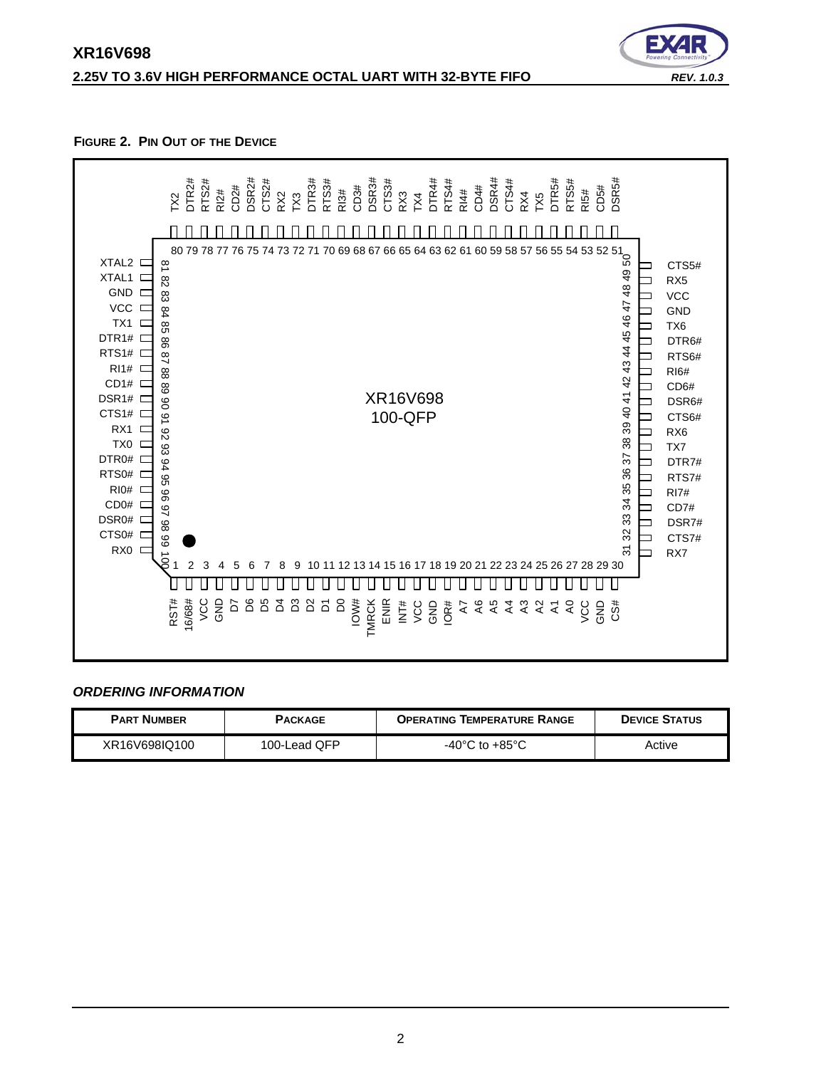**FIGURE 2. PIN OUT OF THE DEVICE**

XR16V698
100-QFP

Top (pins 80 to 51): TX2, DTR2#, RTS2#, RI2#, CD2#, DSR2#, CTS2#, RX2, TX3, DTR3#, RTS3#, RI3#, CD3#, DSR3#, CTS3#, RX3, TX4, DTR4#, RTS4#, RI4#, CD4#, DSR4#, CTS4#, RX4, TX5, DTR5#, RTS5#, RI5#, CD5#, DSR5#

Left (pins 81 to 100): XTAL2, XTAL1, GND, VCC, TX1, DTR1#, RTS1#, RI1#, CD1#, DSR1#, CTS1#, RX1, TX0, DTR0#, RTS0#, RI0#, CD0#, DSR0#, CTS0#, RX0

Right (pins 50 to 31): CTS5#, RX5, VCC, GND, TX6, DTR6#, RTS6#, RI6#, CD6#, DSR6#, CTS6#, RX6, TX7, DTR7#, RTS7#, RI7#, CD7#, DSR7#, CTS7#, RX7

Bottom (pins 1 to 30): RST#, 16/68#, VCC, GND, D7, D6, D5, D4, D3, D2, D1, D0, IOW#, TMRCK, ENIR, INT#, VCC, GND, IOR#, A7, A6, A5, A4, A3, A2, A1, A0, VCC, GND, CS#

### *ORDERING INFORMATION*

| PART NUMBER | PACKAGE | OPERATING TEMPERATURE RANGE | DEVICE STATUS |
| --- | --- | --- | --- |
| XR16V698IQ100 | 100-Lead QFP | -40°C to +85°C | Active |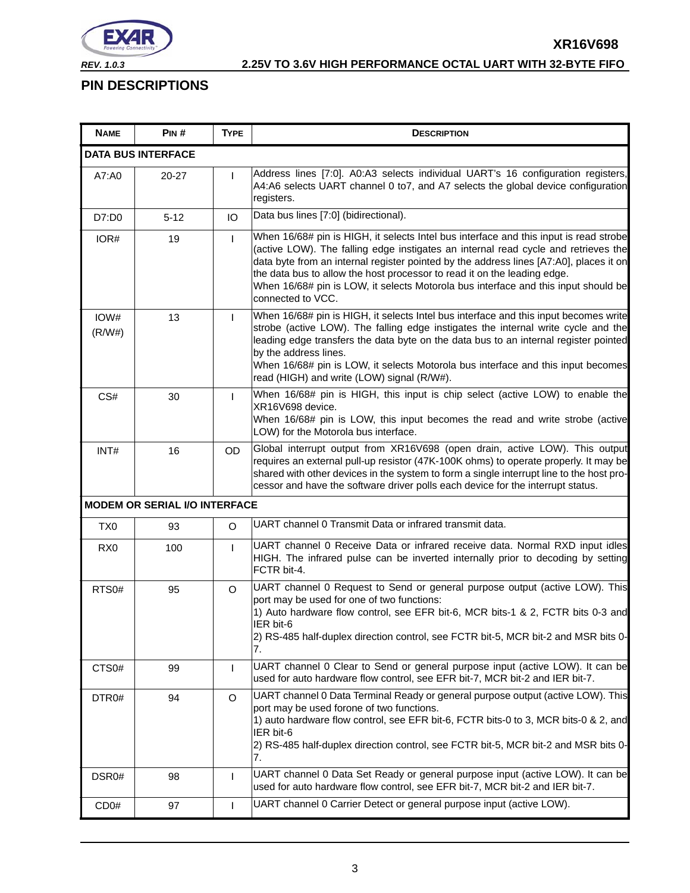## PIN DESCRIPTIONS

| NAME | PIN # | TYPE | DESCRIPTION |
|---|---|---|---|
| **DATA BUS INTERFACE** | | | |
| A7:A0 | 20-27 | I | Address lines [7:0]. A0:A3 selects individual UART's 16 configuration registers, A4:A6 selects UART channel 0 to7, and A7 selects the global device configuration registers. |
| D7:D0 | 5-12 | IO | Data bus lines [7:0] (bidirectional). |
| IOR# | 19 | I | When 16/68# pin is HIGH, it selects Intel bus interface and this input is read strobe (active LOW). The falling edge instigates an internal read cycle and retrieves the data byte from an internal register pointed by the address lines [A7:A0], places it on the data bus to allow the host processor to read it on the leading edge. When 16/68# pin is LOW, it selects Motorola bus interface and this input should be connected to VCC. |
| IOW# (R/W#) | 13 | I | When 16/68# pin is HIGH, it selects Intel bus interface and this input becomes write strobe (active LOW). The falling edge instigates the internal write cycle and the leading edge transfers the data byte on the data bus to an internal register pointed by the address lines. When 16/68# pin is LOW, it selects Motorola bus interface and this input becomes read (HIGH) and write (LOW) signal (R/W#). |
| CS# | 30 | I | When 16/68# pin is HIGH, this input is chip select (active LOW) to enable the XR16V698 device. When 16/68# pin is LOW, this input becomes the read and write strobe (active LOW) for the Motorola bus interface. |
| INT# | 16 | OD | Global interrupt output from XR16V698 (open drain, active LOW). This output requires an external pull-up resistor (47K-100K ohms) to operate properly. It may be shared with other devices in the system to form a single interrupt line to the host processor and have the software driver polls each device for the interrupt status. |
| **MODEM OR SERIAL I/O INTERFACE** | | | |
| TX0 | 93 | O | UART channel 0 Transmit Data or infrared transmit data. |
| RX0 | 100 | I | UART channel 0 Receive Data or infrared receive data. Normal RXD input idles HIGH. The infrared pulse can be inverted internally prior to decoding by setting FCTR bit-4. |
| RTS0# | 95 | O | UART channel 0 Request to Send or general purpose output (active LOW). This port may be used for one of two functions: 1) Auto hardware flow control, see EFR bit-6, MCR bits-1 & 2, FCTR bits 0-3 and IER bit-6 2) RS-485 half-duplex direction control, see FCTR bit-5, MCR bit-2 and MSR bits 0-7. |
| CTS0# | 99 | I | UART channel 0 Clear to Send or general purpose input (active LOW). It can be used for auto hardware flow control, see EFR bit-7, MCR bit-2 and IER bit-7. |
| DTR0# | 94 | O | UART channel 0 Data Terminal Ready or general purpose output (active LOW). This port may be used forone of two functions. 1) auto hardware flow control, see EFR bit-6, FCTR bits-0 to 3, MCR bits-0 & 2, and IER bit-6 2) RS-485 half-duplex direction control, see FCTR bit-5, MCR bit-2 and MSR bits 0-7. |
| DSR0# | 98 | I | UART channel 0 Data Set Ready or general purpose input (active LOW). It can be used for auto hardware flow control, see EFR bit-7, MCR bit-2 and IER bit-7. |
| CD0# | 97 | I | UART channel 0 Carrier Detect or general purpose input (active LOW). |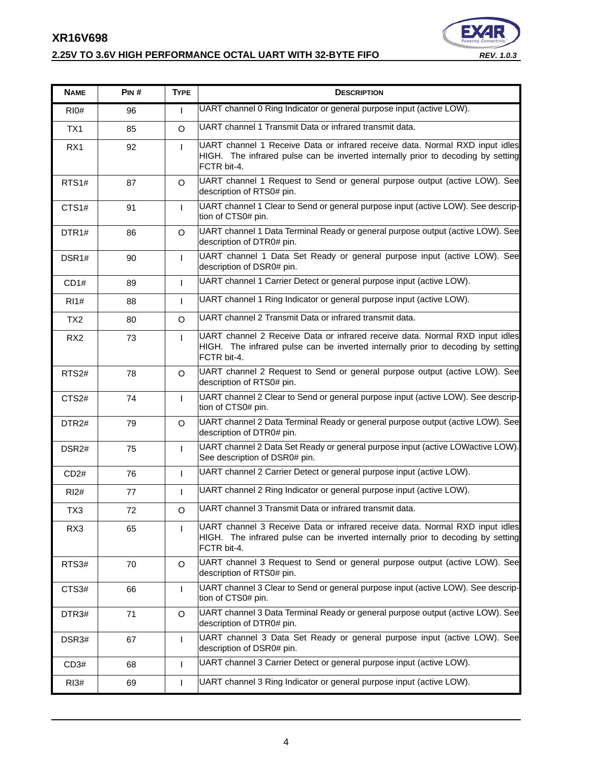| NAME | PIN # | TYPE | DESCRIPTION |
|---|---|---|---|
| RI0# | 96 | I | UART channel 0 Ring Indicator or general purpose input (active LOW). |
| TX1 | 85 | O | UART channel 1 Transmit Data or infrared transmit data. |
| RX1 | 92 | I | UART channel 1 Receive Data or infrared receive data. Normal RXD input idles HIGH. The infrared pulse can be inverted internally prior to decoding by setting FCTR bit-4. |
| RTS1# | 87 | O | UART channel 1 Request to Send or general purpose output (active LOW). See description of RTS0# pin. |
| CTS1# | 91 | I | UART channel 1 Clear to Send or general purpose input (active LOW). See description of CTS0# pin. |
| DTR1# | 86 | O | UART channel 1 Data Terminal Ready or general purpose output (active LOW). See description of DTR0# pin. |
| DSR1# | 90 | I | UART channel 1 Data Set Ready or general purpose input (active LOW). See description of DSR0# pin. |
| CD1# | 89 | I | UART channel 1 Carrier Detect or general purpose input (active LOW). |
| RI1# | 88 | I | UART channel 1 Ring Indicator or general purpose input (active LOW). |
| TX2 | 80 | O | UART channel 2 Transmit Data or infrared transmit data. |
| RX2 | 73 | I | UART channel 2 Receive Data or infrared receive data. Normal RXD input idles HIGH. The infrared pulse can be inverted internally prior to decoding by setting FCTR bit-4. |
| RTS2# | 78 | O | UART channel 2 Request to Send or general purpose output (active LOW). See description of RTS0# pin. |
| CTS2# | 74 | I | UART channel 2 Clear to Send or general purpose input (active LOW). See description of CTS0# pin. |
| DTR2# | 79 | O | UART channel 2 Data Terminal Ready or general purpose output (active LOW). See description of DTR0# pin. |
| DSR2# | 75 | I | UART channel 2 Data Set Ready or general purpose input (active LOWactive LOW). See description of DSR0# pin. |
| CD2# | 76 | I | UART channel 2 Carrier Detect or general purpose input (active LOW). |
| RI2# | 77 | I | UART channel 2 Ring Indicator or general purpose input (active LOW). |
| TX3 | 72 | O | UART channel 3 Transmit Data or infrared transmit data. |
| RX3 | 65 | I | UART channel 3 Receive Data or infrared receive data. Normal RXD input idles HIGH. The infrared pulse can be inverted internally prior to decoding by setting FCTR bit-4. |
| RTS3# | 70 | O | UART channel 3 Request to Send or general purpose output (active LOW). See description of RTS0# pin. |
| CTS3# | 66 | I | UART channel 3 Clear to Send or general purpose input (active LOW). See description of CTS0# pin. |
| DTR3# | 71 | O | UART channel 3 Data Terminal Ready or general purpose output (active LOW). See description of DTR0# pin. |
| DSR3# | 67 | I | UART channel 3 Data Set Ready or general purpose input (active LOW). See description of DSR0# pin. |
| CD3# | 68 | I | UART channel 3 Carrier Detect or general purpose input (active LOW). |
| RI3# | 69 | I | UART channel 3 Ring Indicator or general purpose input (active LOW). |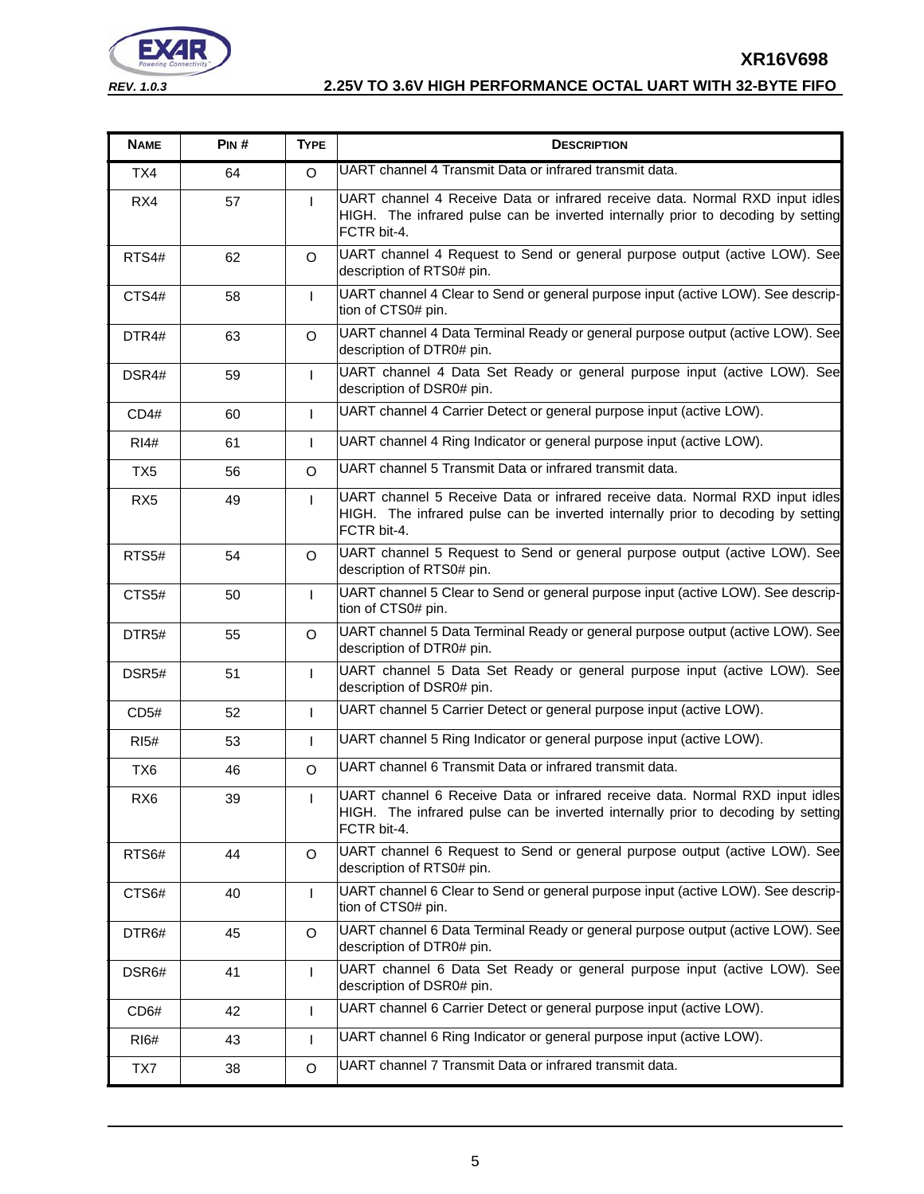| Name | Pin # | Type | Description |
|---|---|---|---|
| TX4 | 64 | O | UART channel 4 Transmit Data or infrared transmit data. |
| RX4 | 57 | I | UART channel 4 Receive Data or infrared receive data. Normal RXD input idles HIGH. The infrared pulse can be inverted internally prior to decoding by setting FCTR bit-4. |
| RTS4# | 62 | O | UART channel 4 Request to Send or general purpose output (active LOW). See description of RTS0# pin. |
| CTS4# | 58 | I | UART channel 4 Clear to Send or general purpose input (active LOW). See description of CTS0# pin. |
| DTR4# | 63 | O | UART channel 4 Data Terminal Ready or general purpose output (active LOW). See description of DTR0# pin. |
| DSR4# | 59 | I | UART channel 4 Data Set Ready or general purpose input (active LOW). See description of DSR0# pin. |
| CD4# | 60 | I | UART channel 4 Carrier Detect or general purpose input (active LOW). |
| RI4# | 61 | I | UART channel 4 Ring Indicator or general purpose input (active LOW). |
| TX5 | 56 | O | UART channel 5 Transmit Data or infrared transmit data. |
| RX5 | 49 | I | UART channel 5 Receive Data or infrared receive data. Normal RXD input idles HIGH. The infrared pulse can be inverted internally prior to decoding by setting FCTR bit-4. |
| RTS5# | 54 | O | UART channel 5 Request to Send or general purpose output (active LOW). See description of RTS0# pin. |
| CTS5# | 50 | I | UART channel 5 Clear to Send or general purpose input (active LOW). See description of CTS0# pin. |
| DTR5# | 55 | O | UART channel 5 Data Terminal Ready or general purpose output (active LOW). See description of DTR0# pin. |
| DSR5# | 51 | I | UART channel 5 Data Set Ready or general purpose input (active LOW). See description of DSR0# pin. |
| CD5# | 52 | I | UART channel 5 Carrier Detect or general purpose input (active LOW). |
| RI5# | 53 | I | UART channel 5 Ring Indicator or general purpose input (active LOW). |
| TX6 | 46 | O | UART channel 6 Transmit Data or infrared transmit data. |
| RX6 | 39 | I | UART channel 6 Receive Data or infrared receive data. Normal RXD input idles HIGH. The infrared pulse can be inverted internally prior to decoding by setting FCTR bit-4. |
| RTS6# | 44 | O | UART channel 6 Request to Send or general purpose output (active LOW). See description of RTS0# pin. |
| CTS6# | 40 | I | UART channel 6 Clear to Send or general purpose input (active LOW). See description of CTS0# pin. |
| DTR6# | 45 | O | UART channel 6 Data Terminal Ready or general purpose output (active LOW). See description of DTR0# pin. |
| DSR6# | 41 | I | UART channel 6 Data Set Ready or general purpose input (active LOW). See description of DSR0# pin. |
| CD6# | 42 | I | UART channel 6 Carrier Detect or general purpose input (active LOW). |
| RI6# | 43 | I | UART channel 6 Ring Indicator or general purpose input (active LOW). |
| TX7 | 38 | O | UART channel 7 Transmit Data or infrared transmit data. |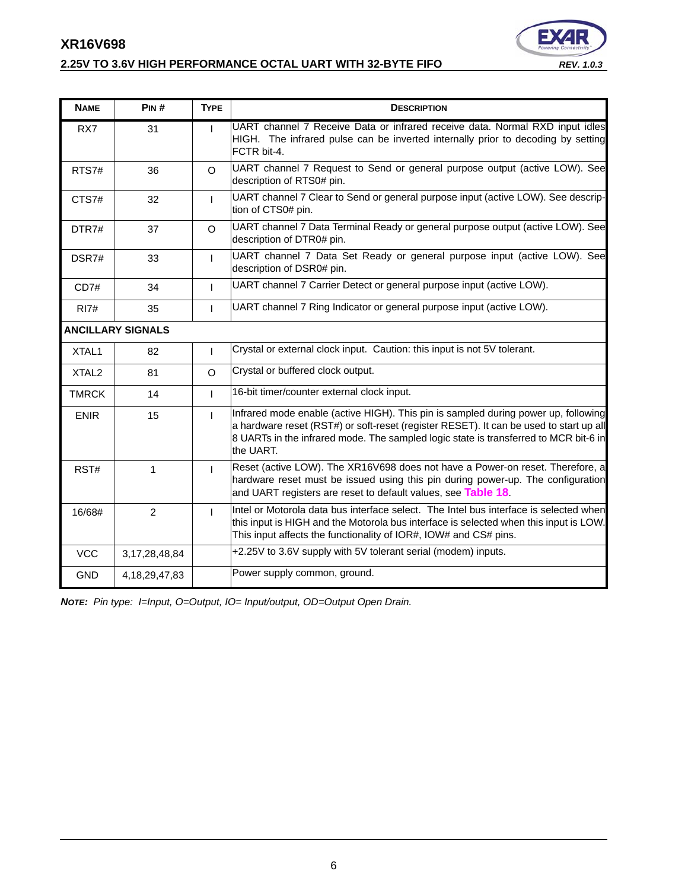| NAME | PIN # | TYPE | DESCRIPTION |
|---|---|---|---|
| RX7 | 31 | I | UART channel 7 Receive Data or infrared receive data. Normal RXD input idles HIGH. The infrared pulse can be inverted internally prior to decoding by setting FCTR bit-4. |
| RTS7# | 36 | O | UART channel 7 Request to Send or general purpose output (active LOW). See description of RTS0# pin. |
| CTS7# | 32 | I | UART channel 7 Clear to Send or general purpose input (active LOW). See description of CTS0# pin. |
| DTR7# | 37 | O | UART channel 7 Data Terminal Ready or general purpose output (active LOW). See description of DTR0# pin. |
| DSR7# | 33 | I | UART channel 7 Data Set Ready or general purpose input (active LOW). See description of DSR0# pin. |
| CD7# | 34 | I | UART channel 7 Carrier Detect or general purpose input (active LOW). |
| RI7# | 35 | I | UART channel 7 Ring Indicator or general purpose input (active LOW). |
| **ANCILLARY SIGNALS** | | | |
| XTAL1 | 82 | I | Crystal or external clock input. Caution: this input is not 5V tolerant. |
| XTAL2 | 81 | O | Crystal or buffered clock output. |
| TMRCK | 14 | I | 16-bit timer/counter external clock input. |
| ENIR | 15 | I | Infrared mode enable (active HIGH). This pin is sampled during power up, following a hardware reset (RST#) or soft-reset (register RESET). It can be used to start up all 8 UARTs in the infrared mode. The sampled logic state is transferred to MCR bit-6 in the UART. |
| RST# | 1 | I | Reset (active LOW). The XR16V698 does not have a Power-on reset. Therefore, a hardware reset must be issued using this pin during power-up. The configuration and UART registers are reset to default values, see Table 18. |
| 16/68# | 2 | I | Intel or Motorola data bus interface select. The Intel bus interface is selected when this input is HIGH and the Motorola bus interface is selected when this input is LOW. This input affects the functionality of IOR#, IOW# and CS# pins. |
| VCC | 3,17,28,48,84 | | +2.25V to 3.6V supply with 5V tolerant serial (modem) inputs. |
| GND | 4,18,29,47,83 | | Power supply common, ground. |

***NOTE:*** *Pin type: I=Input, O=Output, IO= Input/output, OD=Output Open Drain.*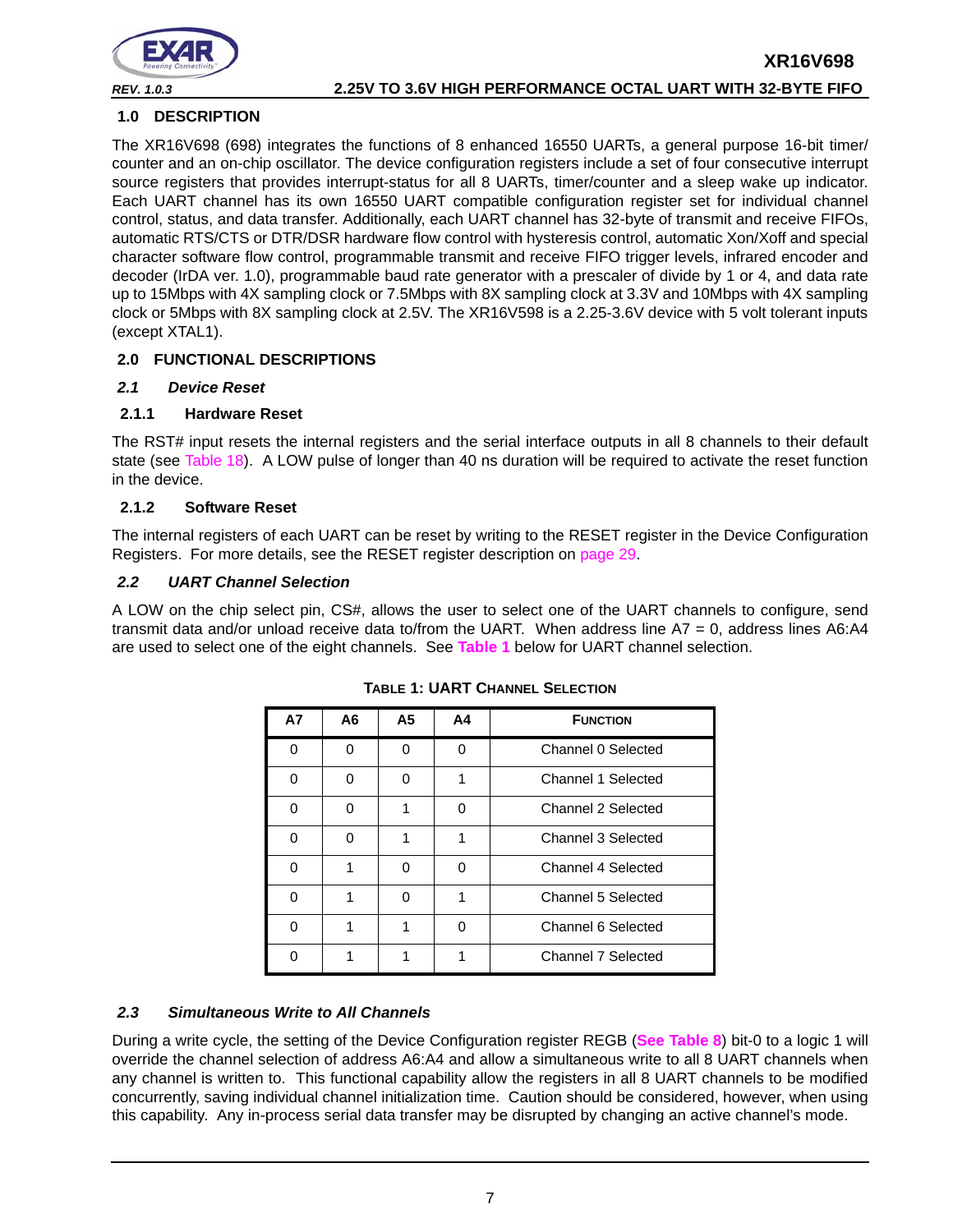## 1.0 DESCRIPTION

The XR16V698 (698) integrates the functions of 8 enhanced 16550 UARTs, a general purpose 16-bit timer/counter and an on-chip oscillator. The device configuration registers include a set of four consecutive interrupt source registers that provides interrupt-status for all 8 UARTs, timer/counter and a sleep wake up indicator. Each UART channel has its own 16550 UART compatible configuration register set for individual channel control, status, and data transfer. Additionally, each UART channel has 32-byte of transmit and receive FIFOs, automatic RTS/CTS or DTR/DSR hardware flow control with hysteresis control, automatic Xon/Xoff and special character software flow control, programmable transmit and receive FIFO trigger levels, infrared encoder and decoder (IrDA ver. 1.0), programmable baud rate generator with a prescaler of divide by 1 or 4, and data rate up to 15Mbps with 4X sampling clock or 7.5Mbps with 8X sampling clock at 3.3V and 10Mbps with 4X sampling clock or 5Mbps with 8X sampling clock at 2.5V. The XR16V598 is a 2.25-3.6V device with 5 volt tolerant inputs (except XTAL1).

## 2.0 FUNCTIONAL DESCRIPTIONS

### *2.1 Device Reset*

#### 2.1.1 Hardware Reset

The RST# input resets the internal registers and the serial interface outputs in all 8 channels to their default state (see Table 18). A LOW pulse of longer than 40 ns duration will be required to activate the reset function in the device.

#### 2.1.2 Software Reset

The internal registers of each UART can be reset by writing to the RESET register in the Device Configuration Registers. For more details, see the RESET register description on page 29.

### *2.2 UART Channel Selection*

A LOW on the chip select pin, CS#, allows the user to select one of the UART channels to configure, send transmit data and/or unload receive data to/from the UART. When address line A7 = 0, address lines A6:A4 are used to select one of the eight channels. See **Table 1** below for UART channel selection.

**TABLE 1: UART CHANNEL SELECTION**

| A7 | A6 | A5 | A4 | FUNCTION |
|---|---|---|---|---|
| 0 | 0 | 0 | 0 | Channel 0 Selected |
| 0 | 0 | 0 | 1 | Channel 1 Selected |
| 0 | 0 | 1 | 0 | Channel 2 Selected |
| 0 | 0 | 1 | 1 | Channel 3 Selected |
| 0 | 1 | 0 | 0 | Channel 4 Selected |
| 0 | 1 | 0 | 1 | Channel 5 Selected |
| 0 | 1 | 1 | 0 | Channel 6 Selected |
| 0 | 1 | 1 | 1 | Channel 7 Selected |

### *2.3 Simultaneous Write to All Channels*

During a write cycle, the setting of the Device Configuration register REGB (**See Table 8**) bit-0 to a logic 1 will override the channel selection of address A6:A4 and allow a simultaneous write to all 8 UART channels when any channel is written to. This functional capability allow the registers in all 8 UART channels to be modified concurrently, saving individual channel initialization time. Caution should be considered, however, when using this capability. Any in-process serial data transfer may be disrupted by changing an active channel's mode.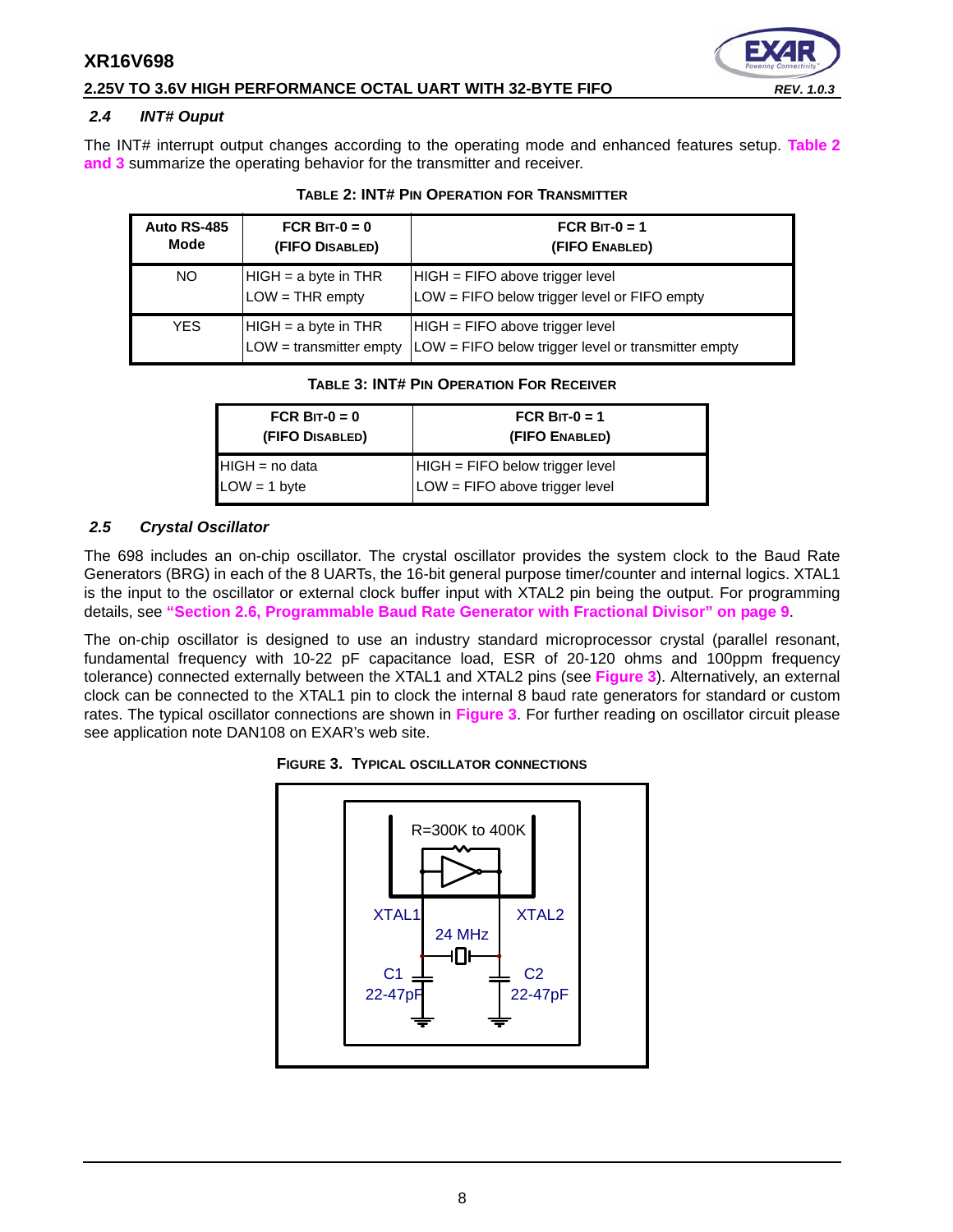### 2.4 INT# Ouput

The INT# interrupt output changes according to the operating mode and enhanced features setup. **Table 2 and 3** summarize the operating behavior for the transmitter and receiver.

**TABLE 2: INT# PIN OPERATION FOR TRANSMITTER**

| Auto RS-485 Mode | FCR BIT-0 = 0 (FIFO DISABLED) | FCR BIT-0 = 1 (FIFO ENABLED) |
|---|---|---|
| NO | HIGH = a byte in THR<br>LOW = THR empty | HIGH = FIFO above trigger level<br>LOW = FIFO below trigger level or FIFO empty |
| YES | HIGH = a byte in THR<br>LOW = transmitter empty | HIGH = FIFO above trigger level<br>LOW = FIFO below trigger level or transmitter empty |

**TABLE 3: INT# PIN OPERATION FOR RECEIVER**

| FCR BIT-0 = 0 (FIFO DISABLED) | FCR BIT-0 = 1 (FIFO ENABLED) |
|---|---|
| HIGH = no data<br>LOW = 1 byte | HIGH = FIFO below trigger level<br>LOW = FIFO above trigger level |

### 2.5 Crystal Oscillator

The 698 includes an on-chip oscillator. The crystal oscillator provides the system clock to the Baud Rate Generators (BRG) in each of the 8 UARTs, the 16-bit general purpose timer/counter and internal logics. XTAL1 is the input to the oscillator or external clock buffer input with XTAL2 pin being the output. For programming details, see **"Section 2.6, Programmable Baud Rate Generator with Fractional Divisor" on page 9**.

The on-chip oscillator is designed to use an industry standard microprocessor crystal (parallel resonant, fundamental frequency with 10-22 pF capacitance load, ESR of 20-120 ohms and 100ppm frequency tolerance) connected externally between the XTAL1 and XTAL2 pins (see **Figure 3**). Alternatively, an external clock can be connected to the XTAL1 pin to clock the internal 8 baud rate generators for standard or custom rates. The typical oscillator connections are shown in **Figure 3**. For further reading on oscillator circuit please see application note DAN108 on EXAR's web site.

**FIGURE 3. TYPICAL OSCILLATOR CONNECTIONS**

R=300K to 400K

XTAL1

XTAL2

24 MHz

C1
22-47pF

C2
22-47pF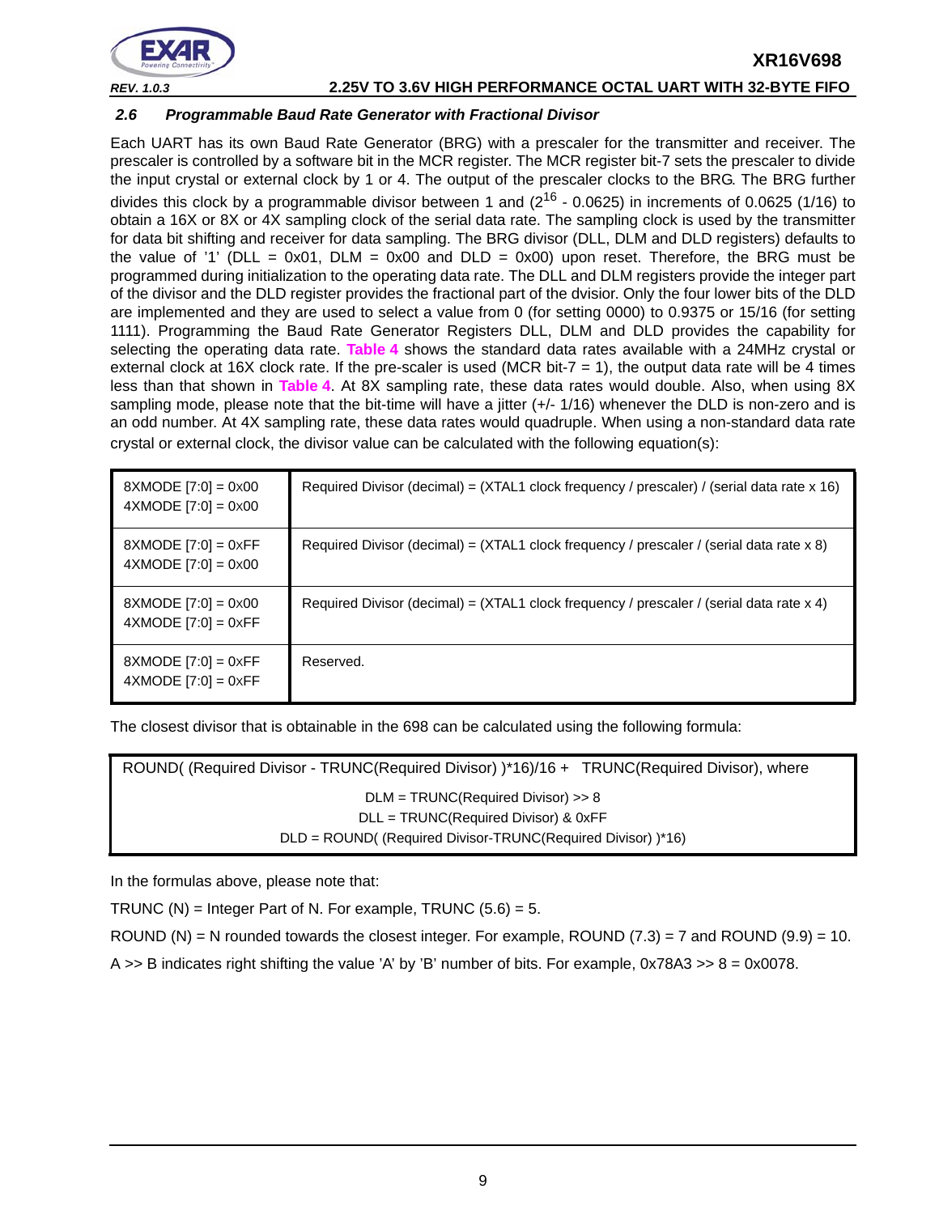### 2.6 Programmable Baud Rate Generator with Fractional Divisor

Each UART has its own Baud Rate Generator (BRG) with a prescaler for the transmitter and receiver. The prescaler is controlled by a software bit in the MCR register. The MCR register bit-7 sets the prescaler to divide the input crystal or external clock by 1 or 4. The output of the prescaler clocks to the BRG. The BRG further divides this clock by a programmable divisor between 1 and ($2^{16}$ - 0.0625) in increments of 0.0625 (1/16) to obtain a 16X or 8X or 4X sampling clock of the serial data rate. The sampling clock is used by the transmitter for data bit shifting and receiver for data sampling. The BRG divisor (DLL, DLM and DLD registers) defaults to the value of '1' (DLL = 0x01, DLM = 0x00 and DLD = 0x00) upon reset. Therefore, the BRG must be programmed during initialization to the operating data rate. The DLL and DLM registers provide the integer part of the divisor and the DLD register provides the fractional part of the dvisior. Only the four lower bits of the DLD are implemented and they are used to select a value from 0 (for setting 0000) to 0.9375 or 15/16 (for setting 1111). Programming the Baud Rate Generator Registers DLL, DLM and DLD provides the capability for selecting the operating data rate. **Table 4** shows the standard data rates available with a 24MHz crystal or external clock at 16X clock rate. If the pre-scaler is used (MCR bit-7 = 1), the output data rate will be 4 times less than that shown in **Table 4**. At 8X sampling rate, these data rates would double. Also, when using 8X sampling mode, please note that the bit-time will have a jitter (+/- 1/16) whenever the DLD is non-zero and is an odd number. At 4X sampling rate, these data rates would quadruple. When using a non-standard data rate crystal or external clock, the divisor value can be calculated with the following equation(s):

| | |
|---|---|
| 8XMODE [7:0] = 0x00<br>4XMODE [7:0] = 0x00 | Required Divisor (decimal) = (XTAL1 clock frequency / prescaler) / (serial data rate x 16) |
| 8XMODE [7:0] = 0xFF<br>4XMODE [7:0] = 0x00 | Required Divisor (decimal) = (XTAL1 clock frequency / prescaler / (serial data rate x 8) |
| 8XMODE [7:0] = 0x00<br>4XMODE [7:0] = 0xFF | Required Divisor (decimal) = (XTAL1 clock frequency / prescaler / (serial data rate x 4) |
| 8XMODE [7:0] = 0xFF<br>4XMODE [7:0] = 0xFF | Reserved. |

The closest divisor that is obtainable in the 698 can be calculated using the following formula:

```
ROUND( (Required Divisor - TRUNC(Required Divisor) )*16)/16 +   TRUNC(Required Divisor), where

DLM = TRUNC(Required Divisor) >> 8
DLL = TRUNC(Required Divisor) & 0xFF
DLD = ROUND( (Required Divisor-TRUNC(Required Divisor) )*16)
```

In the formulas above, please note that:

TRUNC (N) = Integer Part of N. For example, TRUNC (5.6) = 5.

ROUND (N) = N rounded towards the closest integer. For example, ROUND (7.3) = 7 and ROUND (9.9) = 10.

A >> B indicates right shifting the value 'A' by 'B' number of bits. For example, 0x78A3 >> 8 = 0x0078.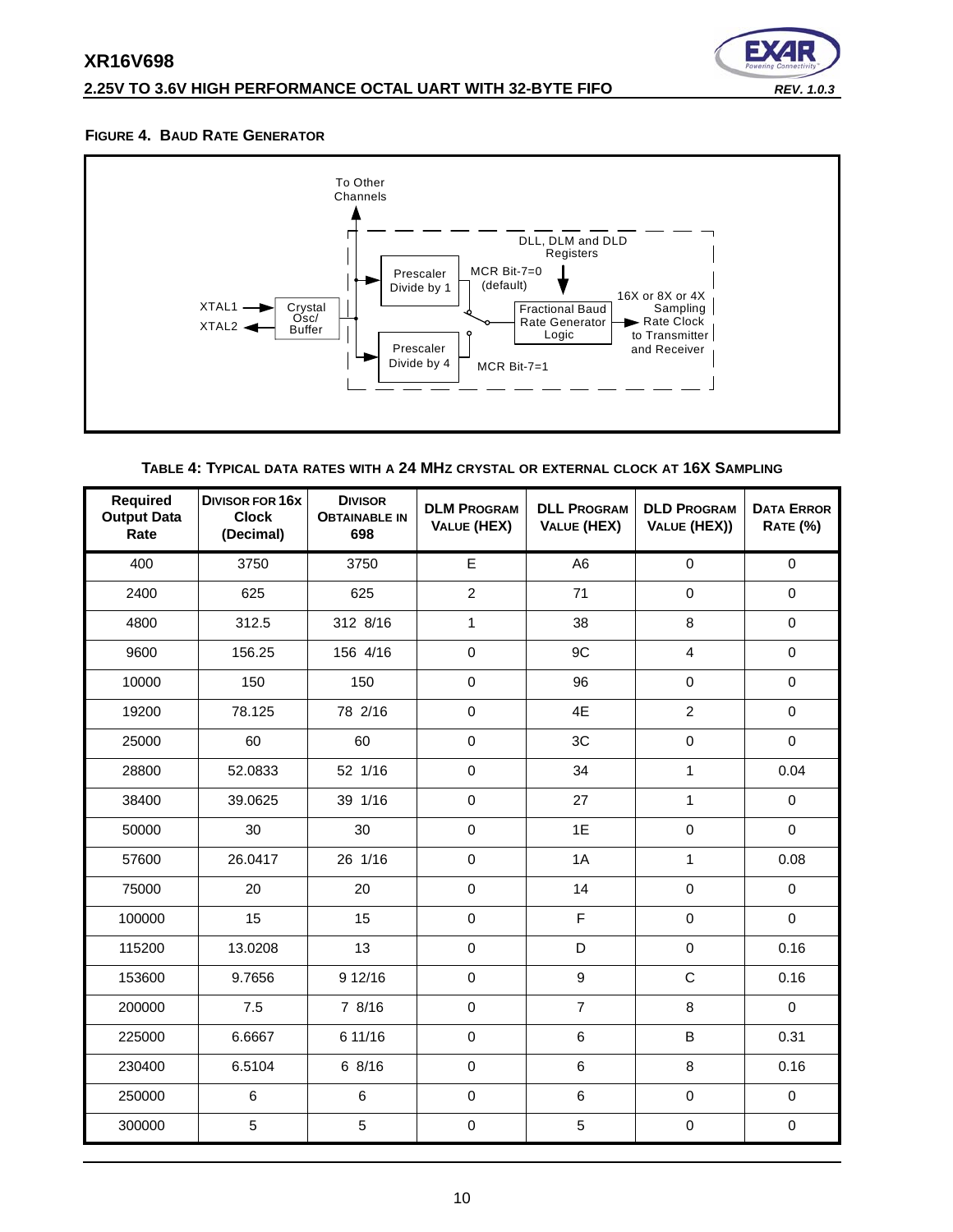**FIGURE 4. BAUD RATE GENERATOR**

To Other Channels

DLL, DLM and DLD Registers

XTAL1

XTAL2

Crystal Osc/ Buffer

Prescaler Divide by 1

Prescaler Divide by 4

MCR Bit-7=0 (default)

MCR Bit-7=1

Fractional Baud Rate Generator Logic

16X or 8X or 4X Sampling Rate Clock to Transmitter and Receiver

**TABLE 4: TYPICAL DATA RATES WITH A 24 MHZ CRYSTAL OR EXTERNAL CLOCK AT 16X SAMPLING**

| Required Output Data Rate | Divisor for 16x Clock (Decimal) | Divisor Obtainable in 698 | DLM Program Value (HEX) | DLL Program Value (HEX) | DLD Program Value (HEX)) | Data Error Rate (%) |
|---|---|---|---|---|---|---|
| 400 | 3750 | 3750 | E | A6 | 0 | 0 |
| 2400 | 625 | 625 | 2 | 71 | 0 | 0 |
| 4800 | 312.5 | 312 8/16 | 1 | 38 | 8 | 0 |
| 9600 | 156.25 | 156 4/16 | 0 | 9C | 4 | 0 |
| 10000 | 150 | 150 | 0 | 96 | 0 | 0 |
| 19200 | 78.125 | 78 2/16 | 0 | 4E | 2 | 0 |
| 25000 | 60 | 60 | 0 | 3C | 0 | 0 |
| 28800 | 52.0833 | 52 1/16 | 0 | 34 | 1 | 0.04 |
| 38400 | 39.0625 | 39 1/16 | 0 | 27 | 1 | 0 |
| 50000 | 30 | 30 | 0 | 1E | 0 | 0 |
| 57600 | 26.0417 | 26 1/16 | 0 | 1A | 1 | 0.08 |
| 75000 | 20 | 20 | 0 | 14 | 0 | 0 |
| 100000 | 15 | 15 | 0 | F | 0 | 0 |
| 115200 | 13.0208 | 13 | 0 | D | 0 | 0.16 |
| 153600 | 9.7656 | 9 12/16 | 0 | 9 | C | 0.16 |
| 200000 | 7.5 | 7 8/16 | 0 | 7 | 8 | 0 |
| 225000 | 6.6667 | 6 11/16 | 0 | 6 | B | 0.31 |
| 230400 | 6.5104 | 6 8/16 | 0 | 6 | 8 | 0.16 |
| 250000 | 6 | 6 | 0 | 6 | 0 | 0 |
| 300000 | 5 | 5 | 0 | 5 | 0 | 0 |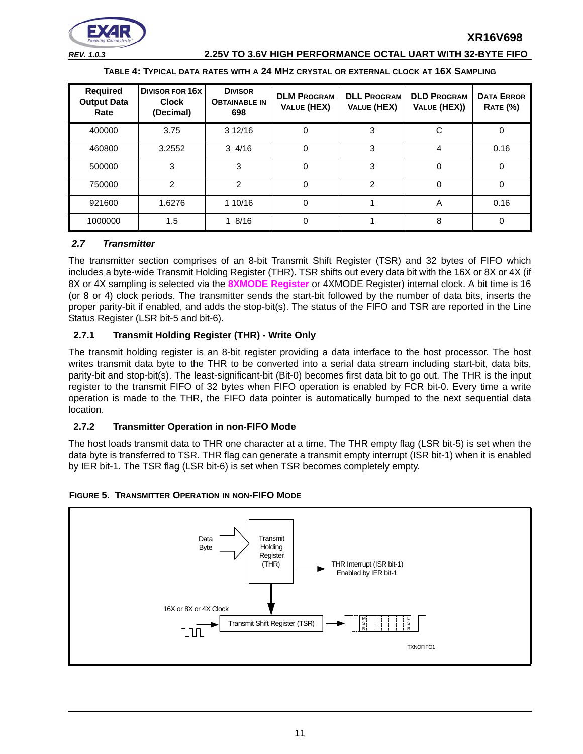**Table 4: Typical data rates with a 24 MHz crystal or external clock at 16X Sampling**

| Required Output Data Rate | Divisor for 16x Clock (Decimal) | Divisor Obtainable in 698 | DLM Program Value (HEX) | DLL Program Value (HEX) | DLD Program Value (HEX)) | Data Error Rate (%) |
|---|---|---|---|---|---|---|
| 400000 | 3.75 | 3 12/16 | 0 | 3 | C | 0 |
| 460800 | 3.2552 | 3 4/16 | 0 | 3 | 4 | 0.16 |
| 500000 | 3 | 3 | 0 | 3 | 0 | 0 |
| 750000 | 2 | 2 | 0 | 2 | 0 | 0 |
| 921600 | 1.6276 | 1 10/16 | 0 | 1 | A | 0.16 |
| 1000000 | 1.5 | 1 8/16 | 0 | 1 | 8 | 0 |

## 2.7 Transmitter

The transmitter section comprises of an 8-bit Transmit Shift Register (TSR) and 32 bytes of FIFO which includes a byte-wide Transmit Holding Register (THR). TSR shifts out every data bit with the 16X or 8X or 4X (if 8X or 4X sampling is selected via the **8XMODE Register** or 4XMODE Register) internal clock. A bit time is 16 (or 8 or 4) clock periods. The transmitter sends the start-bit followed by the number of data bits, inserts the proper parity-bit if enabled, and adds the stop-bit(s). The status of the FIFO and TSR are reported in the Line Status Register (LSR bit-5 and bit-6).

### 2.7.1 Transmit Holding Register (THR) - Write Only

The transmit holding register is an 8-bit register providing a data interface to the host processor. The host writes transmit data byte to the THR to be converted into a serial data stream including start-bit, data bits, parity-bit and stop-bit(s). The least-significant-bit (Bit-0) becomes first data bit to go out. The THR is the input register to the transmit FIFO of 32 bytes when FIFO operation is enabled by FCR bit-0. Every time a write operation is made to the THR, the FIFO data pointer is automatically bumped to the next sequential data location.

### 2.7.2 Transmitter Operation in non-FIFO Mode

The host loads transmit data to THR one character at a time. The THR empty flag (LSR bit-5) is set when the data byte is transferred to TSR. THR flag can generate a transmit empty interrupt (ISR bit-1) when it is enabled by IER bit-1. The TSR flag (LSR bit-6) is set when TSR becomes completely empty.

**Figure 5. Transmitter Operation in non-FIFO Mode**

Data Byte

Transmit Holding Register (THR)

THR Interrupt (ISR bit-1) Enabled by IER bit-1

16X or 8X or 4X Clock

Transmit Shift Register (TSR)

M S B

L S B

TXNOFIFO1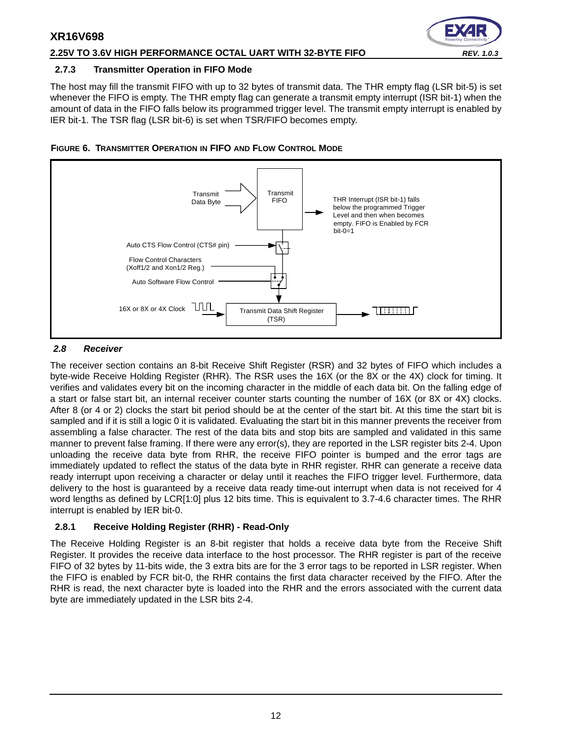### 2.7.3 Transmitter Operation in FIFO Mode

The host may fill the transmit FIFO with up to 32 bytes of transmit data. The THR empty flag (LSR bit-5) is set whenever the FIFO is empty. The THR empty flag can generate a transmit empty interrupt (ISR bit-1) when the amount of data in the FIFO falls below its programmed trigger level. The transmit empty interrupt is enabled by IER bit-1. The TSR flag (LSR bit-6) is set when TSR/FIFO becomes empty.

**FIGURE 6. TRANSMITTER OPERATION IN FIFO AND FLOW CONTROL MODE**

Transmit Data Byte

Transmit FIFO

THR Interrupt (ISR bit-1) falls below the programmed Trigger Level and then when becomes empty. FIFO is Enabled by FCR bit-0=1

Auto CTS Flow Control (CTS# pin)

Flow Control Characters (Xoff1/2 and Xon1/2 Reg.)

Auto Software Flow Control

16X or 8X or 4X Clock

Transmit Data Shift Register (TSR)

## *2.8 Receiver*

The receiver section contains an 8-bit Receive Shift Register (RSR) and 32 bytes of FIFO which includes a byte-wide Receive Holding Register (RHR). The RSR uses the 16X (or the 8X or the 4X) clock for timing. It verifies and validates every bit on the incoming character in the middle of each data bit. On the falling edge of a start or false start bit, an internal receiver counter starts counting the number of 16X (or 8X or 4X) clocks. After 8 (or 4 or 2) clocks the start bit period should be at the center of the start bit. At this time the start bit is sampled and if it is still a logic 0 it is validated. Evaluating the start bit in this manner prevents the receiver from assembling a false character. The rest of the data bits and stop bits are sampled and validated in this same manner to prevent false framing. If there were any error(s), they are reported in the LSR register bits 2-4. Upon unloading the receive data byte from RHR, the receive FIFO pointer is bumped and the error tags are immediately updated to reflect the status of the data byte in RHR register. RHR can generate a receive data ready interrupt upon receiving a character or delay until it reaches the FIFO trigger level. Furthermore, data delivery to the host is guaranteed by a receive data ready time-out interrupt when data is not received for 4 word lengths as defined by LCR[1:0] plus 12 bits time. This is equivalent to 3.7-4.6 character times. The RHR interrupt is enabled by IER bit-0.

### 2.8.1 Receive Holding Register (RHR) - Read-Only

The Receive Holding Register is an 8-bit register that holds a receive data byte from the Receive Shift Register. It provides the receive data interface to the host processor. The RHR register is part of the receive FIFO of 32 bytes by 11-bits wide, the 3 extra bits are for the 3 error tags to be reported in LSR register. When the FIFO is enabled by FCR bit-0, the RHR contains the first data character received by the FIFO. After the RHR is read, the next character byte is loaded into the RHR and the errors associated with the current data byte are immediately updated in the LSR bits 2-4.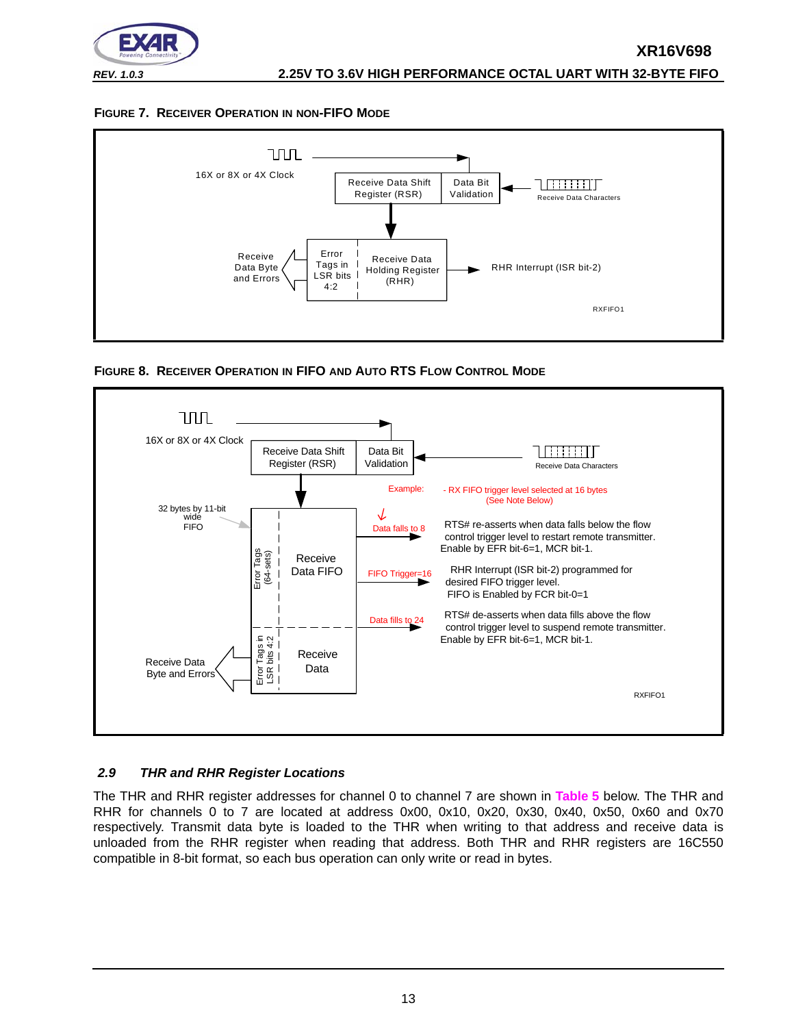**FIGURE 7. RECEIVER OPERATION IN NON-FIFO MODE**

16X or 8X or 4X Clock

Receive Data Shift Register (RSR)

Data Bit Validation

Receive Data Characters

Receive Data Byte and Errors

Error Tags in LSR bits 4:2

Receive Data Holding Register (RHR)

RHR Interrupt (ISR bit-2)

RXFIFO1

**FIGURE 8. RECEIVER OPERATION IN FIFO AND AUTO RTS FLOW CONTROL MODE**

16X or 8X or 4X Clock

Receive Data Shift Register (RSR)

Data Bit Validation

Receive Data Characters

Example:

- RX FIFO trigger level selected at 16 bytes (See Note Below)

32 bytes by 11-bit wide FIFO

Error Tags (64-sets)

Receive Data FIFO

Data falls to 8

RTS# re-asserts when data falls below the flow control trigger level to restart remote transmitter. Enable by EFR bit-6=1, MCR bit-1.

FIFO Trigger=16

RHR Interrupt (ISR bit-2) programmed for desired FIFO trigger level. FIFO is Enabled by FCR bit-0=1

Data fills to 24

RTS# de-asserts when data fills above the flow control trigger level to suspend remote transmitter. Enable by EFR bit-6=1, MCR bit-1.

Receive Data Byte and Errors

Error Tags in LSR bits 4:2

Receive Data

RXFIFO1

### 2.9 THR and RHR Register Locations

The THR and RHR register addresses for channel 0 to channel 7 are shown in Table 5 below. The THR and RHR for channels 0 to 7 are located at address 0x00, 0x10, 0x20, 0x30, 0x40, 0x50, 0x60 and 0x70 respectively. Transmit data byte is loaded to the THR when writing to that address and receive data is unloaded from the RHR register when reading that address. Both THR and RHR registers are 16C550 compatible in 8-bit format, so each bus operation can only write or read in bytes.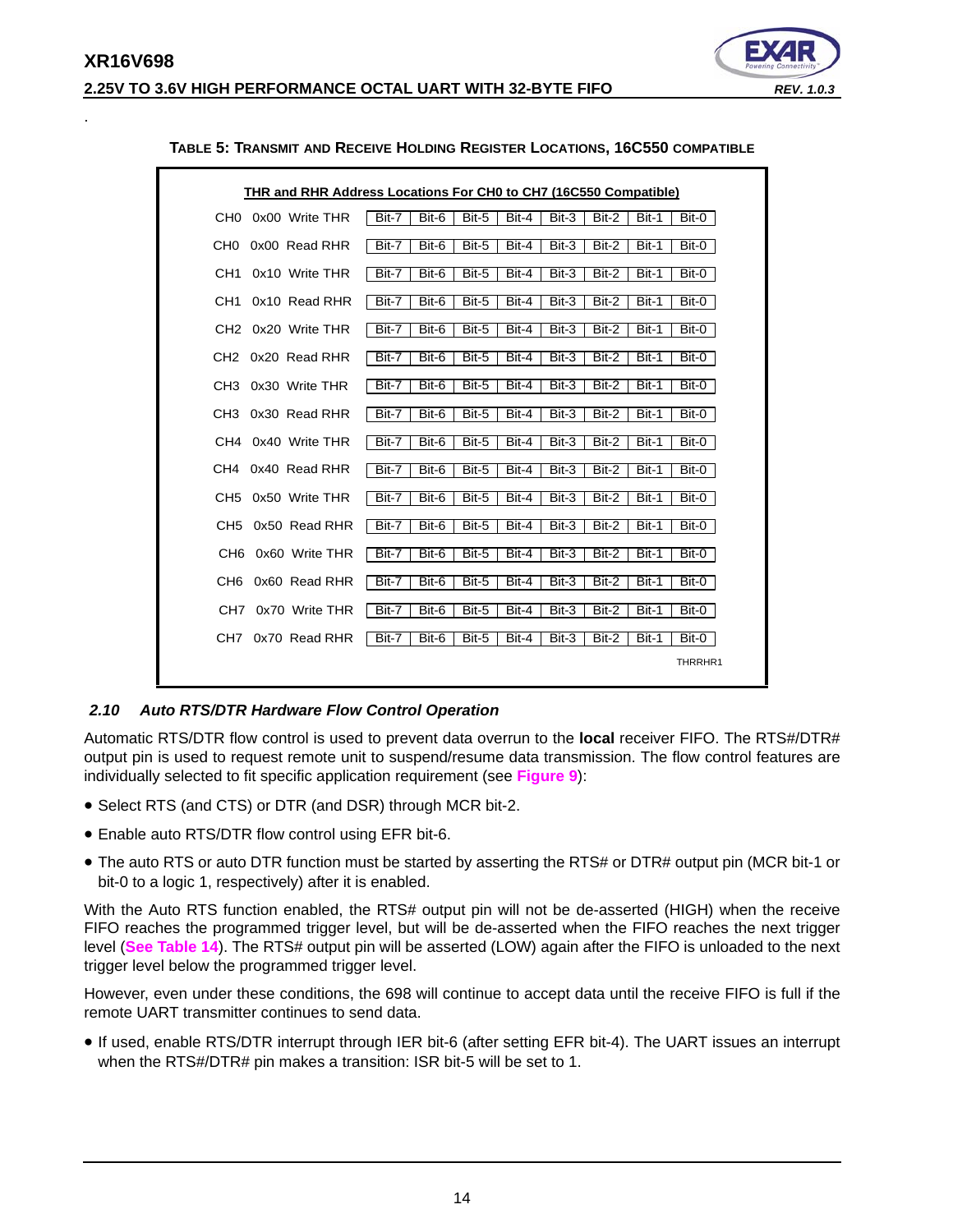**TABLE 5: TRANSMIT AND RECEIVE HOLDING REGISTER LOCATIONS, 16C550 COMPATIBLE**

**THR and RHR Address Locations For CH0 to CH7 (16C550 Compatible)**

| Channel | Address | Register | | | | | | | | |
|---|---|---|---|---|---|---|---|---|---|---|
| CH0 | 0x00 | Write THR | Bit-7 | Bit-6 | Bit-5 | Bit-4 | Bit-3 | Bit-2 | Bit-1 | Bit-0 |
| CH0 | 0x00 | Read RHR | Bit-7 | Bit-6 | Bit-5 | Bit-4 | Bit-3 | Bit-2 | Bit-1 | Bit-0 |
| CH1 | 0x10 | Write THR | Bit-7 | Bit-6 | Bit-5 | Bit-4 | Bit-3 | Bit-2 | Bit-1 | Bit-0 |
| CH1 | 0x10 | Read RHR | Bit-7 | Bit-6 | Bit-5 | Bit-4 | Bit-3 | Bit-2 | Bit-1 | Bit-0 |
| CH2 | 0x20 | Write THR | Bit-7 | Bit-6 | Bit-5 | Bit-4 | Bit-3 | Bit-2 | Bit-1 | Bit-0 |
| CH2 | 0x20 | Read RHR | Bit-7 | Bit-6 | Bit-5 | Bit-4 | Bit-3 | Bit-2 | Bit-1 | Bit-0 |
| CH3 | 0x30 | Write THR | Bit-7 | Bit-6 | Bit-5 | Bit-4 | Bit-3 | Bit-2 | Bit-1 | Bit-0 |
| CH3 | 0x30 | Read RHR | Bit-7 | Bit-6 | Bit-5 | Bit-4 | Bit-3 | Bit-2 | Bit-1 | Bit-0 |
| CH4 | 0x40 | Write THR | Bit-7 | Bit-6 | Bit-5 | Bit-4 | Bit-3 | Bit-2 | Bit-1 | Bit-0 |
| CH4 | 0x40 | Read RHR | Bit-7 | Bit-6 | Bit-5 | Bit-4 | Bit-3 | Bit-2 | Bit-1 | Bit-0 |
| CH5 | 0x50 | Write THR | Bit-7 | Bit-6 | Bit-5 | Bit-4 | Bit-3 | Bit-2 | Bit-1 | Bit-0 |
| CH5 | 0x50 | Read RHR | Bit-7 | Bit-6 | Bit-5 | Bit-4 | Bit-3 | Bit-2 | Bit-1 | Bit-0 |
| CH6 | 0x60 | Write THR | Bit-7 | Bit-6 | Bit-5 | Bit-4 | Bit-3 | Bit-2 | Bit-1 | Bit-0 |
| CH6 | 0x60 | Read RHR | Bit-7 | Bit-6 | Bit-5 | Bit-4 | Bit-3 | Bit-2 | Bit-1 | Bit-0 |
| CH7 | 0x70 | Write THR | Bit-7 | Bit-6 | Bit-5 | Bit-4 | Bit-3 | Bit-2 | Bit-1 | Bit-0 |
| CH7 | 0x70 | Read RHR | Bit-7 | Bit-6 | Bit-5 | Bit-4 | Bit-3 | Bit-2 | Bit-1 | Bit-0 |

THRRHR1

### *2.10 Auto RTS/DTR Hardware Flow Control Operation*

Automatic RTS/DTR flow control is used to prevent data overrun to the **local** receiver FIFO. The RTS#/DTR# output pin is used to request remote unit to suspend/resume data transmission. The flow control features are individually selected to fit specific application requirement (see **Figure 9**):

- Select RTS (and CTS) or DTR (and DSR) through MCR bit-2.
- Enable auto RTS/DTR flow control using EFR bit-6.
- The auto RTS or auto DTR function must be started by asserting the RTS# or DTR# output pin (MCR bit-1 or bit-0 to a logic 1, respectively) after it is enabled.

With the Auto RTS function enabled, the RTS# output pin will not be de-asserted (HIGH) when the receive FIFO reaches the programmed trigger level, but will be de-asserted when the FIFO reaches the next trigger level (**See Table 14**). The RTS# output pin will be asserted (LOW) again after the FIFO is unloaded to the next trigger level below the programmed trigger level.

However, even under these conditions, the 698 will continue to accept data until the receive FIFO is full if the remote UART transmitter continues to send data.

- If used, enable RTS/DTR interrupt through IER bit-6 (after setting EFR bit-4). The UART issues an interrupt when the RTS#/DTR# pin makes a transition: ISR bit-5 will be set to 1.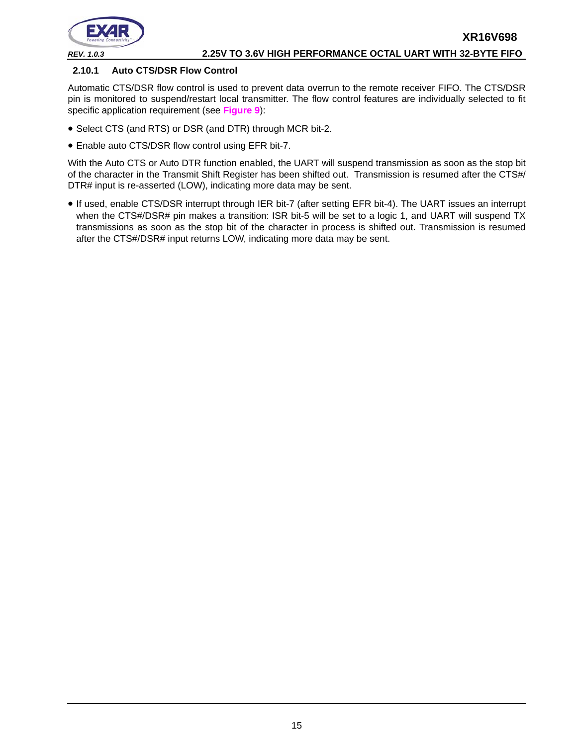### 2.10.1 Auto CTS/DSR Flow Control

Automatic CTS/DSR flow control is used to prevent data overrun to the remote receiver FIFO. The CTS/DSR pin is monitored to suspend/restart local transmitter. The flow control features are individually selected to fit specific application requirement (see **Figure 9**):

- Select CTS (and RTS) or DSR (and DTR) through MCR bit-2.
- Enable auto CTS/DSR flow control using EFR bit-7.

With the Auto CTS or Auto DTR function enabled, the UART will suspend transmission as soon as the stop bit of the character in the Transmit Shift Register has been shifted out. Transmission is resumed after the CTS#/DTR# input is re-asserted (LOW), indicating more data may be sent.

- If used, enable CTS/DSR interrupt through IER bit-7 (after setting EFR bit-4). The UART issues an interrupt when the CTS#/DSR# pin makes a transition: ISR bit-5 will be set to a logic 1, and UART will suspend TX transmissions as soon as the stop bit of the character in process is shifted out. Transmission is resumed after the CTS#/DSR# input returns LOW, indicating more data may be sent.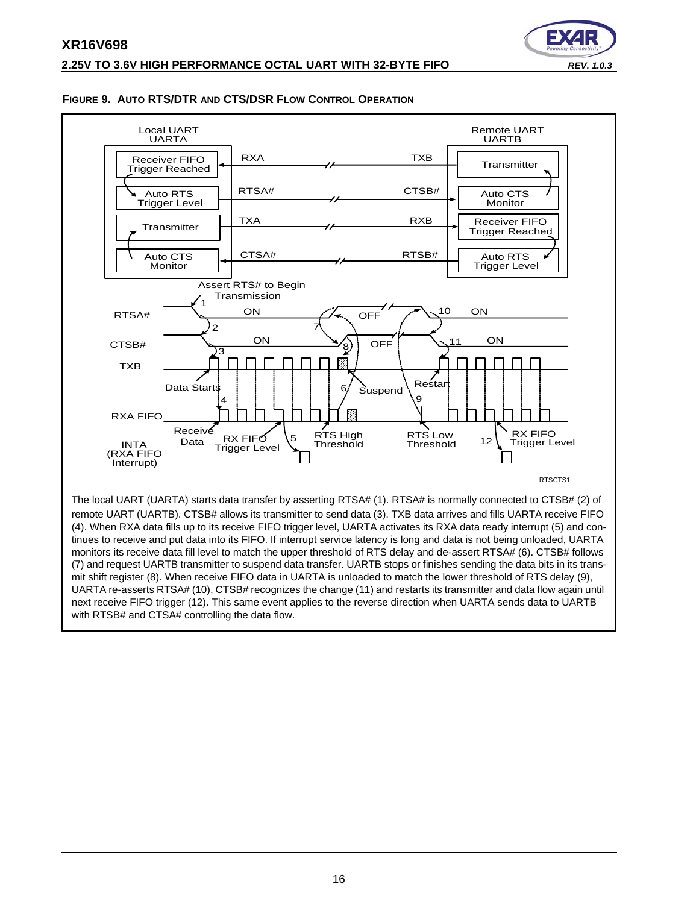**FIGURE 9. AUTO RTS/DTR AND CTS/DSR FLOW CONTROL OPERATION**

Local UART
UARTA

Remote UART
UARTB

Receiver FIFO Trigger Reached

Auto RTS Trigger Level

Transmitter

Auto CTS Monitor

RXA

TXB

RTSA#

CTSB#

TXA

RXB

CTSA#

RTSB#

Transmitter

Auto CTS Monitor

Receiver FIFO Trigger Reached

Auto RTS Trigger Level

Assert RTS# to Begin Transmission

RTSA#

CTSB#

TXB

RXA FIFO

INTA
(RXA FIFO Interrupt)

ON

OFF

ON

ON

OFF

ON

1
2
3
4
5
6
7
8
9
10
11
12

Data Starts

Suspend

Restart

Receive Data

RX FIFO Trigger Level

RTS High Threshold

RTS Low Threshold

RX FIFO Trigger Level

RTSCTS1

The local UART (UARTA) starts data transfer by asserting RTSA# (1). RTSA# is normally connected to CTSB# (2) of remote UART (UARTB). CTSB# allows its transmitter to send data (3). TXB data arrives and fills UARTA receive FIFO (4). When RXA data fills up to its receive FIFO trigger level, UARTA activates its RXA data ready interrupt (5) and continues to receive and put data into its FIFO. If interrupt service latency is long and data is not being unloaded, UARTA monitors its receive data fill level to match the upper threshold of RTS delay and de-assert RTSA# (6). CTSB# follows (7) and request UARTB transmitter to suspend data transfer. UARTB stops or finishes sending the data bits in its transmit shift register (8). When receive FIFO data in UARTA is unloaded to match the lower threshold of RTS delay (9), UARTA re-asserts RTSA# (10), CTSB# recognizes the change (11) and restarts its transmitter and data flow again until next receive FIFO trigger (12). This same event applies to the reverse direction when UARTA sends data to UARTB with RTSB# and CTSA# controlling the data flow.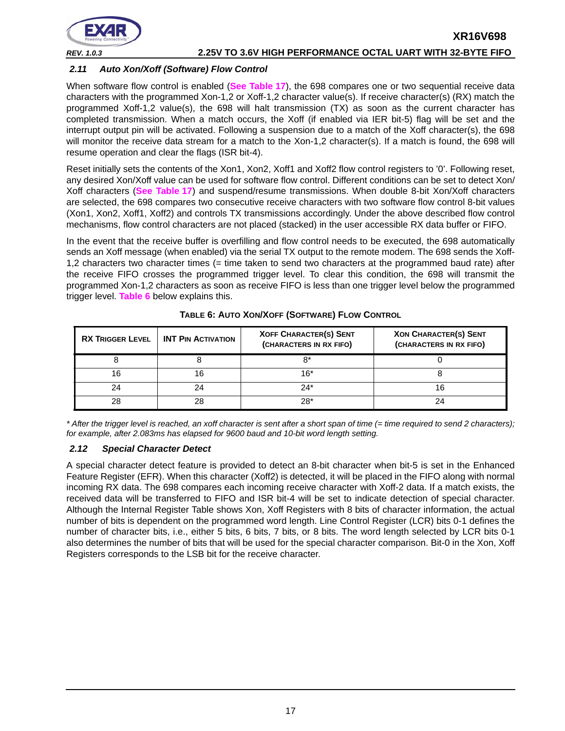### 2.11 Auto Xon/Xoff (Software) Flow Control

When software flow control is enabled (**See Table 17**), the 698 compares one or two sequential receive data characters with the programmed Xon-1,2 or Xoff-1,2 character value(s). If receive character(s) (RX) match the programmed Xoff-1,2 value(s), the 698 will halt transmission (TX) as soon as the current character has completed transmission. When a match occurs, the Xoff (if enabled via IER bit-5) flag will be set and the interrupt output pin will be activated. Following a suspension due to a match of the Xoff character(s), the 698 will monitor the receive data stream for a match to the Xon-1,2 character(s). If a match is found, the 698 will resume operation and clear the flags (ISR bit-4).

Reset initially sets the contents of the Xon1, Xon2, Xoff1 and Xoff2 flow control registers to '0'. Following reset, any desired Xon/Xoff value can be used for software flow control. Different conditions can be set to detect Xon/Xoff characters (**See Table 17**) and suspend/resume transmissions. When double 8-bit Xon/Xoff characters are selected, the 698 compares two consecutive receive characters with two software flow control 8-bit values (Xon1, Xon2, Xoff1, Xoff2) and controls TX transmissions accordingly. Under the above described flow control mechanisms, flow control characters are not placed (stacked) in the user accessible RX data buffer or FIFO.

In the event that the receive buffer is overfilling and flow control needs to be executed, the 698 automatically sends an Xoff message (when enabled) via the serial TX output to the remote modem. The 698 sends the Xoff-1,2 characters two character times (= time taken to send two characters at the programmed baud rate) after the receive FIFO crosses the programmed trigger level. To clear this condition, the 698 will transmit the programmed Xon-1,2 characters as soon as receive FIFO is less than one trigger level below the programmed trigger level. **Table 6** below explains this.

**TABLE 6: AUTO XON/XOFF (SOFTWARE) FLOW CONTROL**

| RX TRIGGER LEVEL | INT PIN ACTIVATION | XOFF CHARACTER(S) SENT (CHARACTERS IN RX FIFO) | XON CHARACTER(S) SENT (CHARACTERS IN RX FIFO) |
|---|---|---|---|
| 8 | 8 | 8* | 0 |
| 16 | 16 | 16* | 8 |
| 24 | 24 | 24* | 16 |
| 28 | 28 | 28* | 24 |

*\* After the trigger level is reached, an xoff character is sent after a short span of time (= time required to send 2 characters); for example, after 2.083ms has elapsed for 9600 baud and 10-bit word length setting.*

### 2.12 Special Character Detect

A special character detect feature is provided to detect an 8-bit character when bit-5 is set in the Enhanced Feature Register (EFR). When this character (Xoff2) is detected, it will be placed in the FIFO along with normal incoming RX data. The 698 compares each incoming receive character with Xoff-2 data. If a match exists, the received data will be transferred to FIFO and ISR bit-4 will be set to indicate detection of special character. Although the Internal Register Table shows Xon, Xoff Registers with 8 bits of character information, the actual number of bits is dependent on the programmed word length. Line Control Register (LCR) bits 0-1 defines the number of character bits, i.e., either 5 bits, 6 bits, 7 bits, or 8 bits. The word length selected by LCR bits 0-1 also determines the number of bits that will be used for the special character comparison. Bit-0 in the Xon, Xoff Registers corresponds to the LSB bit for the receive character.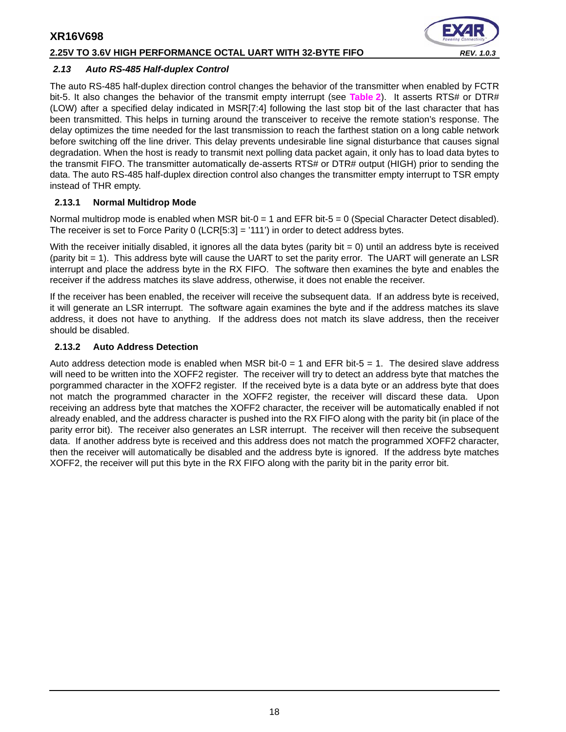### *2.13 Auto RS-485 Half-duplex Control*

The auto RS-485 half-duplex direction control changes the behavior of the transmitter when enabled by FCTR bit-5. It also changes the behavior of the transmit empty interrupt (see **Table 2**). It asserts RTS# or DTR# (LOW) after a specified delay indicated in MSR[7:4] following the last stop bit of the last character that has been transmitted. This helps in turning around the transceiver to receive the remote station's response. The delay optimizes the time needed for the last transmission to reach the farthest station on a long cable network before switching off the line driver. This delay prevents undesirable line signal disturbance that causes signal degradation. When the host is ready to transmit next polling data packet again, it only has to load data bytes to the transmit FIFO. The transmitter automatically de-asserts RTS# or DTR# output (HIGH) prior to sending the data. The auto RS-485 half-duplex direction control also changes the transmitter empty interrupt to TSR empty instead of THR empty.

#### 2.13.1 Normal Multidrop Mode

Normal multidrop mode is enabled when MSR bit-0 = 1 and EFR bit-5 = 0 (Special Character Detect disabled). The receiver is set to Force Parity 0 (LCR[5:3] = '111') in order to detect address bytes.

With the receiver initially disabled, it ignores all the data bytes (parity bit = 0) until an address byte is received (parity bit = 1). This address byte will cause the UART to set the parity error. The UART will generate an LSR interrupt and place the address byte in the RX FIFO. The software then examines the byte and enables the receiver if the address matches its slave address, otherwise, it does not enable the receiver.

If the receiver has been enabled, the receiver will receive the subsequent data. If an address byte is received, it will generate an LSR interrupt. The software again examines the byte and if the address matches its slave address, it does not have to anything. If the address does not match its slave address, then the receiver should be disabled.

#### 2.13.2 Auto Address Detection

Auto address detection mode is enabled when MSR bit-0 = 1 and EFR bit-5 = 1. The desired slave address will need to be written into the XOFF2 register. The receiver will try to detect an address byte that matches the porgrammed character in the XOFF2 register. If the received byte is a data byte or an address byte that does not match the programmed character in the XOFF2 register, the receiver will discard these data. Upon receiving an address byte that matches the XOFF2 character, the receiver will be automatically enabled if not already enabled, and the address character is pushed into the RX FIFO along with the parity bit (in place of the parity error bit). The receiver also generates an LSR interrupt. The receiver will then receive the subsequent data. If another address byte is received and this address does not match the programmed XOFF2 character, then the receiver will automatically be disabled and the address byte is ignored. If the address byte matches XOFF2, the receiver will put this byte in the RX FIFO along with the parity bit in the parity error bit.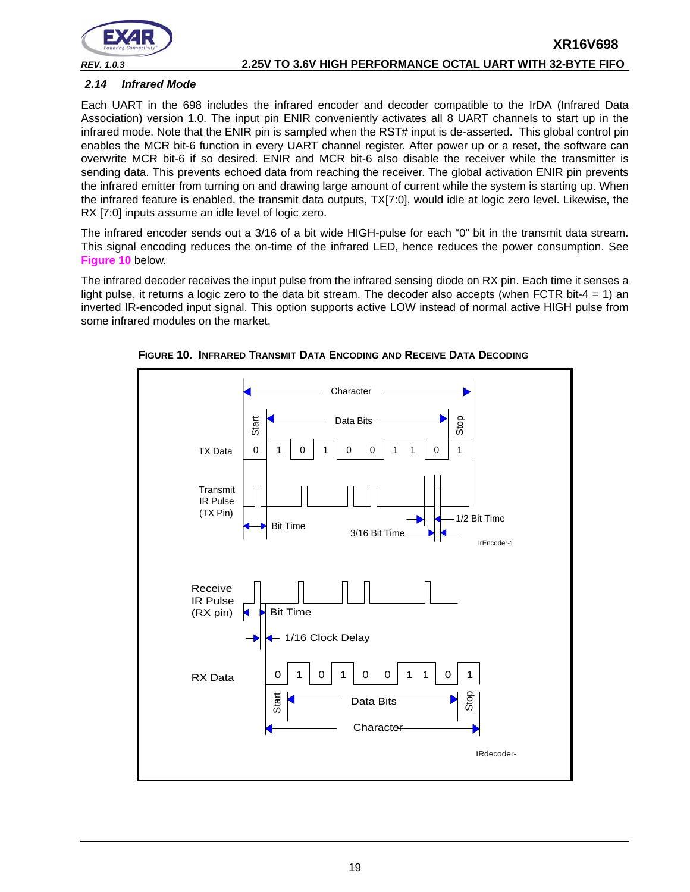### 2.14 Infrared Mode

Each UART in the 698 includes the infrared encoder and decoder compatible to the IrDA (Infrared Data Association) version 1.0. The input pin ENIR conveniently activates all 8 UART channels to start up in the infrared mode. Note that the ENIR pin is sampled when the RST# input is de-asserted. This global control pin enables the MCR bit-6 function in every UART channel register. After power up or a reset, the software can overwrite MCR bit-6 if so desired. ENIR and MCR bit-6 also disable the receiver while the transmitter is sending data. This prevents echoed data from reaching the receiver. The global activation ENIR pin prevents the infrared emitter from turning on and drawing large amount of current while the system is starting up. When the infrared feature is enabled, the transmit data outputs, TX[7:0], would idle at logic zero level. Likewise, the RX [7:0] inputs assume an idle level of logic zero.

The infrared encoder sends out a 3/16 of a bit wide HIGH-pulse for each "0" bit in the transmit data stream. This signal encoding reduces the on-time of the infrared LED, hence reduces the power consumption. See **Figure 10** below.

The infrared decoder receives the input pulse from the infrared sensing diode on RX pin. Each time it senses a light pulse, it returns a logic zero to the data bit stream. The decoder also accepts (when FCTR bit-4 = 1) an inverted IR-encoded input signal. This option supports active LOW instead of normal active HIGH pulse from some infrared modules on the market.

**FIGURE 10. INFRARED TRANSMIT DATA ENCODING AND RECEIVE DATA DECODING**

Character
Start
Data Bits
Stop
TX Data
0 1 0 1 0 0 1 1 0 1
Transmit IR Pulse (TX Pin)
Bit Time
3/16 Bit Time
1/2 Bit Time
IrEncoder-1

Receive IR Pulse (RX pin)
Bit Time
1/16 Clock Delay
RX Data
0 1 0 1 0 0 1 1 0 1
Start
Data Bits
Stop
Character
IRdecoder-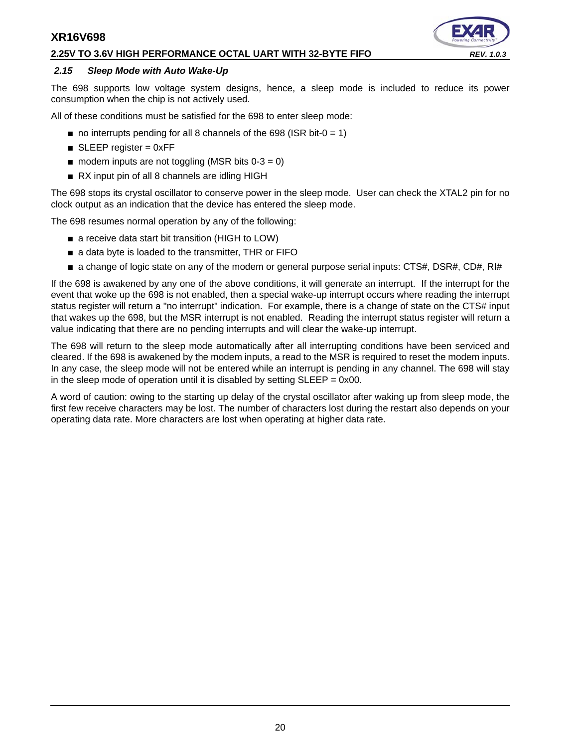### 2.15 Sleep Mode with Auto Wake-Up

The 698 supports low voltage system designs, hence, a sleep mode is included to reduce its power consumption when the chip is not actively used.

All of these conditions must be satisfied for the 698 to enter sleep mode:

- no interrupts pending for all 8 channels of the 698 (ISR bit-0 = 1)
- SLEEP register = 0xFF
- modem inputs are not toggling (MSR bits 0-3 = 0)
- RX input pin of all 8 channels are idling HIGH

The 698 stops its crystal oscillator to conserve power in the sleep mode. User can check the XTAL2 pin for no clock output as an indication that the device has entered the sleep mode.

The 698 resumes normal operation by any of the following:

- a receive data start bit transition (HIGH to LOW)
- a data byte is loaded to the transmitter, THR or FIFO
- a change of logic state on any of the modem or general purpose serial inputs: CTS#, DSR#, CD#, RI#

If the 698 is awakened by any one of the above conditions, it will generate an interrupt. If the interrupt for the event that woke up the 698 is not enabled, then a special wake-up interrupt occurs where reading the interrupt status register will return a "no interrupt" indication. For example, there is a change of state on the CTS# input that wakes up the 698, but the MSR interrupt is not enabled. Reading the interrupt status register will return a value indicating that there are no pending interrupts and will clear the wake-up interrupt.

The 698 will return to the sleep mode automatically after all interrupting conditions have been serviced and cleared. If the 698 is awakened by the modem inputs, a read to the MSR is required to reset the modem inputs. In any case, the sleep mode will not be entered while an interrupt is pending in any channel. The 698 will stay in the sleep mode of operation until it is disabled by setting SLEEP = 0x00.

A word of caution: owing to the starting up delay of the crystal oscillator after waking up from sleep mode, the first few receive characters may be lost. The number of characters lost during the restart also depends on your operating data rate. More characters are lost when operating at higher data rate.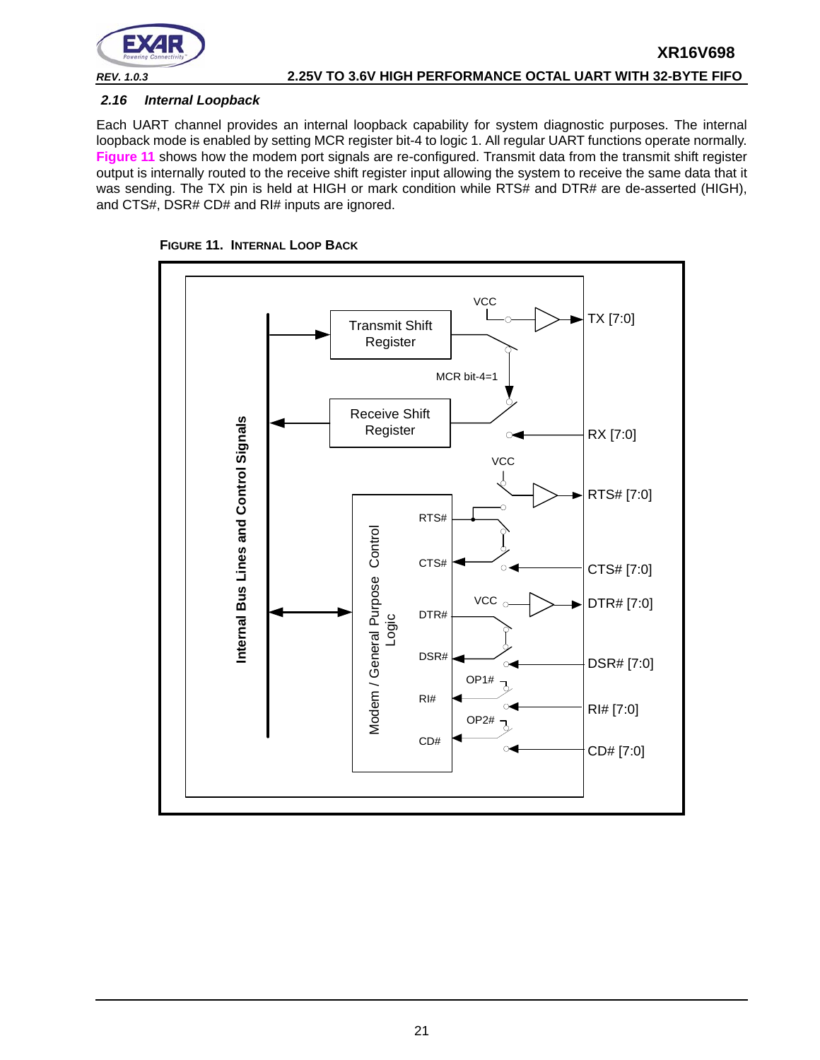### 2.16 Internal Loopback

Each UART channel provides an internal loopback capability for system diagnostic purposes. The internal loopback mode is enabled by setting MCR register bit-4 to logic 1. All regular UART functions operate normally. **Figure 11** shows how the modem port signals are re-configured. Transmit data from the transmit shift register output is internally routed to the receive shift register input allowing the system to receive the same data that it was sending. The TX pin is held at HIGH or mark condition while RTS# and DTR# are de-asserted (HIGH), and CTS#, DSR# CD# and RI# inputs are ignored.

**FIGURE 11. INTERNAL LOOP BACK**

Internal Bus Lines and Control Signals

Transmit Shift Register

Receive Shift Register

MCR bit-4=1

VCC

TX [7:0]

RX [7:0]

VCC

RTS# [7:0]

Modem / General Purpose Control Logic

RTS#

CTS#

CTS# [7:0]

VCC

DTR# [7:0]

DTR#

DSR#

DSR# [7:0]

OP1#

RI#

RI# [7:0]

OP2#

CD#

CD# [7:0]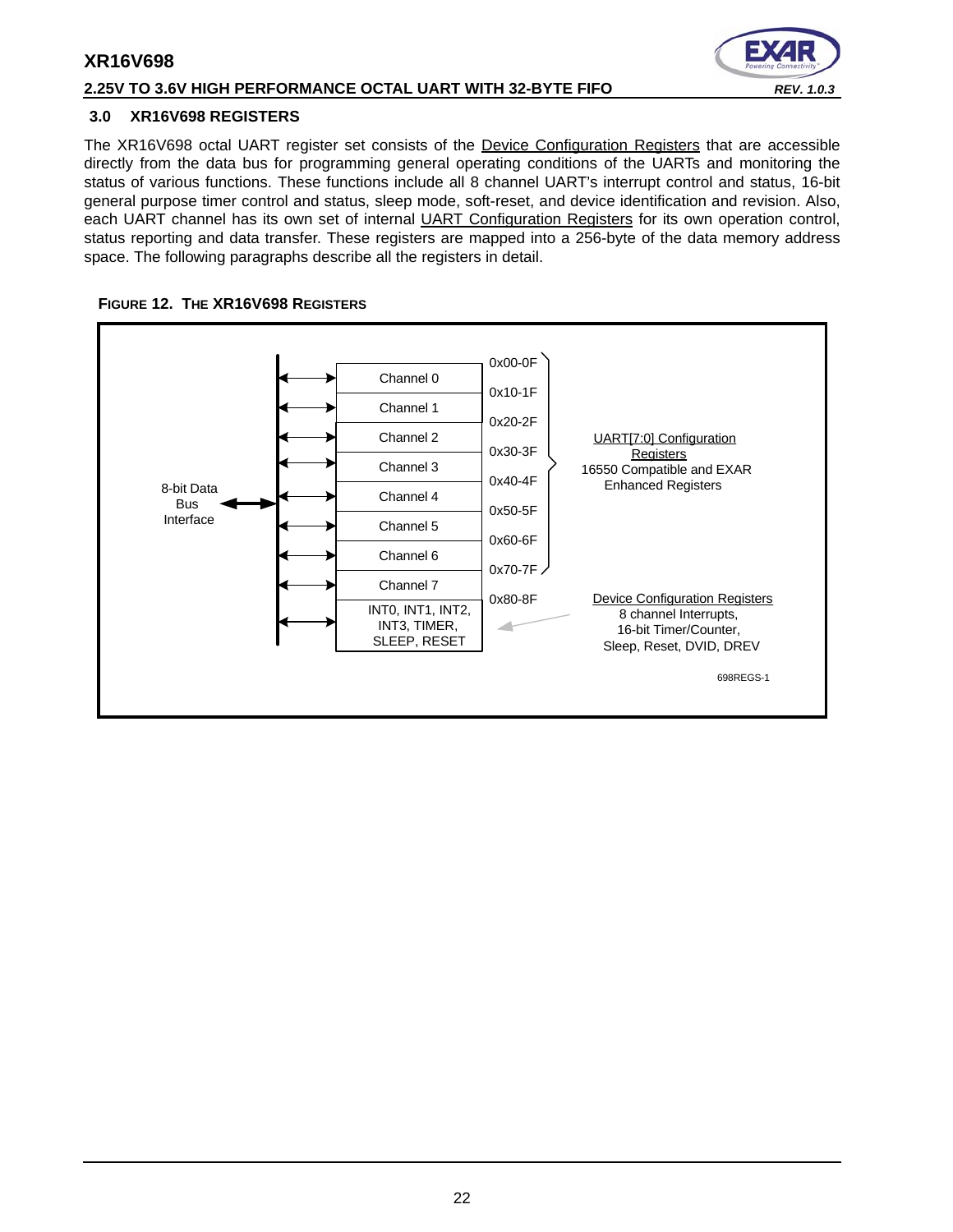## 3.0 XR16V698 REGISTERS

The XR16V698 octal UART register set consists of the Device Configuration Registers that are accessible directly from the data bus for programming general operating conditions of the UARTs and monitoring the status of various functions. These functions include all 8 channel UART's interrupt control and status, 16-bit general purpose timer control and status, sleep mode, soft-reset, and device identification and revision. Also, each UART channel has its own set of internal UART Configuration Registers for its own operation control, status reporting and data transfer. These registers are mapped into a 256-byte of the data memory address space. The following paragraphs describe all the registers in detail.

**FIGURE 12. THE XR16V698 REGISTERS**

8-bit Data Bus Interface

Channel 0 — 0x00-0F
Channel 1 — 0x10-1F
Channel 2 — 0x20-2F
Channel 3 — 0x30-3F
Channel 4 — 0x40-4F
Channel 5 — 0x50-5F
Channel 6 — 0x60-6F
Channel 7 — 0x70-7F
INT0, INT1, INT2, INT3, TIMER, SLEEP, RESET — 0x80-8F

UART[7:0] Configuration Registers
16550 Compatible and EXAR Enhanced Registers

Device Configuration Registers
8 channel Interrupts,
16-bit Timer/Counter,
Sleep, Reset, DVID, DREV

698REGS-1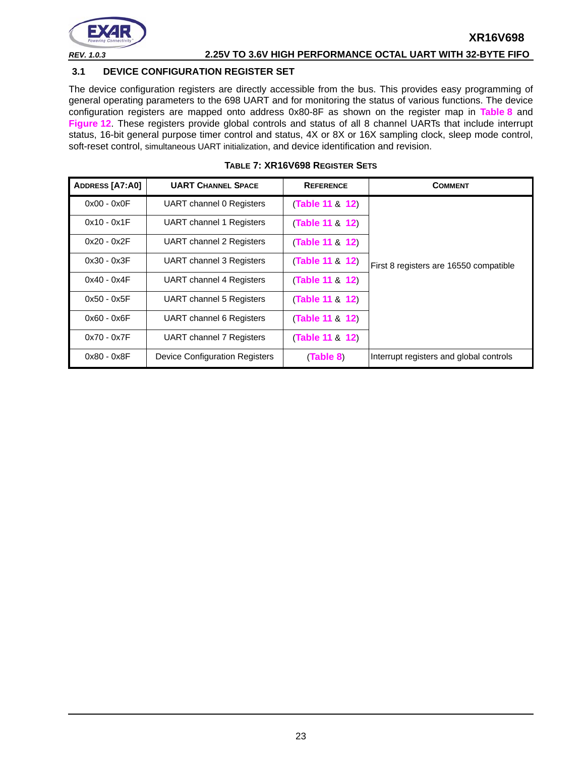### 3.1 DEVICE CONFIGURATION REGISTER SET

The device configuration registers are directly accessible from the bus. This provides easy programming of general operating parameters to the 698 UART and for monitoring the status of various functions. The device configuration registers are mapped onto address 0x80-8F as shown on the register map in **Table 8** and **Figure 12**. These registers provide global controls and status of all 8 channel UARTs that include interrupt status, 16-bit general purpose timer control and status, 4X or 8X or 16X sampling clock, sleep mode control, soft-reset control, simultaneous UART initialization, and device identification and revision.

**TABLE 7: XR16V698 REGISTER SETS**

| ADDRESS [A7:A0] | UART CHANNEL SPACE | REFERENCE | COMMENT |
|---|---|---|---|
| 0x00 - 0x0F | UART channel 0 Registers | (Table 11 & 12) | First 8 registers are 16550 compatible |
| 0x10 - 0x1F | UART channel 1 Registers | (Table 11 & 12) | |
| 0x20 - 0x2F | UART channel 2 Registers | (Table 11 & 12) | |
| 0x30 - 0x3F | UART channel 3 Registers | (Table 11 & 12) | |
| 0x40 - 0x4F | UART channel 4 Registers | (Table 11 & 12) | |
| 0x50 - 0x5F | UART channel 5 Registers | (Table 11 & 12) | |
| 0x60 - 0x6F | UART channel 6 Registers | (Table 11 & 12) | |
| 0x70 - 0x7F | UART channel 7 Registers | (Table 11 & 12) | |
| 0x80 - 0x8F | Device Configuration Registers | (Table 8) | Interrupt registers and global controls |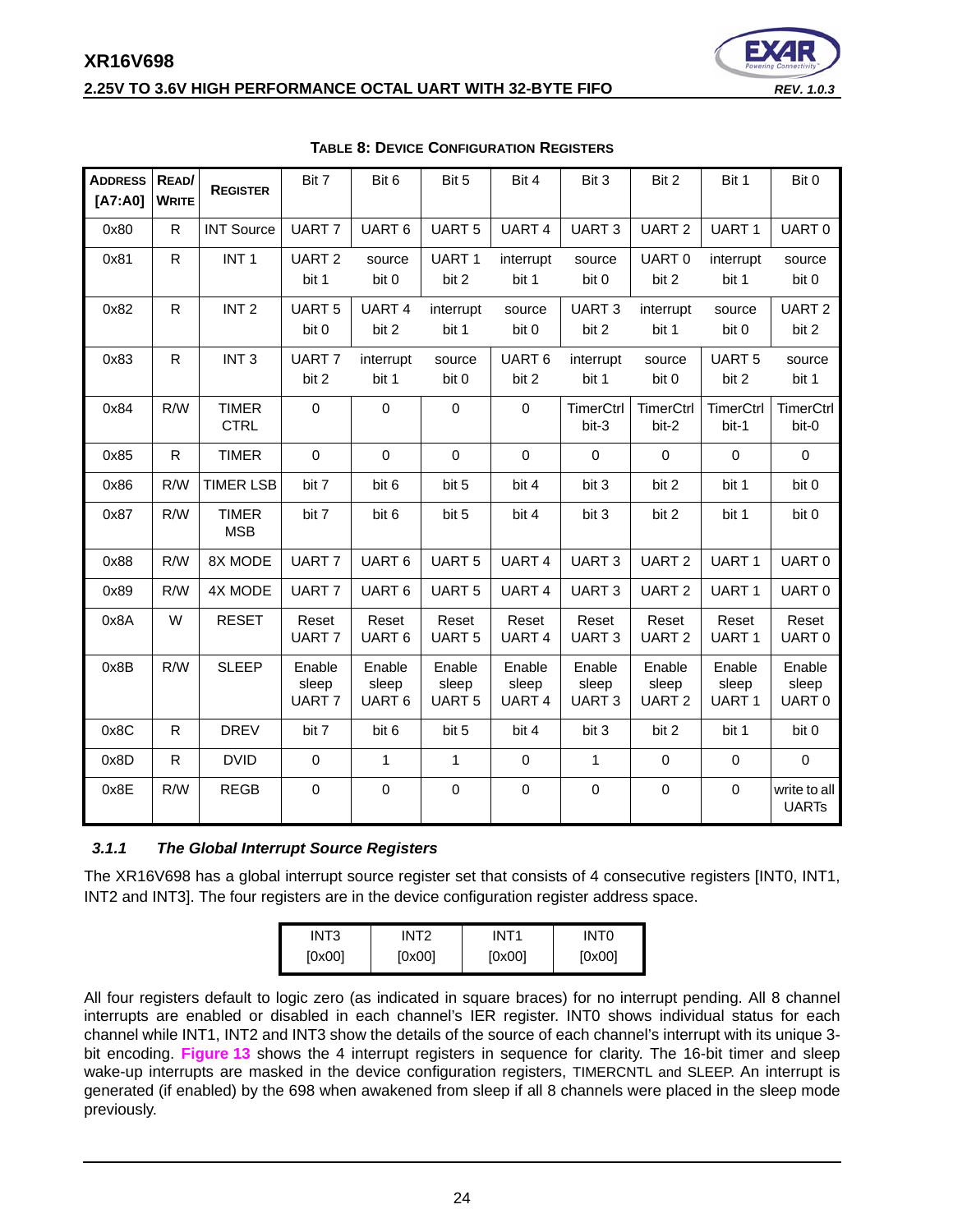**Table 8: Device Configuration Registers**

| Address [A7:A0] | Read/ Write | Register | Bit 7 | Bit 6 | Bit 5 | Bit 4 | Bit 3 | Bit 2 | Bit 1 | Bit 0 |
|---|---|---|---|---|---|---|---|---|---|---|
| 0x80 | R | INT Source | UART 7 | UART 6 | UART 5 | UART 4 | UART 3 | UART 2 | UART 1 | UART 0 |
| 0x81 | R | INT 1 | UART 2 bit 1 | source bit 0 | UART 1 bit 2 | interrupt bit 1 | source bit 0 | UART 0 bit 2 | interrupt bit 1 | source bit 0 |
| 0x82 | R | INT 2 | UART 5 bit 0 | UART 4 bit 2 | interrupt bit 1 | source bit 0 | UART 3 bit 2 | interrupt bit 1 | source bit 0 | UART 2 bit 2 |
| 0x83 | R | INT 3 | UART 7 bit 2 | interrupt bit 1 | source bit 0 | UART 6 bit 2 | interrupt bit 1 | source bit 0 | UART 5 bit 2 | source bit 1 |
| 0x84 | R/W | TIMER CTRL | 0 | 0 | 0 | 0 | TimerCtrl bit-3 | TimerCtrl bit-2 | TimerCtrl bit-1 | TimerCtrl bit-0 |
| 0x85 | R | TIMER | 0 | 0 | 0 | 0 | 0 | 0 | 0 | 0 |
| 0x86 | R/W | TIMER LSB | bit 7 | bit 6 | bit 5 | bit 4 | bit 3 | bit 2 | bit 1 | bit 0 |
| 0x87 | R/W | TIMER MSB | bit 7 | bit 6 | bit 5 | bit 4 | bit 3 | bit 2 | bit 1 | bit 0 |
| 0x88 | R/W | 8X MODE | UART 7 | UART 6 | UART 5 | UART 4 | UART 3 | UART 2 | UART 1 | UART 0 |
| 0x89 | R/W | 4X MODE | UART 7 | UART 6 | UART 5 | UART 4 | UART 3 | UART 2 | UART 1 | UART 0 |
| 0x8A | W | RESET | Reset UART 7 | Reset UART 6 | Reset UART 5 | Reset UART 4 | Reset UART 3 | Reset UART 2 | Reset UART 1 | Reset UART 0 |
| 0x8B | R/W | SLEEP | Enable sleep UART 7 | Enable sleep UART 6 | Enable sleep UART 5 | Enable sleep UART 4 | Enable sleep UART 3 | Enable sleep UART 2 | Enable sleep UART 1 | Enable sleep UART 0 |
| 0x8C | R | DREV | bit 7 | bit 6 | bit 5 | bit 4 | bit 3 | bit 2 | bit 1 | bit 0 |
| 0x8D | R | DVID | 0 | 1 | 1 | 0 | 1 | 0 | 0 | 0 |
| 0x8E | R/W | REGB | 0 | 0 | 0 | 0 | 0 | 0 | 0 | write to all UARTs |

### *3.1.1 The Global Interrupt Source Registers*

The XR16V698 has a global interrupt source register set that consists of 4 consecutive registers [INT0, INT1, INT2 and INT3]. The four registers are in the device configuration register address space.

| INT3 | INT2 | INT1 | INT0 |
|---|---|---|---|
| [0x00] | [0x00] | [0x00] | [0x00] |

All four registers default to logic zero (as indicated in square braces) for no interrupt pending. All 8 channel interrupts are enabled or disabled in each channel's IER register. INT0 shows individual status for each channel while INT1, INT2 and INT3 show the details of the source of each channel's interrupt with its unique 3-bit encoding. **Figure 13** shows the 4 interrupt registers in sequence for clarity. The 16-bit timer and sleep wake-up interrupts are masked in the device configuration registers, TIMERCNTL and SLEEP. An interrupt is generated (if enabled) by the 698 when awakened from sleep if all 8 channels were placed in the sleep mode previously.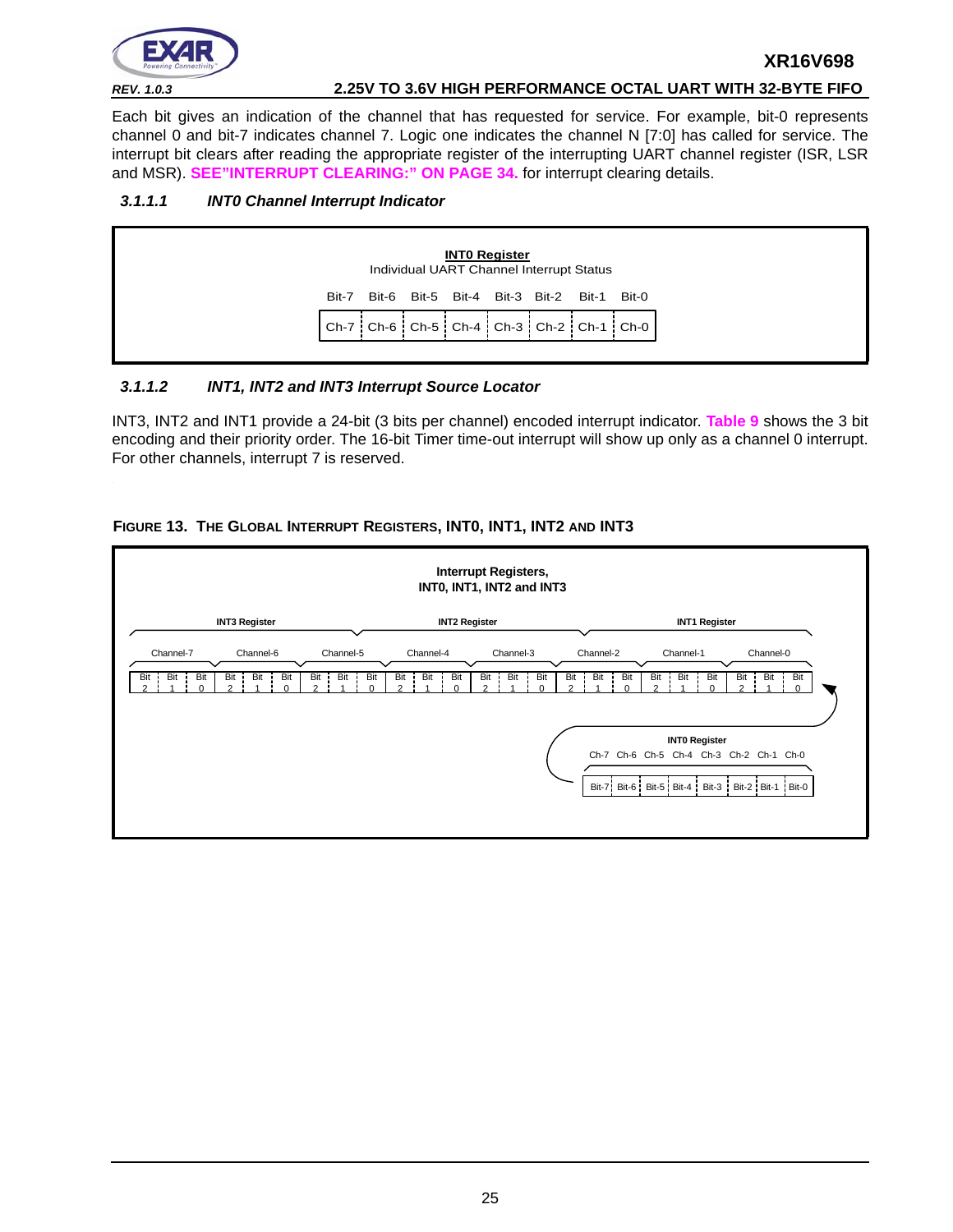Each bit gives an indication of the channel that has requested for service. For example, bit-0 represents channel 0 and bit-7 indicates channel 7. Logic one indicates the channel N [7:0] has called for service. The interrupt bit clears after reading the appropriate register of the interrupting UART channel register (ISR, LSR and MSR). **SEE"INTERRUPT CLEARING:" ON PAGE 34.** for interrupt clearing details.

#### *3.1.1.1 INT0 Channel Interrupt Indicator*

**INT0 Register**
Individual UART Channel Interrupt Status

| Bit-7 | Bit-6 | Bit-5 | Bit-4 | Bit-3 | Bit-2 | Bit-1 | Bit-0 |
|---|---|---|---|---|---|---|---|
| Ch-7 | Ch-6 | Ch-5 | Ch-4 | Ch-3 | Ch-2 | Ch-1 | Ch-0 |

#### *3.1.1.2 INT1, INT2 and INT3 Interrupt Source Locator*

INT3, INT2 and INT1 provide a 24-bit (3 bits per channel) encoded interrupt indicator. **Table 9** shows the 3 bit encoding and their priority order. The 16-bit Timer time-out interrupt will show up only as a channel 0 interrupt. For other channels, interrupt 7 is reserved.

**FIGURE 13. THE GLOBAL INTERRUPT REGISTERS, INT0, INT1, INT2 AND INT3**

**Interrupt Registers, INT0, INT1, INT2 and INT3**

| INT3 Register | | | | | | | | INT2 Register | | | | | | | | INT1 Register | | | | | | | |
|---|---|---|---|---|---|---|---|---|---|---|---|---|---|---|---|---|---|---|---|---|---|---|---|
| Channel-7 | | | Channel-6 | | | Channel-5 | | | Channel-4 | | | Channel-3 | | | Channel-2 | | | Channel-1 | | | Channel-0 | | |
| Bit 2 | Bit 1 | Bit 0 | Bit 2 | Bit 1 | Bit 0 | Bit 2 | Bit 1 | Bit 0 | Bit 2 | Bit 1 | Bit 0 | Bit 2 | Bit 1 | Bit 0 | Bit 2 | Bit 1 | Bit 0 | Bit 2 | Bit 1 | Bit 0 | Bit 2 | Bit 1 | Bit 0 |

**INT0 Register**

| Ch-7 | Ch-6 | Ch-5 | Ch-4 | Ch-3 | Ch-2 | Ch-1 | Ch-0 |
|---|---|---|---|---|---|---|---|
| Bit-7 | Bit-6 | Bit-5 | Bit-4 | Bit-3 | Bit-2 | Bit-1 | Bit-0 |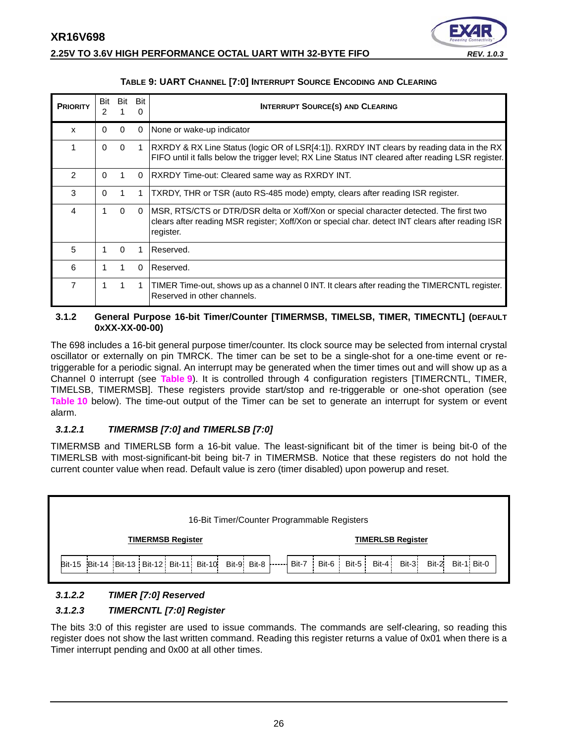**Table 9: UART Channel [7:0] Interrupt Source Encoding and Clearing**

| Priority | Bit 2 | Bit 1 | Bit 0 | Interrupt Source(s) and Clearing |
|---|---|---|---|---|
| x | 0 | 0 | 0 | None or wake-up indicator |
| 1 | 0 | 0 | 1 | RXRDY & RX Line Status (logic OR of LSR[4:1]). RXRDY INT clears by reading data in the RX FIFO until it falls below the trigger level; RX Line Status INT cleared after reading LSR register. |
| 2 | 0 | 1 | 0 | RXRDY Time-out: Cleared same way as RXRDY INT. |
| 3 | 0 | 1 | 1 | TXRDY, THR or TSR (auto RS-485 mode) empty, clears after reading ISR register. |
| 4 | 1 | 0 | 0 | MSR, RTS/CTS or DTR/DSR delta or Xoff/Xon or special character detected. The first two clears after reading MSR register; Xoff/Xon or special char. detect INT clears after reading ISR register. |
| 5 | 1 | 0 | 1 | Reserved. |
| 6 | 1 | 1 | 0 | Reserved. |
| 7 | 1 | 1 | 1 | TIMER Time-out, shows up as a channel 0 INT. It clears after reading the TIMERCNTL register. Reserved in other channels. |

### 3.1.2 General Purpose 16-bit Timer/Counter [TIMERMSB, TIMELSB, TIMER, TIMECNTL] (DEFAULT 0xXX-XX-00-00)

The 698 includes a 16-bit general purpose timer/counter. Its clock source may be selected from internal crystal oscillator or externally on pin TMRCK. The timer can be set to be a single-shot for a one-time event or re-triggerable for a periodic signal. An interrupt may be generated when the timer times out and will show up as a Channel 0 interrupt (see **Table 9**). It is controlled through 4 configuration registers [TIMERCNTL, TIMER, TIMELSB, TIMERMSB]. These registers provide start/stop and re-triggerable or one-shot operation (see **Table 10** below). The time-out output of the Timer can be set to generate an interrupt for system or event alarm.

#### *3.1.2.1 TIMERMSB [7:0] and TIMERLSB [7:0]*

TIMERMSB and TIMERLSB form a 16-bit value. The least-significant bit of the timer is being bit-0 of the TIMERLSB with most-significant-bit being bit-7 in TIMERMSB. Notice that these registers do not hold the current counter value when read. Default value is zero (timer disabled) upon powerup and reset.

16-Bit Timer/Counter Programmable Registers

**TIMERMSB Register**

**TIMERLSB Register**

Bit-15 Bit-14 Bit-13 Bit-12 Bit-11 Bit-10 Bit-9 Bit-8 Bit-7 Bit-6 Bit-5 Bit-4 Bit-3 Bit-2 Bit-1 Bit-0

#### *3.1.2.2 TIMER [7:0] Reserved*

#### *3.1.2.3 TIMERCNTL [7:0] Register*

The bits 3:0 of this register are used to issue commands. The commands are self-clearing, so reading this register does not show the last written command. Reading this register returns a value of 0x01 when there is a Timer interrupt pending and 0x00 at all other times.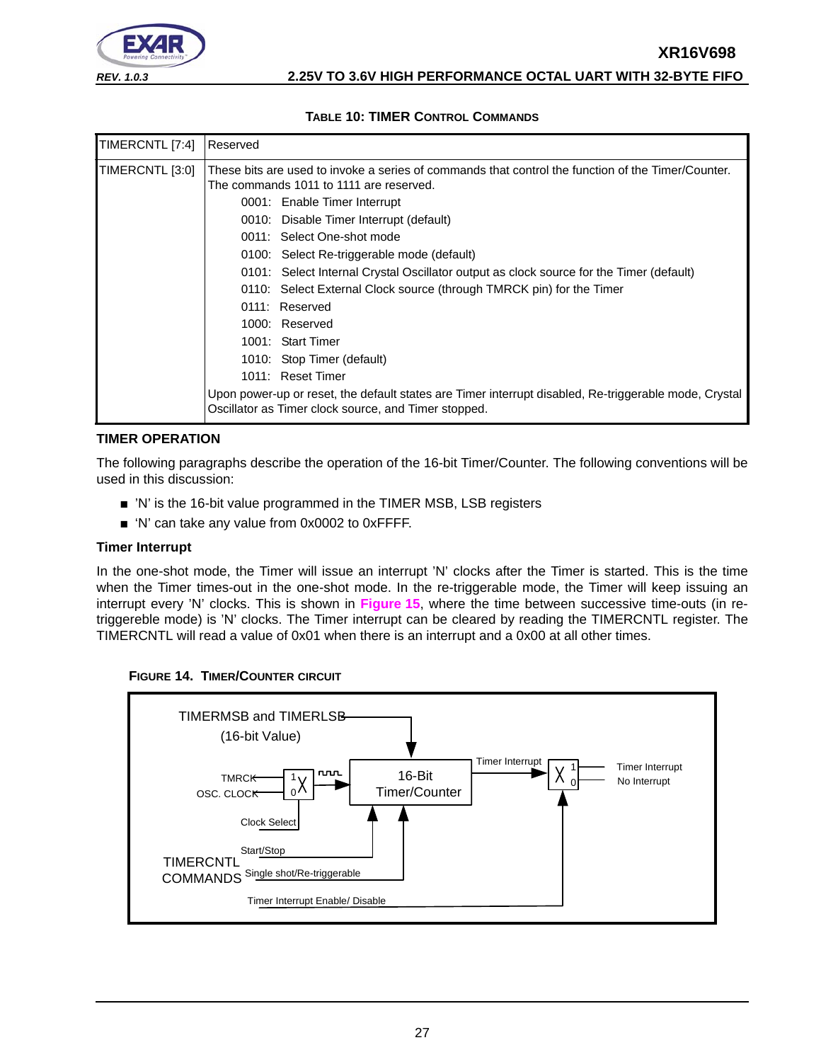**TABLE 10: TIMER CONTROL COMMANDS**

| | |
|---|---|
| TIMERCNTL [7:4] | Reserved |
| TIMERCNTL [3:0] | These bits are used to invoke a series of commands that control the function of the Timer/Counter. The commands 1011 to 1111 are reserved.<br>0001: Enable Timer Interrupt<br>0010: Disable Timer Interrupt (default)<br>0011: Select One-shot mode<br>0100: Select Re-triggerable mode (default)<br>0101: Select Internal Crystal Oscillator output as clock source for the Timer (default)<br>0110: Select External Clock source (through TMRCK pin) for the Timer<br>0111: Reserved<br>1000: Reserved<br>1001: Start Timer<br>1010: Stop Timer (default)<br>1011: Reset Timer<br>Upon power-up or reset, the default states are Timer interrupt disabled, Re-triggerable mode, Crystal Oscillator as Timer clock source, and Timer stopped. |

### TIMER OPERATION

The following paragraphs describe the operation of the 16-bit Timer/Counter. The following conventions will be used in this discussion:

- 'N' is the 16-bit value programmed in the TIMER MSB, LSB registers
- 'N' can take any value from 0x0002 to 0xFFFF.

#### Timer Interrupt

In the one-shot mode, the Timer will issue an interrupt 'N' clocks after the Timer is started. This is the time when the Timer times-out in the one-shot mode. In the re-triggerable mode, the Timer will keep issuing an interrupt every 'N' clocks. This is shown in **Figure 15**, where the time between successive time-outs (in re-triggereble mode) is 'N' clocks. The Timer interrupt can be cleared by reading the TIMERCNTL register. The TIMERCNTL will read a value of 0x01 when there is an interrupt and a 0x00 at all other times.

**FIGURE 14. TIMER/COUNTER CIRCUIT**

TIMERMSB and TIMERLSB
(16-bit Value)
TMRCK
OSC. CLOCK
1
0
16-Bit
Timer/Counter
Timer Interrupt
1
0
Timer Interrupt
No Interrupt
Clock Select
Start/Stop
TIMERCNTL
COMMANDS
Single shot/Re-triggerable
Timer Interrupt Enable/ Disable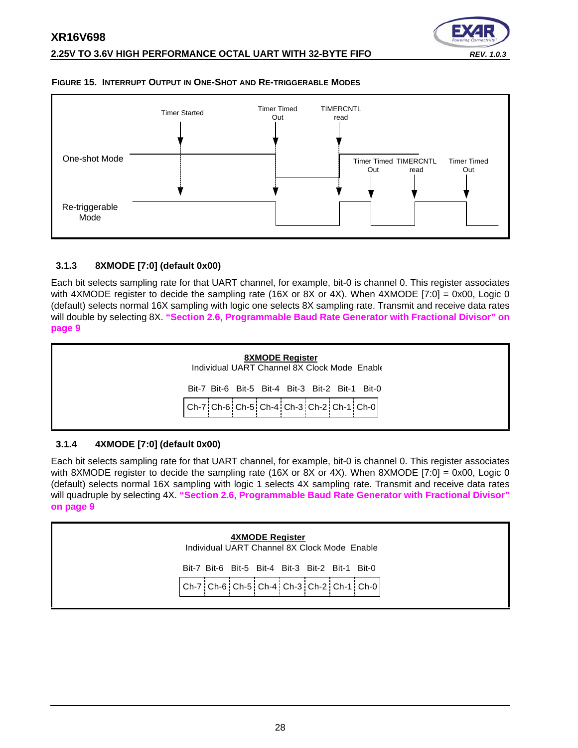**FIGURE 15. INTERRUPT OUTPUT IN ONE-SHOT AND RE-TRIGGERABLE MODES**

Timer Started

Timer Timed Out

TIMERCNTL read

One-shot Mode

Timer Timed Out

TIMERCNTL read

Timer Timed Out

Re-triggerable Mode

### 3.1.3 8XMODE [7:0] (default 0x00)

Each bit selects sampling rate for that UART channel, for example, bit-0 is channel 0. This register associates with 4XMODE register to decide the sampling rate (16X or 8X or 4X). When 4XMODE [7:0] = 0x00, Logic 0 (default) selects normal 16X sampling with logic one selects 8X sampling rate. Transmit and receive data rates will double by selecting 8X. **"Section 2.6, Programmable Baud Rate Generator with Fractional Divisor" on page 9**

**8XMODE Register**
Individual UART Channel 8X Clock Mode Enable

| Bit-7 | Bit-6 | Bit-5 | Bit-4 | Bit-3 | Bit-2 | Bit-1 | Bit-0 |
|---|---|---|---|---|---|---|---|
| Ch-7 | Ch-6 | Ch-5 | Ch-4 | Ch-3 | Ch-2 | Ch-1 | Ch-0 |

### 3.1.4 4XMODE [7:0] (default 0x00)

Each bit selects sampling rate for that UART channel, for example, bit-0 is channel 0. This register associates with 8XMODE register to decide the sampling rate (16X or 8X or 4X). When 8XMODE [7:0] = 0x00, Logic 0 (default) selects normal 16X sampling with logic 1 selects 4X sampling rate. Transmit and receive data rates will quadruple by selecting 4X. **"Section 2.6, Programmable Baud Rate Generator with Fractional Divisor" on page 9**

**4XMODE Register**
Individual UART Channel 8X Clock Mode Enable

| Bit-7 | Bit-6 | Bit-5 | Bit-4 | Bit-3 | Bit-2 | Bit-1 | Bit-0 |
|---|---|---|---|---|---|---|---|
| Ch-7 | Ch-6 | Ch-5 | Ch-4 | Ch-3 | Ch-2 | Ch-1 | Ch-0 |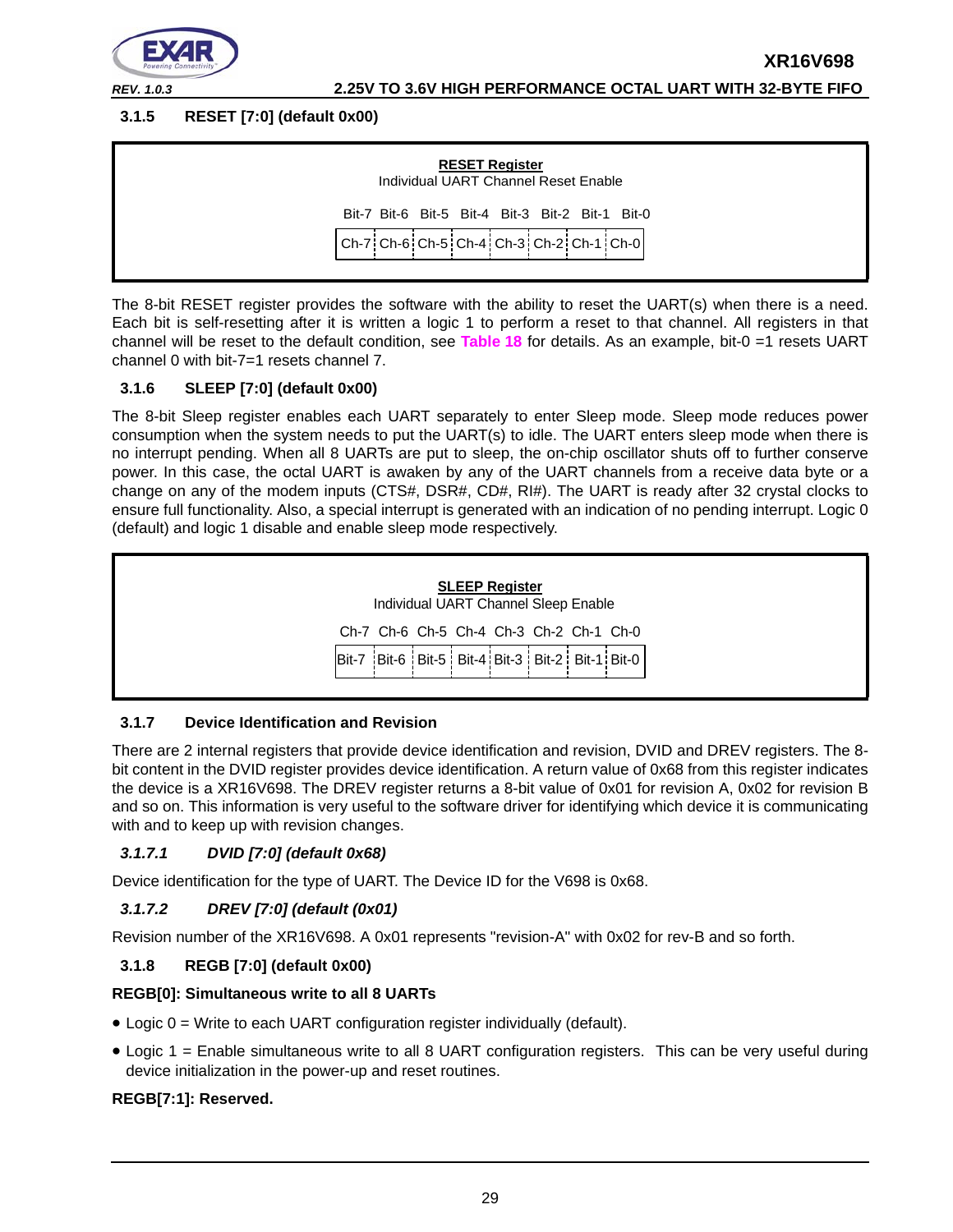### 3.1.5 RESET [7:0] (default 0x00)

**RESET Register**
Individual UART Channel Reset Enable

| Bit-7 | Bit-6 | Bit-5 | Bit-4 | Bit-3 | Bit-2 | Bit-1 | Bit-0 |
|---|---|---|---|---|---|---|---|
| Ch-7 | Ch-6 | Ch-5 | Ch-4 | Ch-3 | Ch-2 | Ch-1 | Ch-0 |

The 8-bit RESET register provides the software with the ability to reset the UART(s) when there is a need. Each bit is self-resetting after it is written a logic 1 to perform a reset to that channel. All registers in that channel will be reset to the default condition, see **Table 18** for details. As an example, bit-0 =1 resets UART channel 0 with bit-7=1 resets channel 7.

### 3.1.6 SLEEP [7:0] (default 0x00)

The 8-bit Sleep register enables each UART separately to enter Sleep mode. Sleep mode reduces power consumption when the system needs to put the UART(s) to idle. The UART enters sleep mode when there is no interrupt pending. When all 8 UARTs are put to sleep, the on-chip oscillator shuts off to further conserve power. In this case, the octal UART is awaken by any of the UART channels from a receive data byte or a change on any of the modem inputs (CTS#, DSR#, CD#, RI#). The UART is ready after 32 crystal clocks to ensure full functionality. Also, a special interrupt is generated with an indication of no pending interrupt. Logic 0 (default) and logic 1 disable and enable sleep mode respectively.

**SLEEP Register**
Individual UART Channel Sleep Enable

| Ch-7 | Ch-6 | Ch-5 | Ch-4 | Ch-3 | Ch-2 | Ch-1 | Ch-0 |
|---|---|---|---|---|---|---|---|
| Bit-7 | Bit-6 | Bit-5 | Bit-4 | Bit-3 | Bit-2 | Bit-1 | Bit-0 |

### 3.1.7 Device Identification and Revision

There are 2 internal registers that provide device identification and revision, DVID and DREV registers. The 8-bit content in the DVID register provides device identification. A return value of 0x68 from this register indicates the device is a XR16V698. The DREV register returns a 8-bit value of 0x01 for revision A, 0x02 for revision B and so on. This information is very useful to the software driver for identifying which device it is communicating with and to keep up with revision changes.

#### *3.1.7.1 DVID [7:0] (default 0x68)*

Device identification for the type of UART. The Device ID for the V698 is 0x68.

#### *3.1.7.2 DREV [7:0] (default (0x01)*

Revision number of the XR16V698. A 0x01 represents "revision-A" with 0x02 for rev-B and so forth.

### 3.1.8 REGB [7:0] (default 0x00)

**REGB[0]: Simultaneous write to all 8 UARTs**

- Logic 0 = Write to each UART configuration register individually (default).
- Logic 1 = Enable simultaneous write to all 8 UART configuration registers. This can be very useful during device initialization in the power-up and reset routines.

**REGB[7:1]: Reserved.**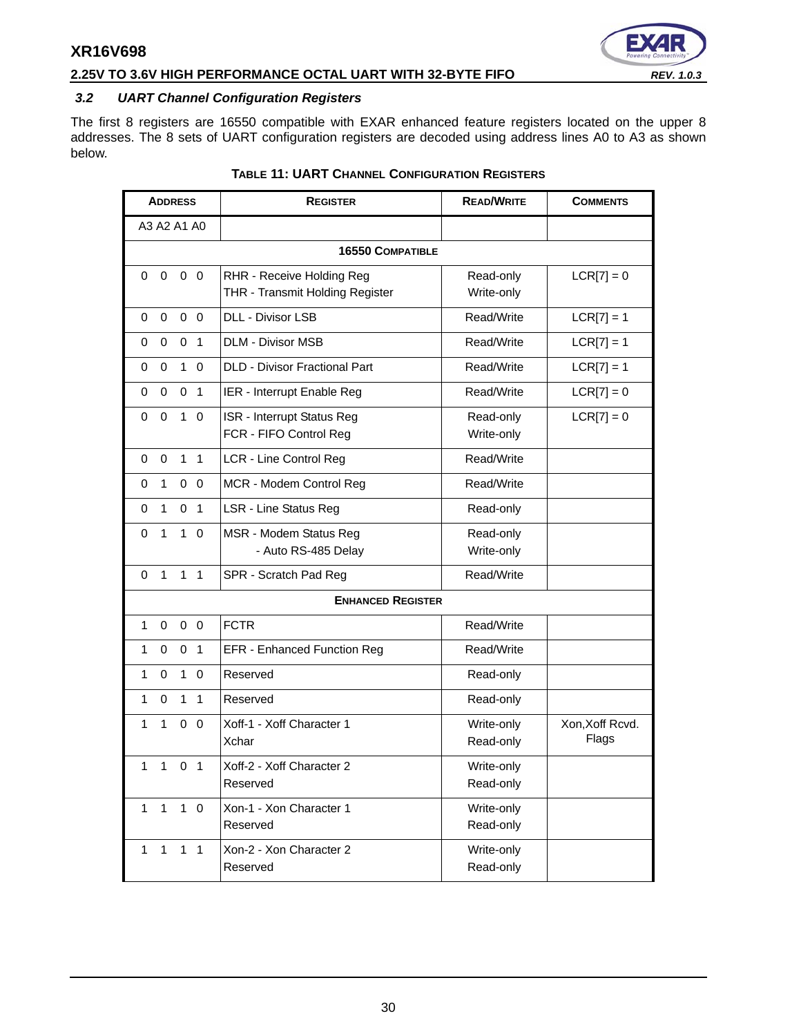### *3.2 UART Channel Configuration Registers*

The first 8 registers are 16550 compatible with EXAR enhanced feature registers located on the upper 8 addresses. The 8 sets of UART configuration registers are decoded using address lines A0 to A3 as shown below.

**TABLE 11: UART CHANNEL CONFIGURATION REGISTERS**

| ADDRESS | REGISTER | READ/WRITE | COMMENTS |
|---|---|---|---|
| A3 A2 A1 A0 | | | |
| | **16550 COMPATIBLE** | | |
| 0 0 0 0 | RHR - Receive Holding Reg<br>THR - Transmit Holding Register | Read-only<br>Write-only | LCR[7] = 0 |
| 0 0 0 0 | DLL - Divisor LSB | Read/Write | LCR[7] = 1 |
| 0 0 0 1 | DLM - Divisor MSB | Read/Write | LCR[7] = 1 |
| 0 0 1 0 | DLD - Divisor Fractional Part | Read/Write | LCR[7] = 1 |
| 0 0 0 1 | IER - Interrupt Enable Reg | Read/Write | LCR[7] = 0 |
| 0 0 1 0 | ISR - Interrupt Status Reg<br>FCR - FIFO Control Reg | Read-only<br>Write-only | LCR[7] = 0 |
| 0 0 1 1 | LCR - Line Control Reg | Read/Write | |
| 0 1 0 0 | MCR - Modem Control Reg | Read/Write | |
| 0 1 0 1 | LSR - Line Status Reg | Read-only | |
| 0 1 1 0 | MSR - Modem Status Reg<br>- Auto RS-485 Delay | Read-only<br>Write-only | |
| 0 1 1 1 | SPR - Scratch Pad Reg | Read/Write | |
| | **ENHANCED REGISTER** | | |
| 1 0 0 0 | FCTR | Read/Write | |
| 1 0 0 1 | EFR - Enhanced Function Reg | Read/Write | |
| 1 0 1 0 | Reserved | Read-only | |
| 1 0 1 1 | Reserved | Read-only | |
| 1 1 0 0 | Xoff-1 - Xoff Character 1<br>Xchar | Write-only<br>Read-only | Xon,Xoff Rcvd. Flags |
| 1 1 0 1 | Xoff-2 - Xoff Character 2<br>Reserved | Write-only<br>Read-only | |
| 1 1 1 0 | Xon-1 - Xon Character 1<br>Reserved | Write-only<br>Read-only | |
| 1 1 1 1 | Xon-2 - Xon Character 2<br>Reserved | Write-only<br>Read-only | |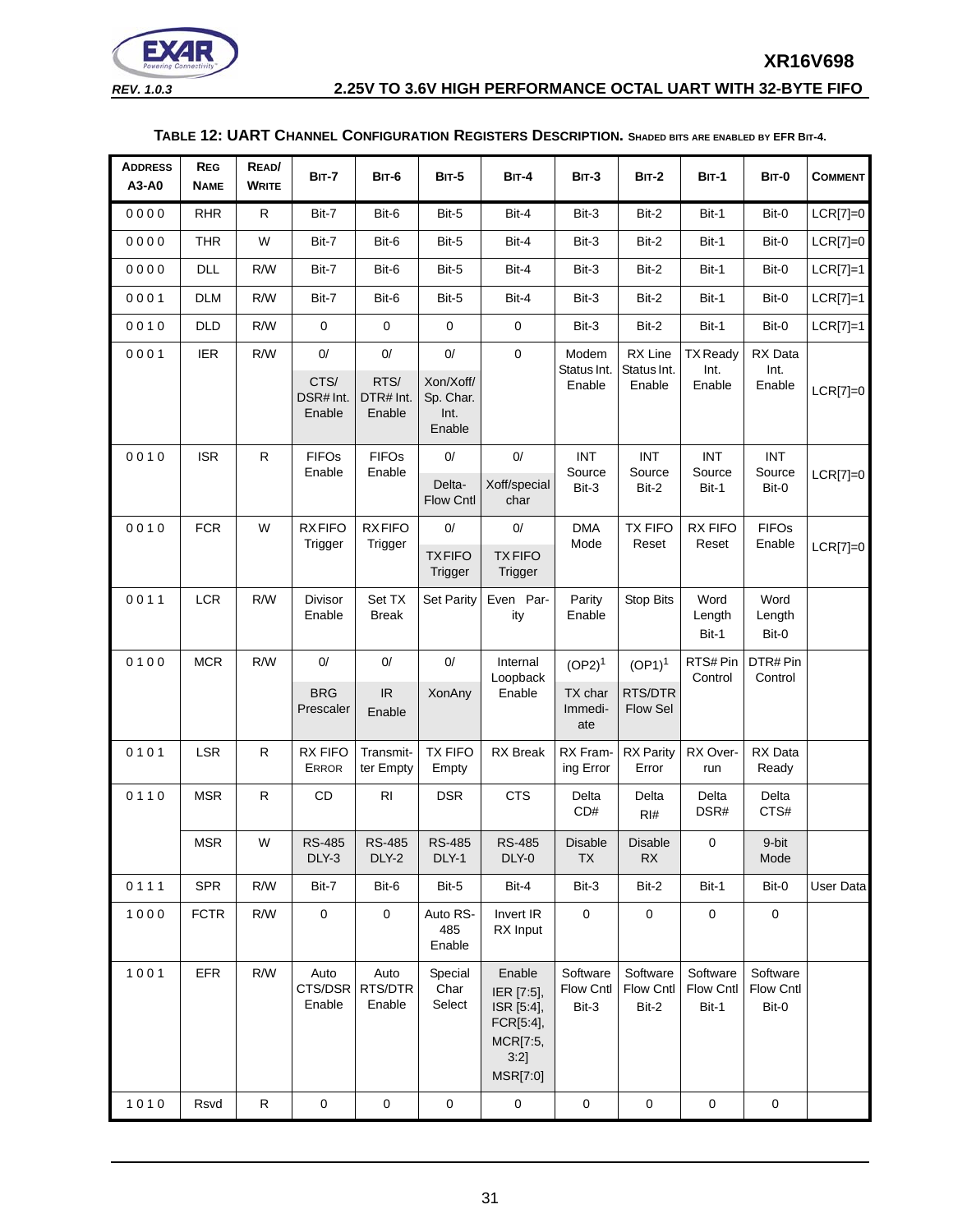**TABLE 12: UART CHANNEL CONFIGURATION REGISTERS DESCRIPTION.** SHADED BITS ARE ENABLED BY EFR BIT-4.

| ADDRESS A3-A0 | REG NAME | READ/ WRITE | BIT-7 | BIT-6 | BIT-5 | BIT-4 | BIT-3 | BIT-2 | BIT-1 | BIT-0 | COMMENT |
|---|---|---|---|---|---|---|---|---|---|---|---|
| 0 0 0 0 | RHR | R | Bit-7 | Bit-6 | Bit-5 | Bit-4 | Bit-3 | Bit-2 | Bit-1 | Bit-0 | LCR[7]=0 |
| 0 0 0 0 | THR | W | Bit-7 | Bit-6 | Bit-5 | Bit-4 | Bit-3 | Bit-2 | Bit-1 | Bit-0 | LCR[7]=0 |
| 0 0 0 0 | DLL | R/W | Bit-7 | Bit-6 | Bit-5 | Bit-4 | Bit-3 | Bit-2 | Bit-1 | Bit-0 | LCR[7]=1 |
| 0 0 0 1 | DLM | R/W | Bit-7 | Bit-6 | Bit-5 | Bit-4 | Bit-3 | Bit-2 | Bit-1 | Bit-0 | LCR[7]=1 |
| 0 0 1 0 | DLD | R/W | 0 | 0 | 0 | 0 | Bit-3 | Bit-2 | Bit-1 | Bit-0 | LCR[7]=1 |
| 0 0 0 1 | IER | R/W | 0/ CTS/ DSR# Int. Enable | 0/ RTS/ DTR# Int. Enable | 0/ Xon/Xoff/ Sp. Char. Int. Enable | 0 | Modem Status Int. Enable | RX Line Status Int. Enable | TX Ready Int. Enable | RX Data Int. Enable | LCR[7]=0 |
| 0 0 1 0 | ISR | R | FIFOs Enable | FIFOs Enable | 0/ Delta-Flow Cntl | 0/ Xoff/special char | INT Source Bit-3 | INT Source Bit-2 | INT Source Bit-1 | INT Source Bit-0 | LCR[7]=0 |
| 0 0 1 0 | FCR | W | RX FIFO Trigger | RX FIFO Trigger | 0/ TX FIFO Trigger | 0/ TX FIFO Trigger | DMA Mode | TX FIFO Reset | RX FIFO Reset | FIFOs Enable | LCR[7]=0 |
| 0 0 1 1 | LCR | R/W | Divisor Enable | Set TX Break | Set Parity | Even Parity | Parity Enable | Stop Bits | Word Length Bit-1 | Word Length Bit-0 | |
| 0 1 0 0 | MCR | R/W | 0/ BRG Prescaler | 0/ IR Enable | 0/ XonAny | Internal Loopback Enable | (OP2)[1] TX char Immediate | (OP1)[1] RTS/DTR Flow Sel | RTS# Pin Control | DTR# Pin Control | |
| 0 1 0 1 | LSR | R | RX FIFO ERROR | Transmitter Empty | TX FIFO Empty | RX Break | RX Framing Error | RX Parity Error | RX Overrun | RX Data Ready | |
| 0 1 1 0 | MSR | R | CD | RI | DSR | CTS | Delta CD# | Delta RI# | Delta DSR# | Delta CTS# | |
| | MSR | W | RS-485 DLY-3 | RS-485 DLY-2 | RS-485 DLY-1 | RS-485 DLY-0 | Disable TX | Disable RX | 0 | 9-bit Mode | |
| 0 1 1 1 | SPR | R/W | Bit-7 | Bit-6 | Bit-5 | Bit-4 | Bit-3 | Bit-2 | Bit-1 | Bit-0 | User Data |
| 1 0 0 0 | FCTR | R/W | 0 | 0 | Auto RS-485 Enable | Invert IR RX Input | 0 | 0 | 0 | 0 | |
| 1 0 0 1 | EFR | R/W | Auto CTS/DSR Enable | Auto RTS/DTR Enable | Special Char Select | Enable IER [7:5], ISR [5:4], FCR[5:4], MCR[7:5, 3:2] MSR[7:0] | Software Flow Cntl Bit-3 | Software Flow Cntl Bit-2 | Software Flow Cntl Bit-1 | Software Flow Cntl Bit-0 | |
| 1 0 1 0 | Rsvd | R | 0 | 0 | 0 | 0 | 0 | 0 | 0 | 0 | |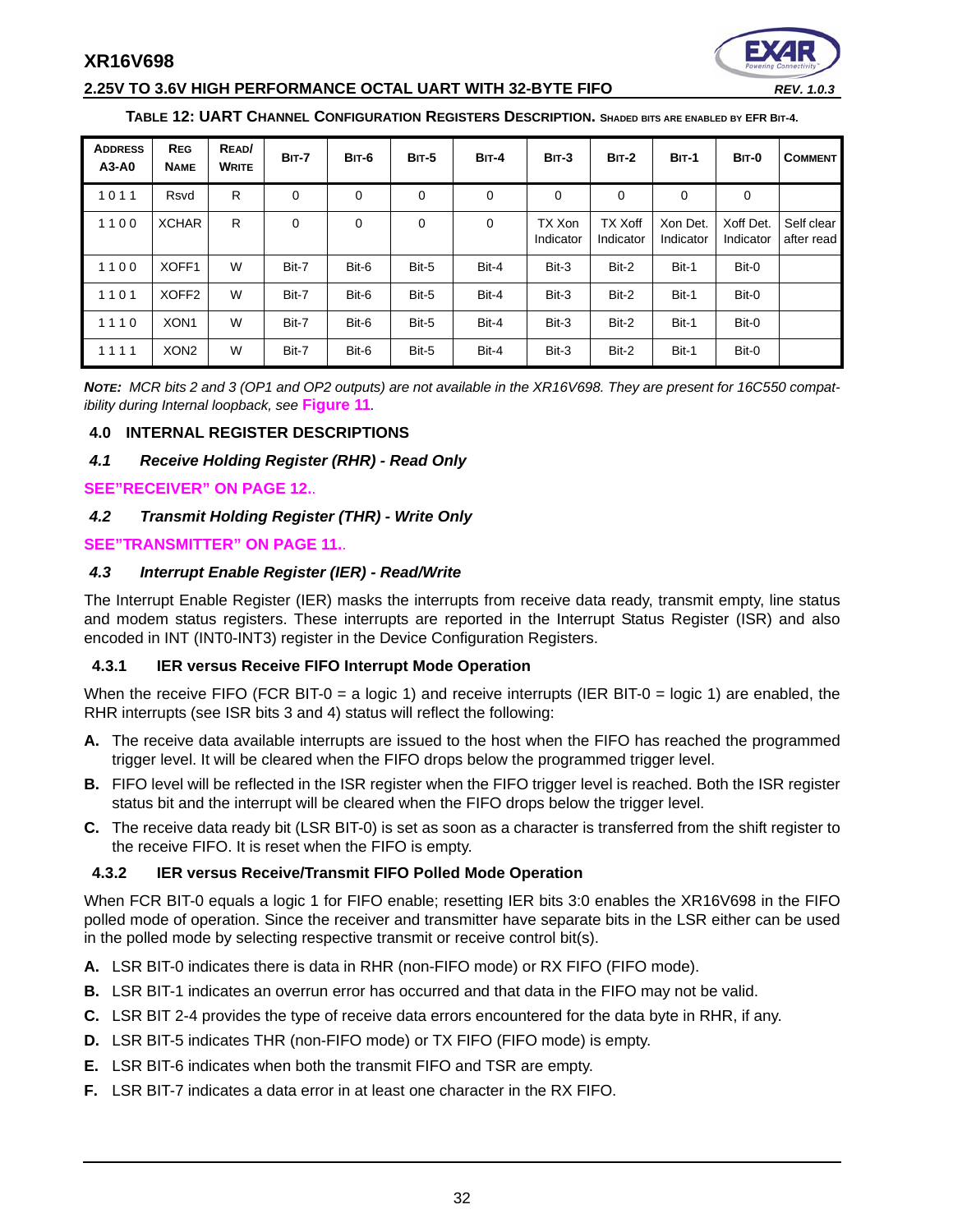**TABLE 12: UART CHANNEL CONFIGURATION REGISTERS DESCRIPTION.** SHADED BITS ARE ENABLED BY EFR BIT-4.

| ADDRESS A3-A0 | REG NAME | READ/ WRITE | BIT-7 | BIT-6 | BIT-5 | BIT-4 | BIT-3 | BIT-2 | BIT-1 | BIT-0 | COMMENT |
|---|---|---|---|---|---|---|---|---|---|---|---|
| 1 0 1 1 | Rsvd | R | 0 | 0 | 0 | 0 | 0 | 0 | 0 | 0 | |
| 1 1 0 0 | XCHAR | R | 0 | 0 | 0 | 0 | TX Xon Indicator | TX Xoff Indicator | Xon Det. Indicator | Xoff Det. Indicator | Self clear after read |
| 1 1 0 0 | XOFF1 | W | Bit-7 | Bit-6 | Bit-5 | Bit-4 | Bit-3 | Bit-2 | Bit-1 | Bit-0 | |
| 1 1 0 1 | XOFF2 | W | Bit-7 | Bit-6 | Bit-5 | Bit-4 | Bit-3 | Bit-2 | Bit-1 | Bit-0 | |
| 1 1 1 0 | XON1 | W | Bit-7 | Bit-6 | Bit-5 | Bit-4 | Bit-3 | Bit-2 | Bit-1 | Bit-0 | |
| 1 1 1 1 | XON2 | W | Bit-7 | Bit-6 | Bit-5 | Bit-4 | Bit-3 | Bit-2 | Bit-1 | Bit-0 | |

***NOTE:*** *MCR bits 2 and 3 (OP1 and OP2 outputs) are not available in the XR16V698. They are present for 16C550 compatibility during Internal loopback, see* **Figure 11***.*

## 4.0 INTERNAL REGISTER DESCRIPTIONS

### *4.1 Receive Holding Register (RHR) - Read Only*

**SEE"RECEIVER" ON PAGE 12.**.

### *4.2 Transmit Holding Register (THR) - Write Only*

**SEE"TRANSMITTER" ON PAGE 11.**.

### *4.3 Interrupt Enable Register (IER) - Read/Write*

The Interrupt Enable Register (IER) masks the interrupts from receive data ready, transmit empty, line status and modem status registers. These interrupts are reported in the Interrupt Status Register (ISR) and also encoded in INT (INT0-INT3) register in the Device Configuration Registers.

#### 4.3.1 IER versus Receive FIFO Interrupt Mode Operation

When the receive FIFO (FCR BIT-0 = a logic 1) and receive interrupts (IER BIT-0 = logic 1) are enabled, the RHR interrupts (see ISR bits 3 and 4) status will reflect the following:

**A.** The receive data available interrupts are issued to the host when the FIFO has reached the programmed trigger level. It will be cleared when the FIFO drops below the programmed trigger level.

**B.** FIFO level will be reflected in the ISR register when the FIFO trigger level is reached. Both the ISR register status bit and the interrupt will be cleared when the FIFO drops below the trigger level.

**C.** The receive data ready bit (LSR BIT-0) is set as soon as a character is transferred from the shift register to the receive FIFO. It is reset when the FIFO is empty.

#### 4.3.2 IER versus Receive/Transmit FIFO Polled Mode Operation

When FCR BIT-0 equals a logic 1 for FIFO enable; resetting IER bits 3:0 enables the XR16V698 in the FIFO polled mode of operation. Since the receiver and transmitter have separate bits in the LSR either can be used in the polled mode by selecting respective transmit or receive control bit(s).

**A.** LSR BIT-0 indicates there is data in RHR (non-FIFO mode) or RX FIFO (FIFO mode).

**B.** LSR BIT-1 indicates an overrun error has occurred and that data in the FIFO may not be valid.

**C.** LSR BIT 2-4 provides the type of receive data errors encountered for the data byte in RHR, if any.

**D.** LSR BIT-5 indicates THR (non-FIFO mode) or TX FIFO (FIFO mode) is empty.

**E.** LSR BIT-6 indicates when both the transmit FIFO and TSR are empty.

**F.** LSR BIT-7 indicates a data error in at least one character in the RX FIFO.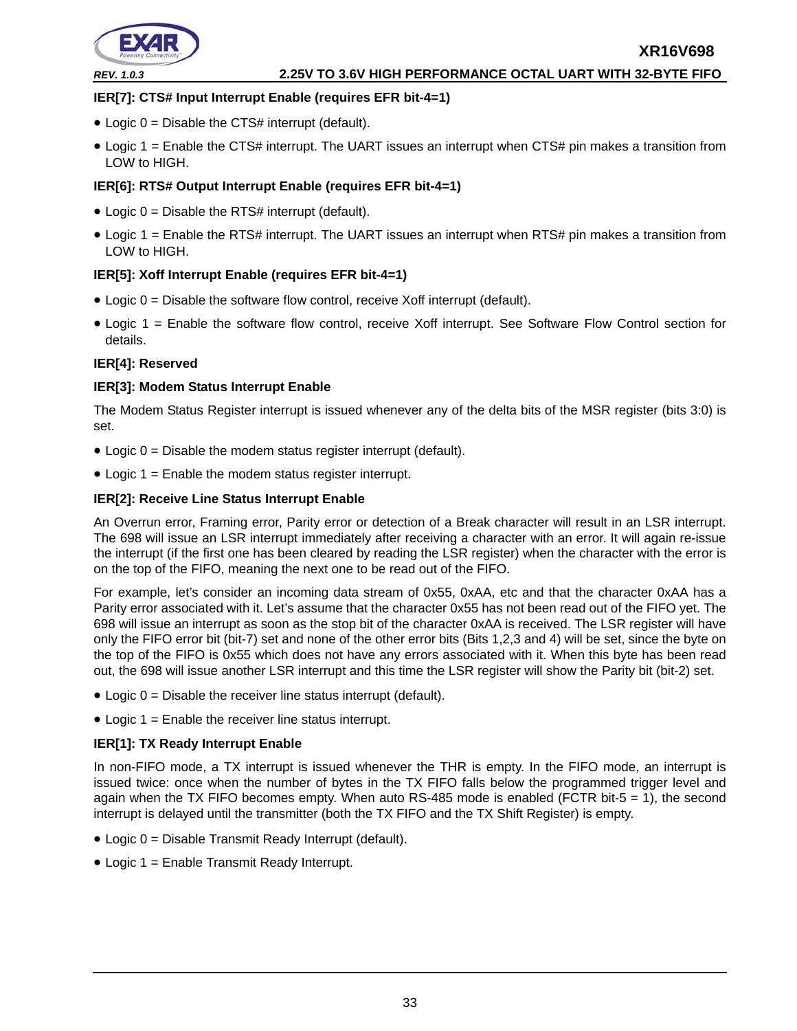**IER[7]: CTS# Input Interrupt Enable (requires EFR bit-4=1)**

- Logic 0 = Disable the CTS# interrupt (default).
- Logic 1 = Enable the CTS# interrupt. The UART issues an interrupt when CTS# pin makes a transition from LOW to HIGH.

**IER[6]: RTS# Output Interrupt Enable (requires EFR bit-4=1)**

- Logic 0 = Disable the RTS# interrupt (default).
- Logic 1 = Enable the RTS# interrupt. The UART issues an interrupt when RTS# pin makes a transition from LOW to HIGH.

**IER[5]: Xoff Interrupt Enable (requires EFR bit-4=1)**

- Logic 0 = Disable the software flow control, receive Xoff interrupt (default).
- Logic 1 = Enable the software flow control, receive Xoff interrupt. See Software Flow Control section for details.

**IER[4]: Reserved**

**IER[3]: Modem Status Interrupt Enable**

The Modem Status Register interrupt is issued whenever any of the delta bits of the MSR register (bits 3:0) is set.

- Logic 0 = Disable the modem status register interrupt (default).
- Logic 1 = Enable the modem status register interrupt.

**IER[2]: Receive Line Status Interrupt Enable**

An Overrun error, Framing error, Parity error or detection of a Break character will result in an LSR interrupt. The 698 will issue an LSR interrupt immediately after receiving a character with an error. It will again re-issue the interrupt (if the first one has been cleared by reading the LSR register) when the character with the error is on the top of the FIFO, meaning the next one to be read out of the FIFO.

For example, let's consider an incoming data stream of 0x55, 0xAA, etc and that the character 0xAA has a Parity error associated with it. Let's assume that the character 0x55 has not been read out of the FIFO yet. The 698 will issue an interrupt as soon as the stop bit of the character 0xAA is received. The LSR register will have only the FIFO error bit (bit-7) set and none of the other error bits (Bits 1,2,3 and 4) will be set, since the byte on the top of the FIFO is 0x55 which does not have any errors associated with it. When this byte has been read out, the 698 will issue another LSR interrupt and this time the LSR register will show the Parity bit (bit-2) set.

- Logic 0 = Disable the receiver line status interrupt (default).
- Logic 1 = Enable the receiver line status interrupt.

**IER[1]: TX Ready Interrupt Enable**

In non-FIFO mode, a TX interrupt is issued whenever the THR is empty. In the FIFO mode, an interrupt is issued twice: once when the number of bytes in the TX FIFO falls below the programmed trigger level and again when the TX FIFO becomes empty. When auto RS-485 mode is enabled (FCTR bit-5 = 1), the second interrupt is delayed until the transmitter (both the TX FIFO and the TX Shift Register) is empty.

- Logic 0 = Disable Transmit Ready Interrupt (default).
- Logic 1 = Enable Transmit Ready Interrupt.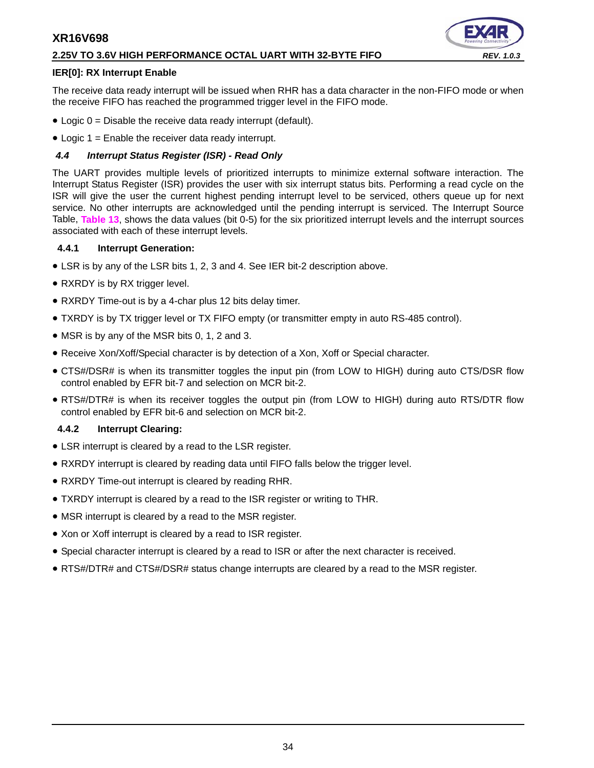**IER[0]: RX Interrupt Enable**

The receive data ready interrupt will be issued when RHR has a data character in the non-FIFO mode or when the receive FIFO has reached the programmed trigger level in the FIFO mode.

- Logic 0 = Disable the receive data ready interrupt (default).
- Logic 1 = Enable the receiver data ready interrupt.

### *4.4 Interrupt Status Register (ISR) - Read Only*

The UART provides multiple levels of prioritized interrupts to minimize external software interaction. The Interrupt Status Register (ISR) provides the user with six interrupt status bits. Performing a read cycle on the ISR will give the user the current highest pending interrupt level to be serviced, others queue up for next service. No other interrupts are acknowledged until the pending interrupt is serviced. The Interrupt Source Table, **Table 13**, shows the data values (bit 0-5) for the six prioritized interrupt levels and the interrupt sources associated with each of these interrupt levels.

#### 4.4.1 Interrupt Generation:

- LSR is by any of the LSR bits 1, 2, 3 and 4. See IER bit-2 description above.
- RXRDY is by RX trigger level.
- RXRDY Time-out is by a 4-char plus 12 bits delay timer.
- TXRDY is by TX trigger level or TX FIFO empty (or transmitter empty in auto RS-485 control).
- MSR is by any of the MSR bits 0, 1, 2 and 3.
- Receive Xon/Xoff/Special character is by detection of a Xon, Xoff or Special character.
- CTS#/DSR# is when its transmitter toggles the input pin (from LOW to HIGH) during auto CTS/DSR flow control enabled by EFR bit-7 and selection on MCR bit-2.
- RTS#/DTR# is when its receiver toggles the output pin (from LOW to HIGH) during auto RTS/DTR flow control enabled by EFR bit-6 and selection on MCR bit-2.

#### 4.4.2 Interrupt Clearing:

- LSR interrupt is cleared by a read to the LSR register.
- RXRDY interrupt is cleared by reading data until FIFO falls below the trigger level.
- RXRDY Time-out interrupt is cleared by reading RHR.
- TXRDY interrupt is cleared by a read to the ISR register or writing to THR.
- MSR interrupt is cleared by a read to the MSR register.
- Xon or Xoff interrupt is cleared by a read to ISR register.
- Special character interrupt is cleared by a read to ISR or after the next character is received.
- RTS#/DTR# and CTS#/DSR# status change interrupts are cleared by a read to the MSR register.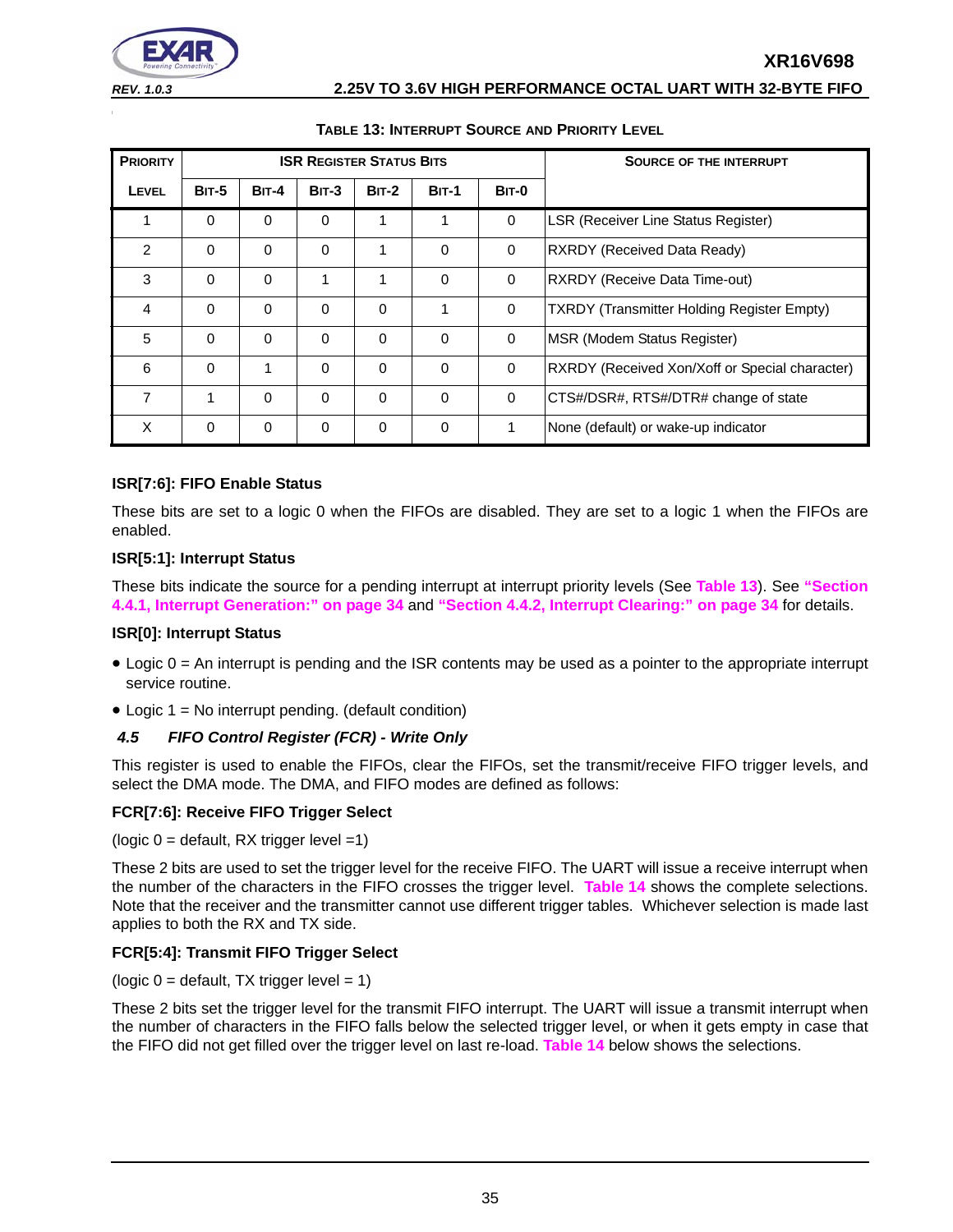**Table 13: Interrupt Source and Priority Level**

| Priority Level | ISR Register Status Bits | | | | | | Source of the Interrupt |
|---|---|---|---|---|---|---|---|
| | Bit-5 | Bit-4 | Bit-3 | Bit-2 | Bit-1 | Bit-0 | |
| 1 | 0 | 0 | 0 | 1 | 1 | 0 | LSR (Receiver Line Status Register) |
| 2 | 0 | 0 | 0 | 1 | 0 | 0 | RXRDY (Received Data Ready) |
| 3 | 0 | 0 | 1 | 1 | 0 | 0 | RXRDY (Receive Data Time-out) |
| 4 | 0 | 0 | 0 | 0 | 1 | 0 | TXRDY (Transmitter Holding Register Empty) |
| 5 | 0 | 0 | 0 | 0 | 0 | 0 | MSR (Modem Status Register) |
| 6 | 0 | 1 | 0 | 0 | 0 | 0 | RXRDY (Received Xon/Xoff or Special character) |
| 7 | 1 | 0 | 0 | 0 | 0 | 0 | CTS#/DSR#, RTS#/DTR# change of state |
| X | 0 | 0 | 0 | 0 | 0 | 1 | None (default) or wake-up indicator |

**ISR[7:6]: FIFO Enable Status**

These bits are set to a logic 0 when the FIFOs are disabled. They are set to a logic 1 when the FIFOs are enabled.

**ISR[5:1]: Interrupt Status**

These bits indicate the source for a pending interrupt at interrupt priority levels (See Table 13). See "Section 4.4.1, Interrupt Generation:" on page 34 and "Section 4.4.2, Interrupt Clearing:" on page 34 for details.

**ISR[0]: Interrupt Status**

- Logic 0 = An interrupt is pending and the ISR contents may be used as a pointer to the appropriate interrupt service routine.
- Logic 1 = No interrupt pending. (default condition)

### *4.5 FIFO Control Register (FCR) - Write Only*

This register is used to enable the FIFOs, clear the FIFOs, set the transmit/receive FIFO trigger levels, and select the DMA mode. The DMA, and FIFO modes are defined as follows:

**FCR[7:6]: Receive FIFO Trigger Select**

(logic 0 = default, RX trigger level =1)

These 2 bits are used to set the trigger level for the receive FIFO. The UART will issue a receive interrupt when the number of the characters in the FIFO crosses the trigger level. Table 14 shows the complete selections. Note that the receiver and the transmitter cannot use different trigger tables. Whichever selection is made last applies to both the RX and TX side.

**FCR[5:4]: Transmit FIFO Trigger Select**

(logic 0 = default, TX trigger level = 1)

These 2 bits set the trigger level for the transmit FIFO interrupt. The UART will issue a transmit interrupt when the number of characters in the FIFO falls below the selected trigger level, or when it gets empty in case that the FIFO did not get filled over the trigger level on last re-load. Table 14 below shows the selections.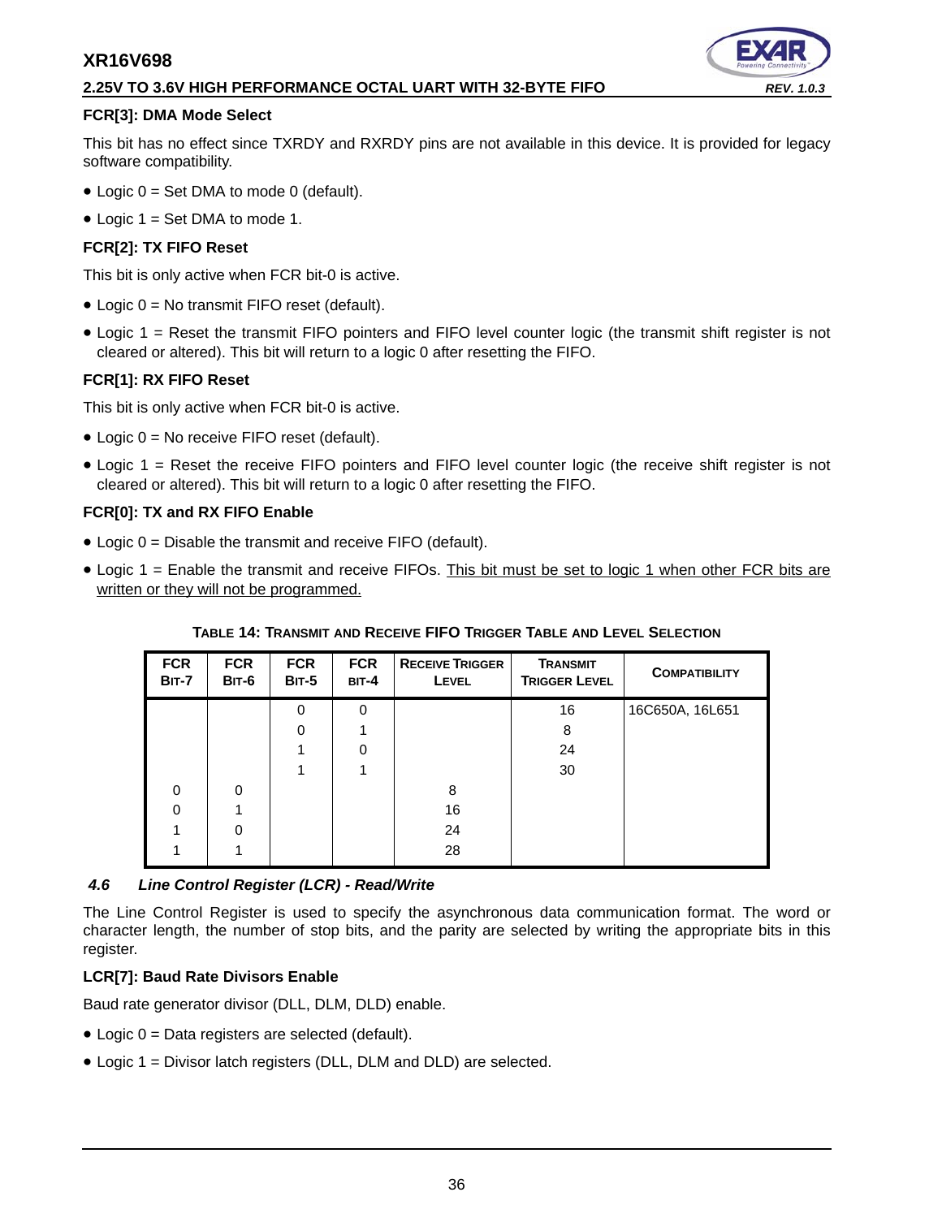### FCR[3]: DMA Mode Select

This bit has no effect since TXRDY and RXRDY pins are not available in this device. It is provided for legacy software compatibility.

- Logic 0 = Set DMA to mode 0 (default).
- Logic 1 = Set DMA to mode 1.

### FCR[2]: TX FIFO Reset

This bit is only active when FCR bit-0 is active.

- Logic 0 = No transmit FIFO reset (default).
- Logic 1 = Reset the transmit FIFO pointers and FIFO level counter logic (the transmit shift register is not cleared or altered). This bit will return to a logic 0 after resetting the FIFO.

### FCR[1]: RX FIFO Reset

This bit is only active when FCR bit-0 is active.

- Logic 0 = No receive FIFO reset (default).
- Logic 1 = Reset the receive FIFO pointers and FIFO level counter logic (the receive shift register is not cleared or altered). This bit will return to a logic 0 after resetting the FIFO.

### FCR[0]: TX and RX FIFO Enable

- Logic 0 = Disable the transmit and receive FIFO (default).
- Logic 1 = Enable the transmit and receive FIFOs. This bit must be set to logic 1 when other FCR bits are written or they will not be programmed.

**TABLE 14: TRANSMIT AND RECEIVE FIFO TRIGGER TABLE AND LEVEL SELECTION**

| FCR BIT-7 | FCR BIT-6 | FCR BIT-5 | FCR BIT-4 | RECEIVE TRIGGER LEVEL | TRANSMIT TRIGGER LEVEL | COMPATIBILITY |
|---|---|---|---|---|---|---|
| | | 0 | 0 | | 16 | 16C650A, 16L651 |
| | | 0 | 1 | | 8 | |
| | | 1 | 0 | | 24 | |
| | | 1 | 1 | | 30 | |
| 0 | 0 | | | 8 | | |
| 0 | 1 | | | 16 | | |
| 1 | 0 | | | 24 | | |
| 1 | 1 | | | 28 | | |

## 4.6 Line Control Register (LCR) - Read/Write

The Line Control Register is used to specify the asynchronous data communication format. The word or character length, the number of stop bits, and the parity are selected by writing the appropriate bits in this register.

### LCR[7]: Baud Rate Divisors Enable

Baud rate generator divisor (DLL, DLM, DLD) enable.

- Logic 0 = Data registers are selected (default).
- Logic 1 = Divisor latch registers (DLL, DLM and DLD) are selected.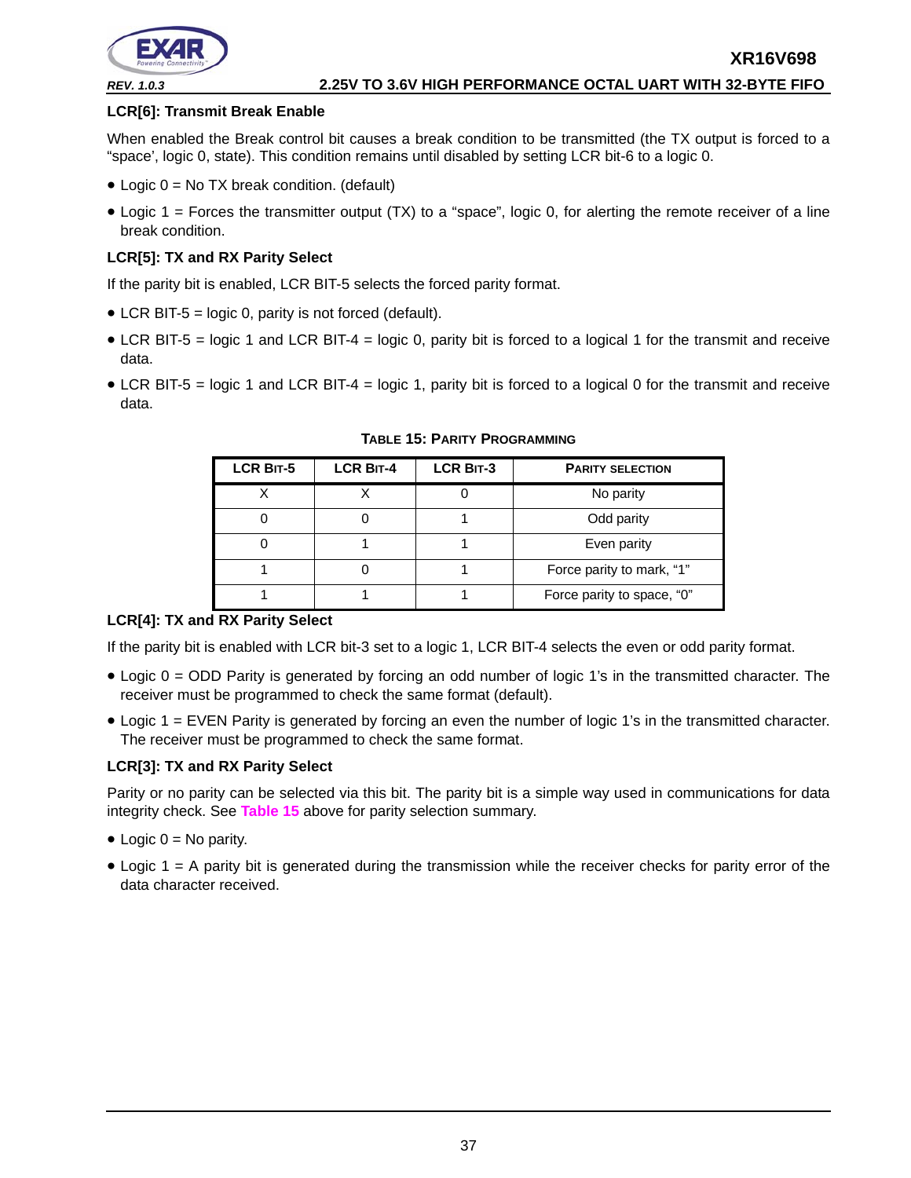### LCR[6]: Transmit Break Enable

When enabled the Break control bit causes a break condition to be transmitted (the TX output is forced to a "space', logic 0, state). This condition remains until disabled by setting LCR bit-6 to a logic 0.

- Logic 0 = No TX break condition. (default)
- Logic 1 = Forces the transmitter output (TX) to a "space", logic 0, for alerting the remote receiver of a line break condition.

### LCR[5]: TX and RX Parity Select

If the parity bit is enabled, LCR BIT-5 selects the forced parity format.

- LCR BIT-5 = logic 0, parity is not forced (default).
- LCR BIT-5 = logic 1 and LCR BIT-4 = logic 0, parity bit is forced to a logical 1 for the transmit and receive data.
- LCR BIT-5 = logic 1 and LCR BIT-4 = logic 1, parity bit is forced to a logical 0 for the transmit and receive data.

**TABLE 15: PARITY PROGRAMMING**

| LCR BIT-5 | LCR BIT-4 | LCR BIT-3 | PARITY SELECTION |
|---|---|---|---|
| X | X | 0 | No parity |
| 0 | 0 | 1 | Odd parity |
| 0 | 1 | 1 | Even parity |
| 1 | 0 | 1 | Force parity to mark, "1" |
| 1 | 1 | 1 | Force parity to space, "0" |

### LCR[4]: TX and RX Parity Select

If the parity bit is enabled with LCR bit-3 set to a logic 1, LCR BIT-4 selects the even or odd parity format.

- Logic 0 = ODD Parity is generated by forcing an odd number of logic 1's in the transmitted character. The receiver must be programmed to check the same format (default).
- Logic 1 = EVEN Parity is generated by forcing an even the number of logic 1's in the transmitted character. The receiver must be programmed to check the same format.

### LCR[3]: TX and RX Parity Select

Parity or no parity can be selected via this bit. The parity bit is a simple way used in communications for data integrity check. See **Table 15** above for parity selection summary.

- Logic 0 = No parity.
- Logic 1 = A parity bit is generated during the transmission while the receiver checks for parity error of the data character received.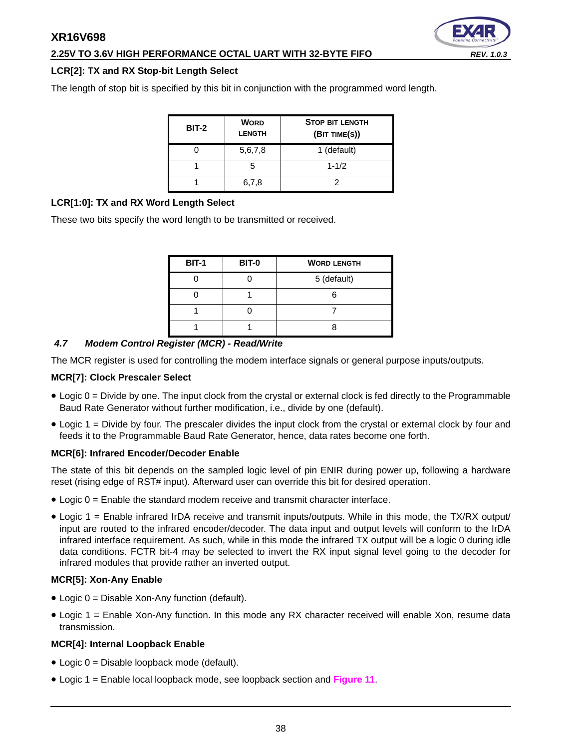#### LCR[2]: TX and RX Stop-bit Length Select

The length of stop bit is specified by this bit in conjunction with the programmed word length.

| BIT-2 | WORD LENGTH | STOP BIT LENGTH (BIT TIME(S)) |
|---|---|---|
| 0 | 5,6,7,8 | 1 (default) |
| 1 | 5 | 1-1/2 |
| 1 | 6,7,8 | 2 |

#### LCR[1:0]: TX and RX Word Length Select

These two bits specify the word length to be transmitted or received.

| BIT-1 | BIT-0 | WORD LENGTH |
|---|---|---|
| 0 | 0 | 5 (default) |
| 0 | 1 | 6 |
| 1 | 0 | 7 |
| 1 | 1 | 8 |

### *4.7 Modem Control Register (MCR) - Read/Write*

The MCR register is used for controlling the modem interface signals or general purpose inputs/outputs.

#### MCR[7]: Clock Prescaler Select

- Logic 0 = Divide by one. The input clock from the crystal or external clock is fed directly to the Programmable Baud Rate Generator without further modification, i.e., divide by one (default).
- Logic 1 = Divide by four. The prescaler divides the input clock from the crystal or external clock by four and feeds it to the Programmable Baud Rate Generator, hence, data rates become one forth.

#### MCR[6]: Infrared Encoder/Decoder Enable

The state of this bit depends on the sampled logic level of pin ENIR during power up, following a hardware reset (rising edge of RST# input). Afterward user can override this bit for desired operation.

- Logic 0 = Enable the standard modem receive and transmit character interface.
- Logic 1 = Enable infrared IrDA receive and transmit inputs/outputs. While in this mode, the TX/RX output/input are routed to the infrared encoder/decoder. The data input and output levels will conform to the IrDA infrared interface requirement. As such, while in this mode the infrared TX output will be a logic 0 during idle data conditions. FCTR bit-4 may be selected to invert the RX input signal level going to the decoder for infrared modules that provide rather an inverted output.

#### MCR[5]: Xon-Any Enable

- Logic 0 = Disable Xon-Any function (default).
- Logic 1 = Enable Xon-Any function. In this mode any RX character received will enable Xon, resume data transmission.

#### MCR[4]: Internal Loopback Enable

- Logic 0 = Disable loopback mode (default).
- Logic 1 = Enable local loopback mode, see loopback section and **Figure 11**.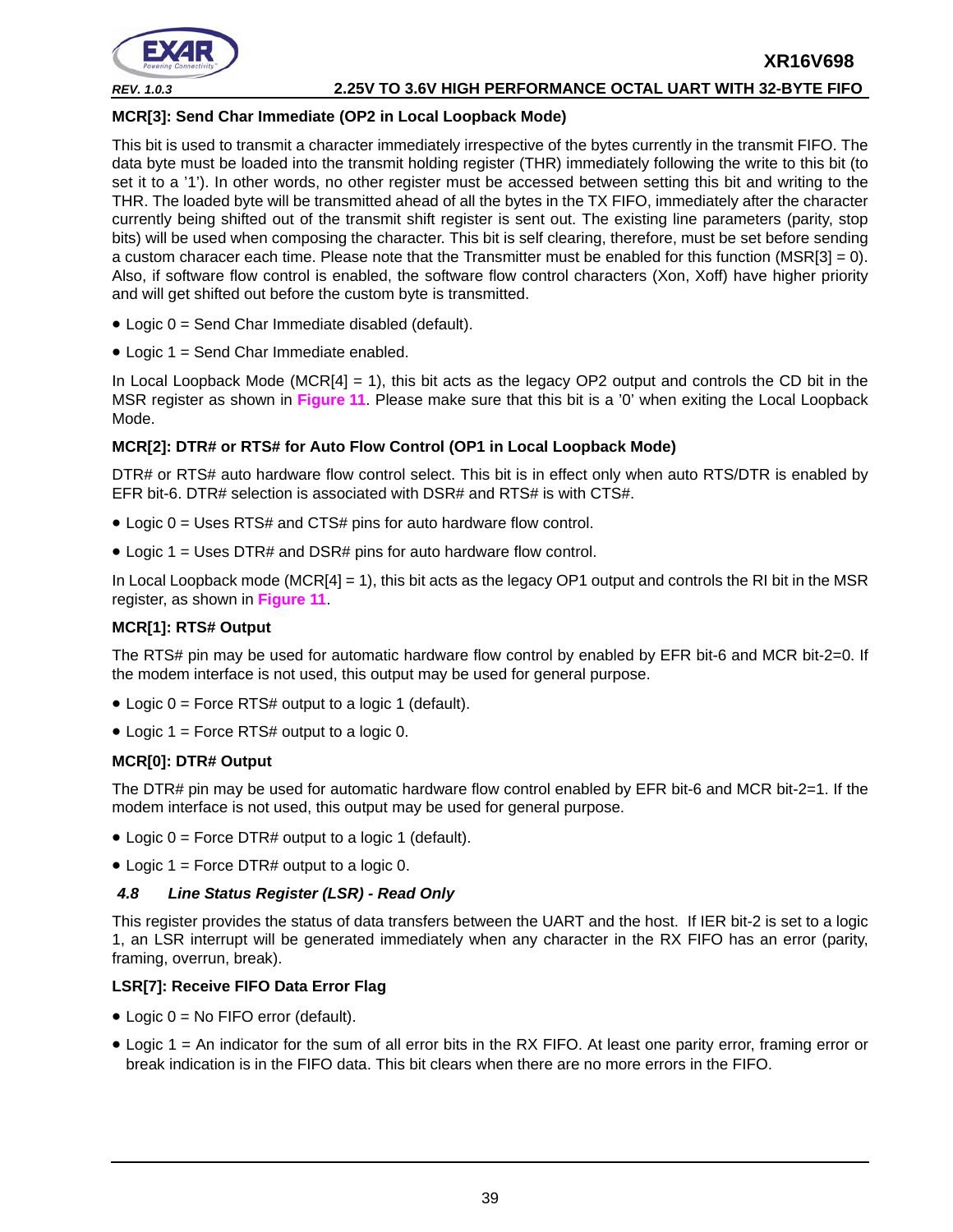**MCR[3]: Send Char Immediate (OP2 in Local Loopback Mode)**

This bit is used to transmit a character immediately irrespective of the bytes currently in the transmit FIFO. The data byte must be loaded into the transmit holding register (THR) immediately following the write to this bit (to set it to a '1'). In other words, no other register must be accessed between setting this bit and writing to the THR. The loaded byte will be transmitted ahead of all the bytes in the TX FIFO, immediately after the character currently being shifted out of the transmit shift register is sent out. The existing line parameters (parity, stop bits) will be used when composing the character. This bit is self clearing, therefore, must be set before sending a custom characer each time. Please note that the Transmitter must be enabled for this function (MSR[3] = 0). Also, if software flow control is enabled, the software flow control characters (Xon, Xoff) have higher priority and will get shifted out before the custom byte is transmitted.

- Logic 0 = Send Char Immediate disabled (default).
- Logic 1 = Send Char Immediate enabled.

In Local Loopback Mode (MCR[4] = 1), this bit acts as the legacy OP2 output and controls the CD bit in the MSR register as shown in Figure 11. Please make sure that this bit is a '0' when exiting the Local Loopback Mode.

**MCR[2]: DTR# or RTS# for Auto Flow Control (OP1 in Local Loopback Mode)**

DTR# or RTS# auto hardware flow control select. This bit is in effect only when auto RTS/DTR is enabled by EFR bit-6. DTR# selection is associated with DSR# and RTS# is with CTS#.

- Logic 0 = Uses RTS# and CTS# pins for auto hardware flow control.
- Logic 1 = Uses DTR# and DSR# pins for auto hardware flow control.

In Local Loopback mode (MCR[4] = 1), this bit acts as the legacy OP1 output and controls the RI bit in the MSR register, as shown in Figure 11.

**MCR[1]: RTS# Output**

The RTS# pin may be used for automatic hardware flow control by enabled by EFR bit-6 and MCR bit-2=0. If the modem interface is not used, this output may be used for general purpose.

- Logic 0 = Force RTS# output to a logic 1 (default).
- Logic 1 = Force RTS# output to a logic 0.

**MCR[0]: DTR# Output**

The DTR# pin may be used for automatic hardware flow control enabled by EFR bit-6 and MCR bit-2=1. If the modem interface is not used, this output may be used for general purpose.

- Logic 0 = Force DTR# output to a logic 1 (default).
- Logic 1 = Force DTR# output to a logic 0.

### *4.8 Line Status Register (LSR) - Read Only*

This register provides the status of data transfers between the UART and the host. If IER bit-2 is set to a logic 1, an LSR interrupt will be generated immediately when any character in the RX FIFO has an error (parity, framing, overrun, break).

**LSR[7]: Receive FIFO Data Error Flag**

- Logic 0 = No FIFO error (default).
- Logic 1 = An indicator for the sum of all error bits in the RX FIFO. At least one parity error, framing error or break indication is in the FIFO data. This bit clears when there are no more errors in the FIFO.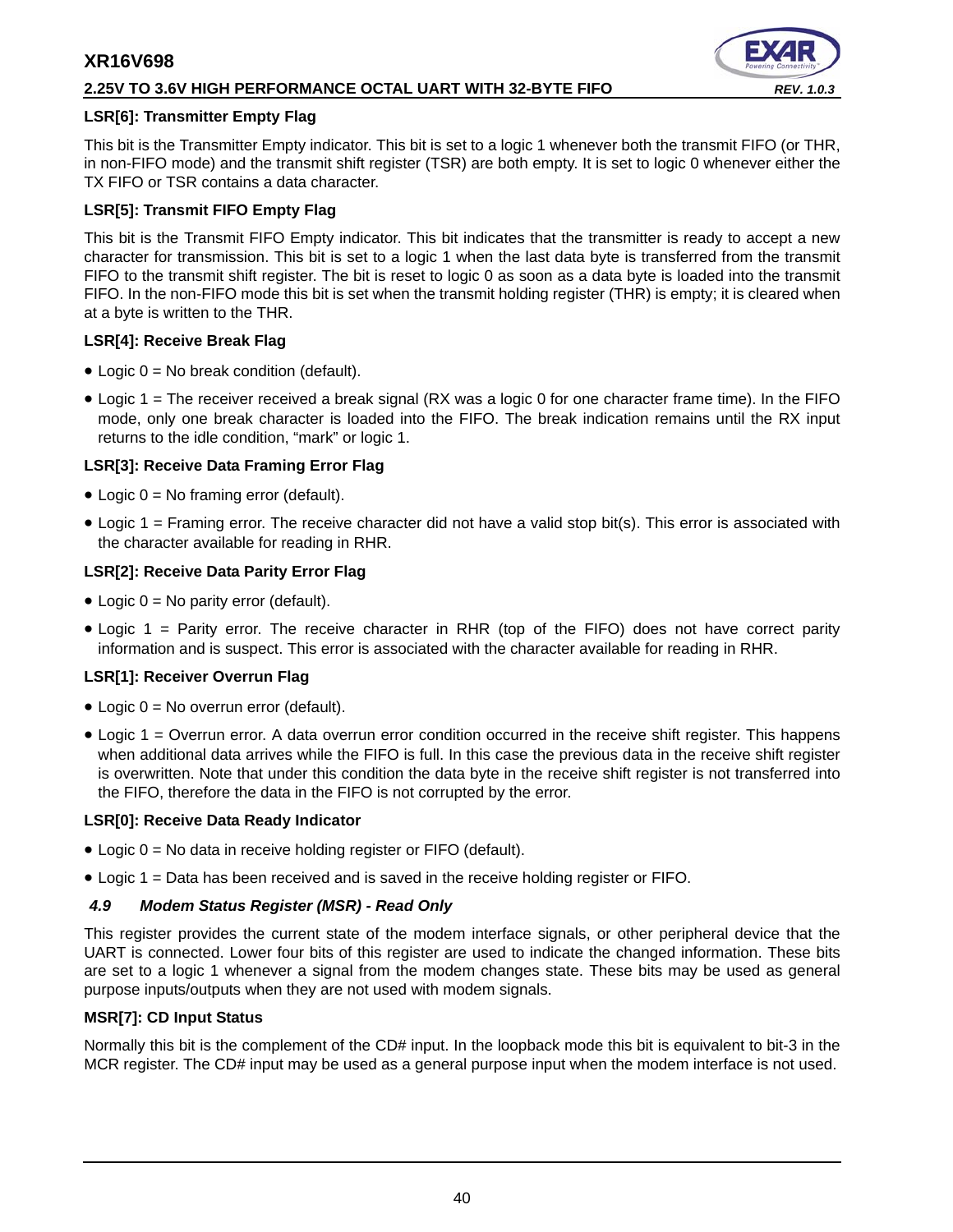### LSR[6]: Transmitter Empty Flag

This bit is the Transmitter Empty indicator. This bit is set to a logic 1 whenever both the transmit FIFO (or THR, in non-FIFO mode) and the transmit shift register (TSR) are both empty. It is set to logic 0 whenever either the TX FIFO or TSR contains a data character.

### LSR[5]: Transmit FIFO Empty Flag

This bit is the Transmit FIFO Empty indicator. This bit indicates that the transmitter is ready to accept a new character for transmission. This bit is set to a logic 1 when the last data byte is transferred from the transmit FIFO to the transmit shift register. The bit is reset to logic 0 as soon as a data byte is loaded into the transmit FIFO. In the non-FIFO mode this bit is set when the transmit holding register (THR) is empty; it is cleared when at a byte is written to the THR.

### LSR[4]: Receive Break Flag

- Logic 0 = No break condition (default).
- Logic 1 = The receiver received a break signal (RX was a logic 0 for one character frame time). In the FIFO mode, only one break character is loaded into the FIFO. The break indication remains until the RX input returns to the idle condition, "mark" or logic 1.

### LSR[3]: Receive Data Framing Error Flag

- Logic 0 = No framing error (default).
- Logic 1 = Framing error. The receive character did not have a valid stop bit(s). This error is associated with the character available for reading in RHR.

### LSR[2]: Receive Data Parity Error Flag

- Logic 0 = No parity error (default).
- Logic 1 = Parity error. The receive character in RHR (top of the FIFO) does not have correct parity information and is suspect. This error is associated with the character available for reading in RHR.

### LSR[1]: Receiver Overrun Flag

- Logic 0 = No overrun error (default).
- Logic 1 = Overrun error. A data overrun error condition occurred in the receive shift register. This happens when additional data arrives while the FIFO is full. In this case the previous data in the receive shift register is overwritten. Note that under this condition the data byte in the receive shift register is not transferred into the FIFO, therefore the data in the FIFO is not corrupted by the error.

### LSR[0]: Receive Data Ready Indicator

- Logic 0 = No data in receive holding register or FIFO (default).
- Logic 1 = Data has been received and is saved in the receive holding register or FIFO.

## *4.9 Modem Status Register (MSR) - Read Only*

This register provides the current state of the modem interface signals, or other peripheral device that the UART is connected. Lower four bits of this register are used to indicate the changed information. These bits are set to a logic 1 whenever a signal from the modem changes state. These bits may be used as general purpose inputs/outputs when they are not used with modem signals.

### MSR[7]: CD Input Status

Normally this bit is the complement of the CD# input. In the loopback mode this bit is equivalent to bit-3 in the MCR register. The CD# input may be used as a general purpose input when the modem interface is not used.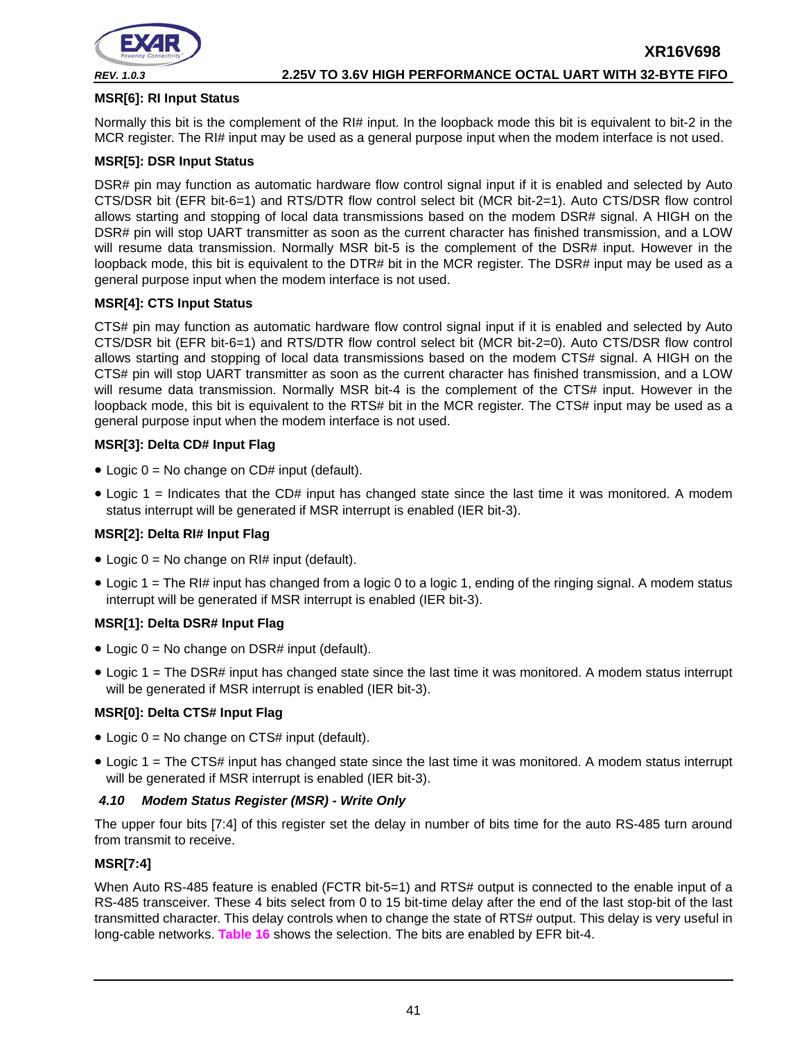#### MSR[6]: RI Input Status

Normally this bit is the complement of the RI# input. In the loopback mode this bit is equivalent to bit-2 in the MCR register. The RI# input may be used as a general purpose input when the modem interface is not used.

#### MSR[5]: DSR Input Status

DSR# pin may function as automatic hardware flow control signal input if it is enabled and selected by Auto CTS/DSR bit (EFR bit-6=1) and RTS/DTR flow control select bit (MCR bit-2=1). Auto CTS/DSR flow control allows starting and stopping of local data transmissions based on the modem DSR# signal. A HIGH on the DSR# pin will stop UART transmitter as soon as the current character has finished transmission, and a LOW will resume data transmission. Normally MSR bit-5 is the complement of the DSR# input. However in the loopback mode, this bit is equivalent to the DTR# bit in the MCR register. The DSR# input may be used as a general purpose input when the modem interface is not used.

#### MSR[4]: CTS Input Status

CTS# pin may function as automatic hardware flow control signal input if it is enabled and selected by Auto CTS/DSR bit (EFR bit-6=1) and RTS/DTR flow control select bit (MCR bit-2=0). Auto CTS/DSR flow control allows starting and stopping of local data transmissions based on the modem CTS# signal. A HIGH on the CTS# pin will stop UART transmitter as soon as the current character has finished transmission, and a LOW will resume data transmission. Normally MSR bit-4 is the complement of the CTS# input. However in the loopback mode, this bit is equivalent to the RTS# bit in the MCR register. The CTS# input may be used as a general purpose input when the modem interface is not used.

#### MSR[3]: Delta CD# Input Flag

- Logic 0 = No change on CD# input (default).
- Logic 1 = Indicates that the CD# input has changed state since the last time it was monitored. A modem status interrupt will be generated if MSR interrupt is enabled (IER bit-3).

#### MSR[2]: Delta RI# Input Flag

- Logic 0 = No change on RI# input (default).
- Logic 1 = The RI# input has changed from a logic 0 to a logic 1, ending of the ringing signal. A modem status interrupt will be generated if MSR interrupt is enabled (IER bit-3).

#### MSR[1]: Delta DSR# Input Flag

- Logic 0 = No change on DSR# input (default).
- Logic 1 = The DSR# input has changed state since the last time it was monitored. A modem status interrupt will be generated if MSR interrupt is enabled (IER bit-3).

#### MSR[0]: Delta CTS# Input Flag

- Logic 0 = No change on CTS# input (default).
- Logic 1 = The CTS# input has changed state since the last time it was monitored. A modem status interrupt will be generated if MSR interrupt is enabled (IER bit-3).

### *4.10 Modem Status Register (MSR) - Write Only*

The upper four bits [7:4] of this register set the delay in number of bits time for the auto RS-485 turn around from transmit to receive.

#### MSR[7:4]

When Auto RS-485 feature is enabled (FCTR bit-5=1) and RTS# output is connected to the enable input of a RS-485 transceiver. These 4 bits select from 0 to 15 bit-time delay after the end of the last stop-bit of the last transmitted character. This delay controls when to change the state of RTS# output. This delay is very useful in long-cable networks. Table 16 shows the selection. The bits are enabled by EFR bit-4.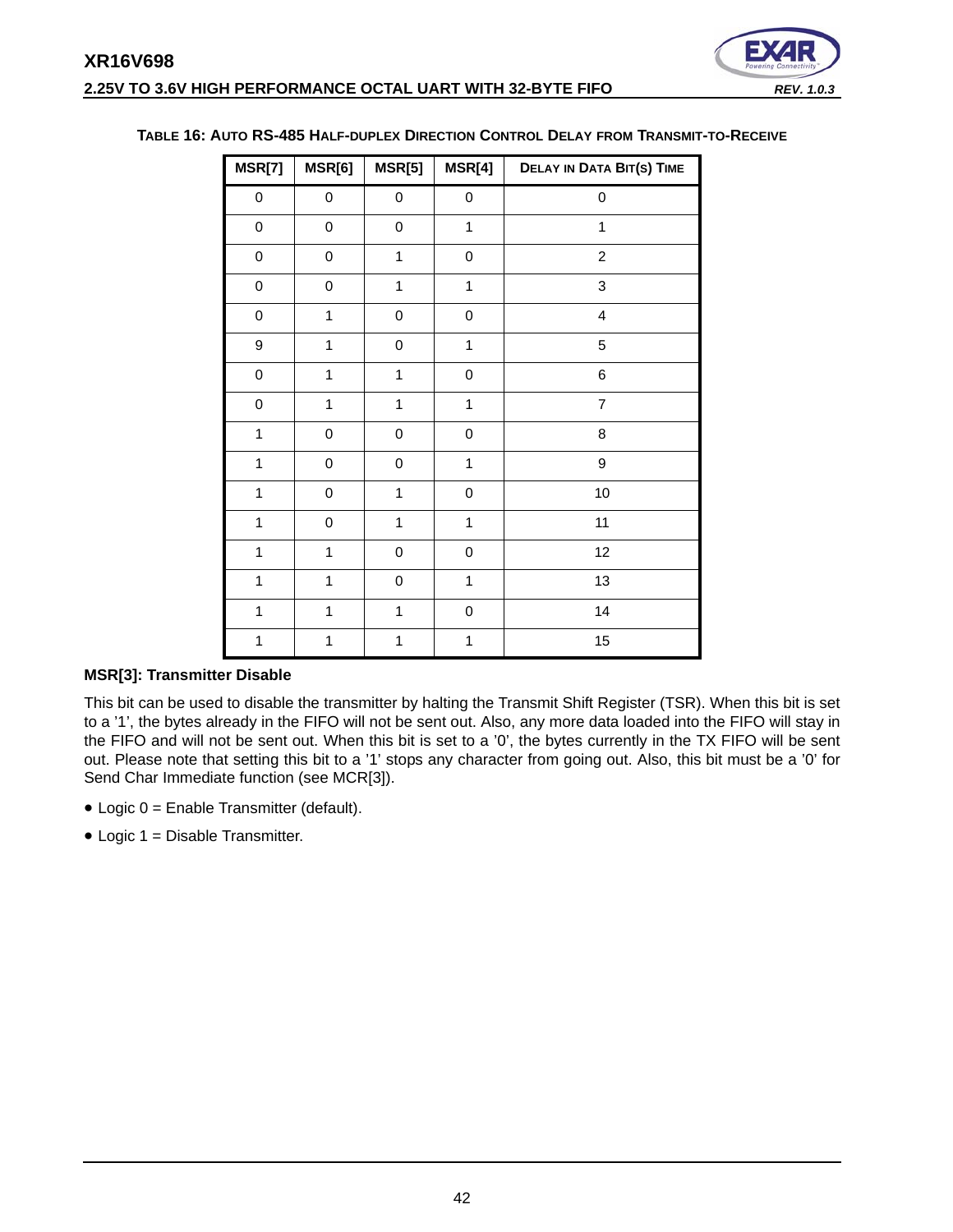**TABLE 16: AUTO RS-485 HALF-DUPLEX DIRECTION CONTROL DELAY FROM TRANSMIT-TO-RECEIVE**

| MSR[7] | MSR[6] | MSR[5] | MSR[4] | DELAY IN DATA BIT(S) TIME |
|---|---|---|---|---|
| 0 | 0 | 0 | 0 | 0 |
| 0 | 0 | 0 | 1 | 1 |
| 0 | 0 | 1 | 0 | 2 |
| 0 | 0 | 1 | 1 | 3 |
| 0 | 1 | 0 | 0 | 4 |
| 9 | 1 | 0 | 1 | 5 |
| 0 | 1 | 1 | 0 | 6 |
| 0 | 1 | 1 | 1 | 7 |
| 1 | 0 | 0 | 0 | 8 |
| 1 | 0 | 0 | 1 | 9 |
| 1 | 0 | 1 | 0 | 10 |
| 1 | 0 | 1 | 1 | 11 |
| 1 | 1 | 0 | 0 | 12 |
| 1 | 1 | 0 | 1 | 13 |
| 1 | 1 | 1 | 0 | 14 |
| 1 | 1 | 1 | 1 | 15 |

**MSR[3]: Transmitter Disable**

This bit can be used to disable the transmitter by halting the Transmit Shift Register (TSR). When this bit is set to a '1', the bytes already in the FIFO will not be sent out. Also, any more data loaded into the FIFO will stay in the FIFO and will not be sent out. When this bit is set to a '0', the bytes currently in the TX FIFO will be sent out. Please note that setting this bit to a '1' stops any character from going out. Also, this bit must be a '0' for Send Char Immediate function (see MCR[3]).

- Logic 0 = Enable Transmitter (default).
- Logic 1 = Disable Transmitter.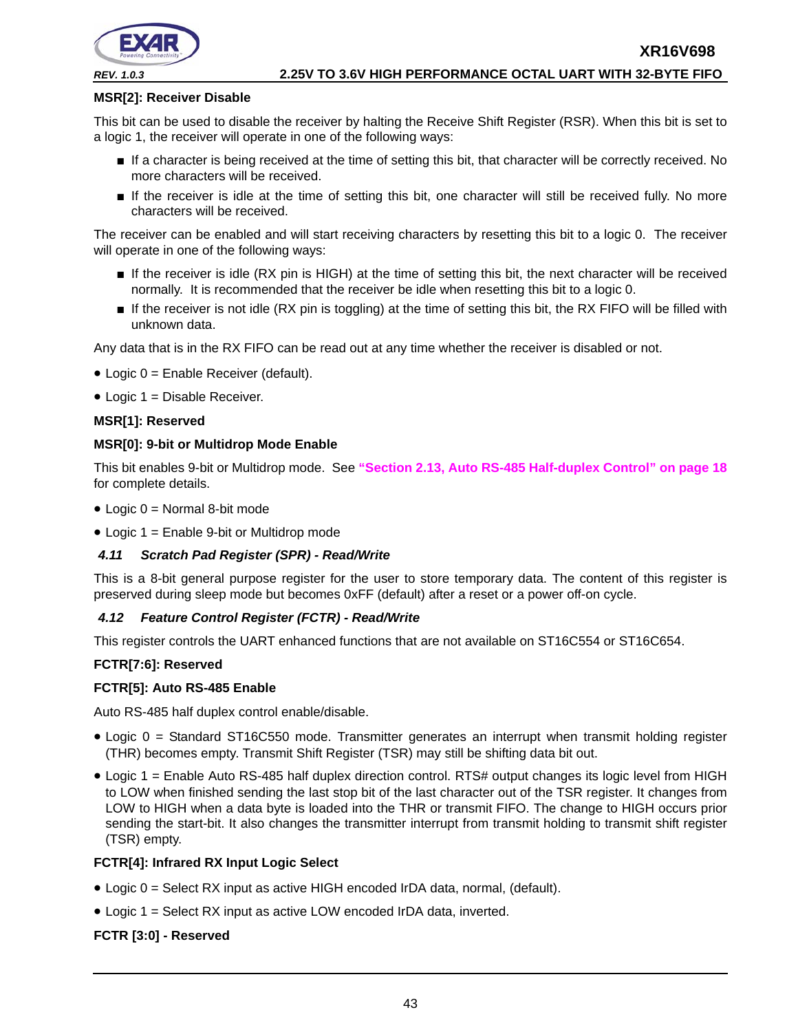**MSR[2]: Receiver Disable**

This bit can be used to disable the receiver by halting the Receive Shift Register (RSR). When this bit is set to a logic 1, the receiver will operate in one of the following ways:

- If a character is being received at the time of setting this bit, that character will be correctly received. No more characters will be received.
- If the receiver is idle at the time of setting this bit, one character will still be received fully. No more characters will be received.

The receiver can be enabled and will start receiving characters by resetting this bit to a logic 0. The receiver will operate in one of the following ways:

- If the receiver is idle (RX pin is HIGH) at the time of setting this bit, the next character will be received normally. It is recommended that the receiver be idle when resetting this bit to a logic 0.
- If the receiver is not idle (RX pin is toggling) at the time of setting this bit, the RX FIFO will be filled with unknown data.

Any data that is in the RX FIFO can be read out at any time whether the receiver is disabled or not.

- Logic 0 = Enable Receiver (default).
- Logic 1 = Disable Receiver.

**MSR[1]: Reserved**

**MSR[0]: 9-bit or Multidrop Mode Enable**

This bit enables 9-bit or Multidrop mode. See **"Section 2.13, Auto RS-485 Half-duplex Control" on page 18** for complete details.

- Logic 0 = Normal 8-bit mode
- Logic 1 = Enable 9-bit or Multidrop mode

### *4.11 Scratch Pad Register (SPR) - Read/Write*

This is a 8-bit general purpose register for the user to store temporary data. The content of this register is preserved during sleep mode but becomes 0xFF (default) after a reset or a power off-on cycle.

### *4.12 Feature Control Register (FCTR) - Read/Write*

This register controls the UART enhanced functions that are not available on ST16C554 or ST16C654.

**FCTR[7:6]: Reserved**

**FCTR[5]: Auto RS-485 Enable**

Auto RS-485 half duplex control enable/disable.

- Logic 0 = Standard ST16C550 mode. Transmitter generates an interrupt when transmit holding register (THR) becomes empty. Transmit Shift Register (TSR) may still be shifting data bit out.
- Logic 1 = Enable Auto RS-485 half duplex direction control. RTS# output changes its logic level from HIGH to LOW when finished sending the last stop bit of the last character out of the TSR register. It changes from LOW to HIGH when a data byte is loaded into the THR or transmit FIFO. The change to HIGH occurs prior sending the start-bit. It also changes the transmitter interrupt from transmit holding to transmit shift register (TSR) empty.

**FCTR[4]: Infrared RX Input Logic Select**

- Logic 0 = Select RX input as active HIGH encoded IrDA data, normal, (default).
- Logic 1 = Select RX input as active LOW encoded IrDA data, inverted.

**FCTR [3:0] - Reserved**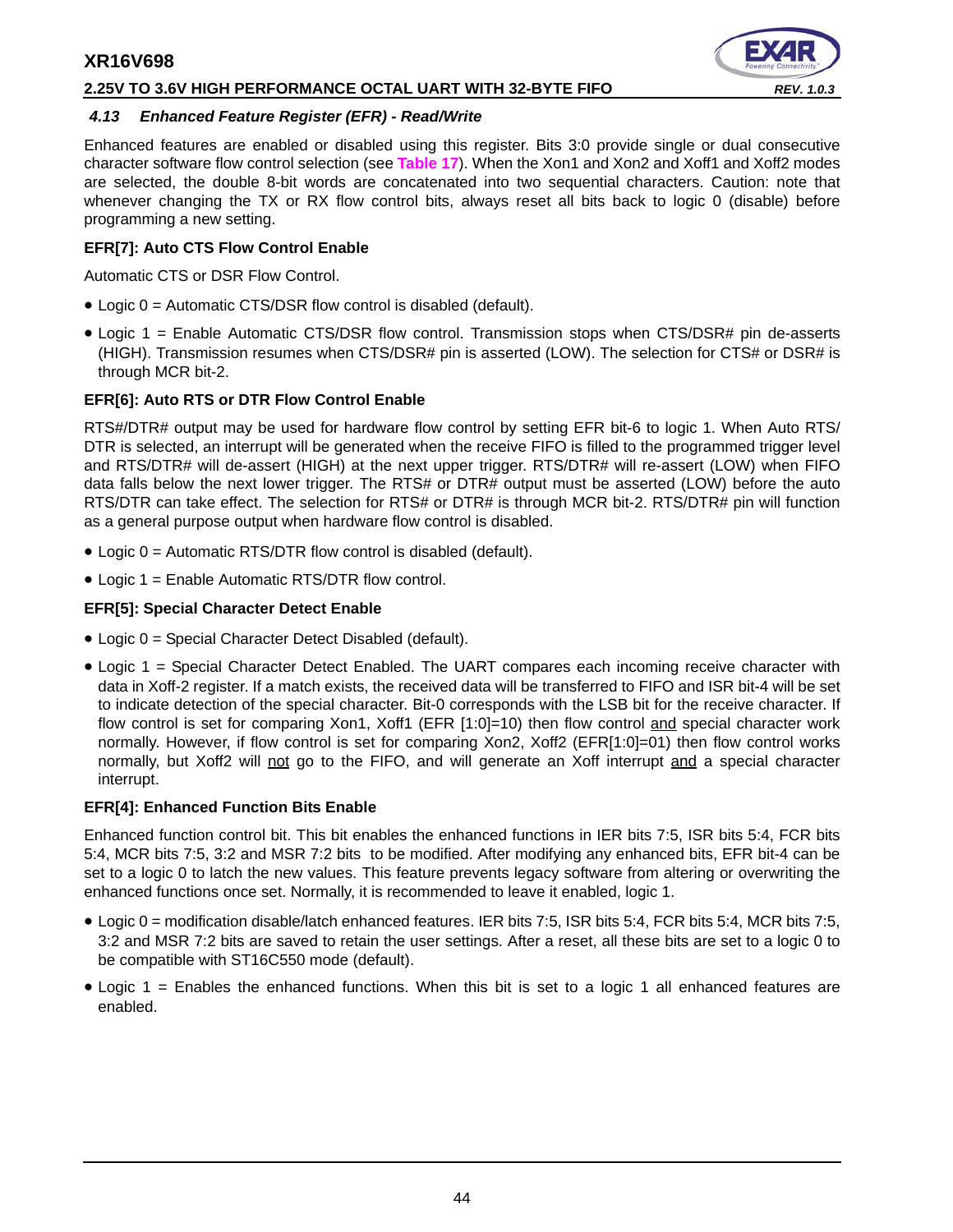### 4.13 Enhanced Feature Register (EFR) - Read/Write

Enhanced features are enabled or disabled using this register. Bits 3:0 provide single or dual consecutive character software flow control selection (see **Table 17**). When the Xon1 and Xon2 and Xoff1 and Xoff2 modes are selected, the double 8-bit words are concatenated into two sequential characters. Caution: note that whenever changing the TX or RX flow control bits, always reset all bits back to logic 0 (disable) before programming a new setting.

**EFR[7]: Auto CTS Flow Control Enable**

Automatic CTS or DSR Flow Control.

- Logic 0 = Automatic CTS/DSR flow control is disabled (default).
- Logic 1 = Enable Automatic CTS/DSR flow control. Transmission stops when CTS/DSR# pin de-asserts (HIGH). Transmission resumes when CTS/DSR# pin is asserted (LOW). The selection for CTS# or DSR# is through MCR bit-2.

**EFR[6]: Auto RTS or DTR Flow Control Enable**

RTS#/DTR# output may be used for hardware flow control by setting EFR bit-6 to logic 1. When Auto RTS/DTR is selected, an interrupt will be generated when the receive FIFO is filled to the programmed trigger level and RTS/DTR# will de-assert (HIGH) at the next upper trigger. RTS/DTR# will re-assert (LOW) when FIFO data falls below the next lower trigger. The RTS# or DTR# output must be asserted (LOW) before the auto RTS/DTR can take effect. The selection for RTS# or DTR# is through MCR bit-2. RTS/DTR# pin will function as a general purpose output when hardware flow control is disabled.

- Logic 0 = Automatic RTS/DTR flow control is disabled (default).
- Logic 1 = Enable Automatic RTS/DTR flow control.

**EFR[5]: Special Character Detect Enable**

- Logic 0 = Special Character Detect Disabled (default).
- Logic 1 = Special Character Detect Enabled. The UART compares each incoming receive character with data in Xoff-2 register. If a match exists, the received data will be transferred to FIFO and ISR bit-4 will be set to indicate detection of the special character. Bit-0 corresponds with the LSB bit for the receive character. If flow control is set for comparing Xon1, Xoff1 (EFR [1:0]=10) then flow control and special character work normally. However, if flow control is set for comparing Xon2, Xoff2 (EFR[1:0]=01) then flow control works normally, but Xoff2 will not go to the FIFO, and will generate an Xoff interrupt and a special character interrupt.

**EFR[4]: Enhanced Function Bits Enable**

Enhanced function control bit. This bit enables the enhanced functions in IER bits 7:5, ISR bits 5:4, FCR bits 5:4, MCR bits 7:5, 3:2 and MSR 7:2 bits to be modified. After modifying any enhanced bits, EFR bit-4 can be set to a logic 0 to latch the new values. This feature prevents legacy software from altering or overwriting the enhanced functions once set. Normally, it is recommended to leave it enabled, logic 1.

- Logic 0 = modification disable/latch enhanced features. IER bits 7:5, ISR bits 5:4, FCR bits 5:4, MCR bits 7:5, 3:2 and MSR 7:2 bits are saved to retain the user settings. After a reset, all these bits are set to a logic 0 to be compatible with ST16C550 mode (default).
- Logic 1 = Enables the enhanced functions. When this bit is set to a logic 1 all enhanced features are enabled.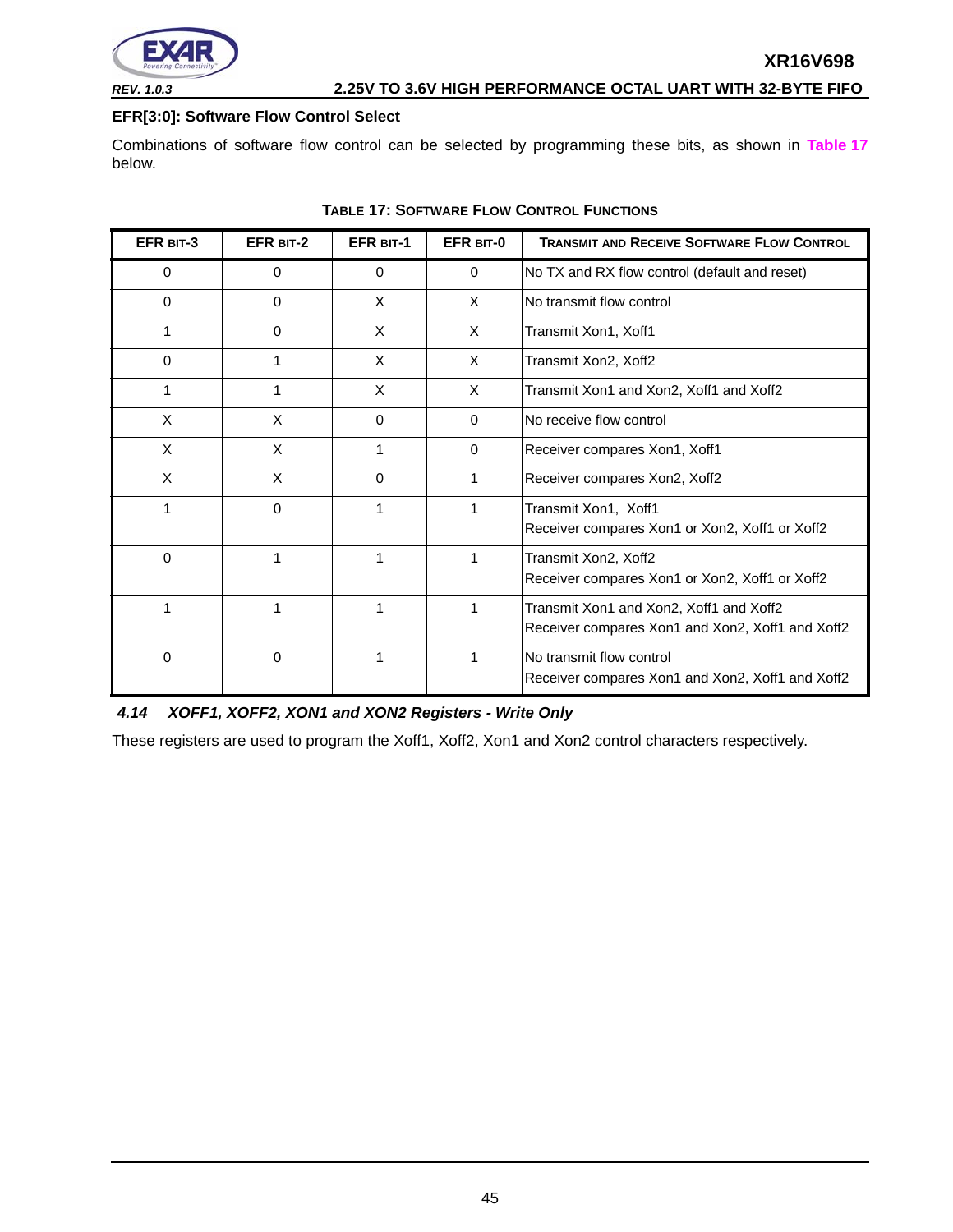### EFR[3:0]: Software Flow Control Select

Combinations of software flow control can be selected by programming these bits, as shown in **Table 17** below.

**TABLE 17: SOFTWARE FLOW CONTROL FUNCTIONS**

| EFR BIT-3 | EFR BIT-2 | EFR BIT-1 | EFR BIT-0 | TRANSMIT AND RECEIVE SOFTWARE FLOW CONTROL |
|---|---|---|---|---|
| 0 | 0 | 0 | 0 | No TX and RX flow control (default and reset) |
| 0 | 0 | X | X | No transmit flow control |
| 1 | 0 | X | X | Transmit Xon1, Xoff1 |
| 0 | 1 | X | X | Transmit Xon2, Xoff2 |
| 1 | 1 | X | X | Transmit Xon1 and Xon2, Xoff1 and Xoff2 |
| X | X | 0 | 0 | No receive flow control |
| X | X | 1 | 0 | Receiver compares Xon1, Xoff1 |
| X | X | 0 | 1 | Receiver compares Xon2, Xoff2 |
| 1 | 0 | 1 | 1 | Transmit Xon1, Xoff1<br>Receiver compares Xon1 or Xon2, Xoff1 or Xoff2 |
| 0 | 1 | 1 | 1 | Transmit Xon2, Xoff2<br>Receiver compares Xon1 or Xon2, Xoff1 or Xoff2 |
| 1 | 1 | 1 | 1 | Transmit Xon1 and Xon2, Xoff1 and Xoff2<br>Receiver compares Xon1 and Xon2, Xoff1 and Xoff2 |
| 0 | 0 | 1 | 1 | No transmit flow control<br>Receiver compares Xon1 and Xon2, Xoff1 and Xoff2 |

### *4.14 XOFF1, XOFF2, XON1 and XON2 Registers - Write Only*

These registers are used to program the Xoff1, Xoff2, Xon1 and Xon2 control characters respectively.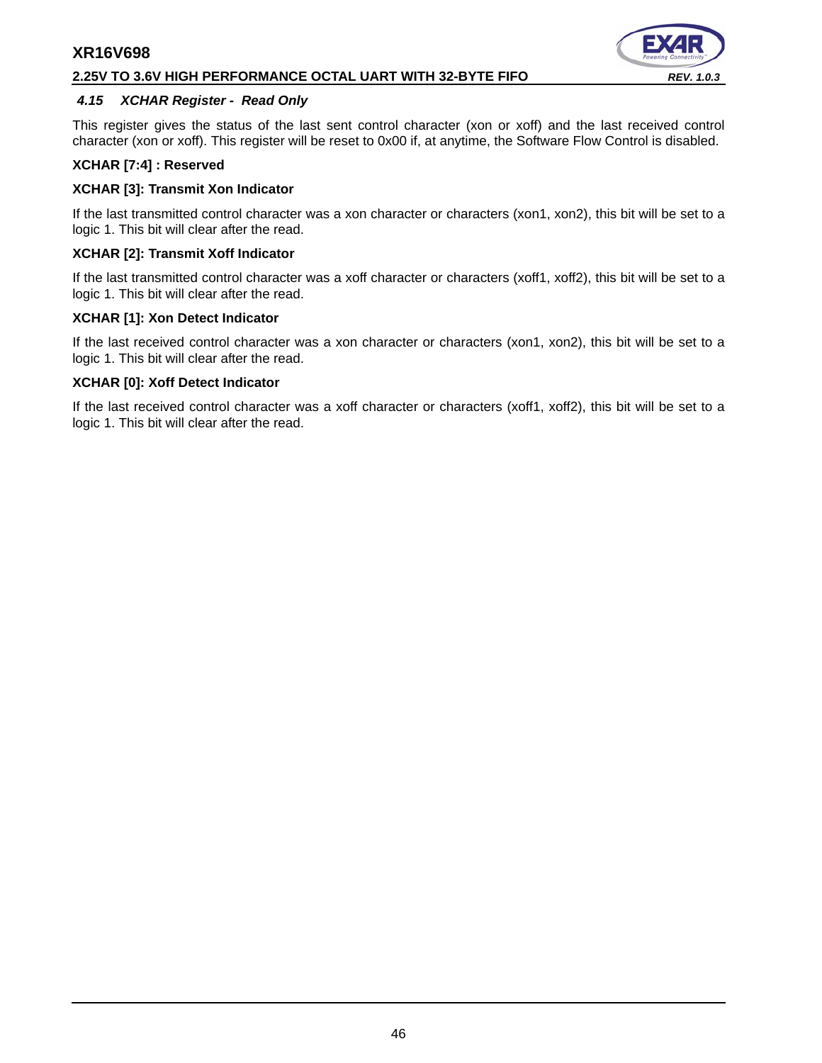### *4.15 XCHAR Register - Read Only*

This register gives the status of the last sent control character (xon or xoff) and the last received control character (xon or xoff). This register will be reset to 0x00 if, at anytime, the Software Flow Control is disabled.

**XCHAR [7:4] : Reserved**

**XCHAR [3]: Transmit Xon Indicator**

If the last transmitted control character was a xon character or characters (xon1, xon2), this bit will be set to a logic 1. This bit will clear after the read.

**XCHAR [2]: Transmit Xoff Indicator**

If the last transmitted control character was a xoff character or characters (xoff1, xoff2), this bit will be set to a logic 1. This bit will clear after the read.

**XCHAR [1]: Xon Detect Indicator**

If the last received control character was a xon character or characters (xon1, xon2), this bit will be set to a logic 1. This bit will clear after the read.

**XCHAR [0]: Xoff Detect Indicator**

If the last received control character was a xoff character or characters (xoff1, xoff2), this bit will be set to a logic 1. This bit will clear after the read.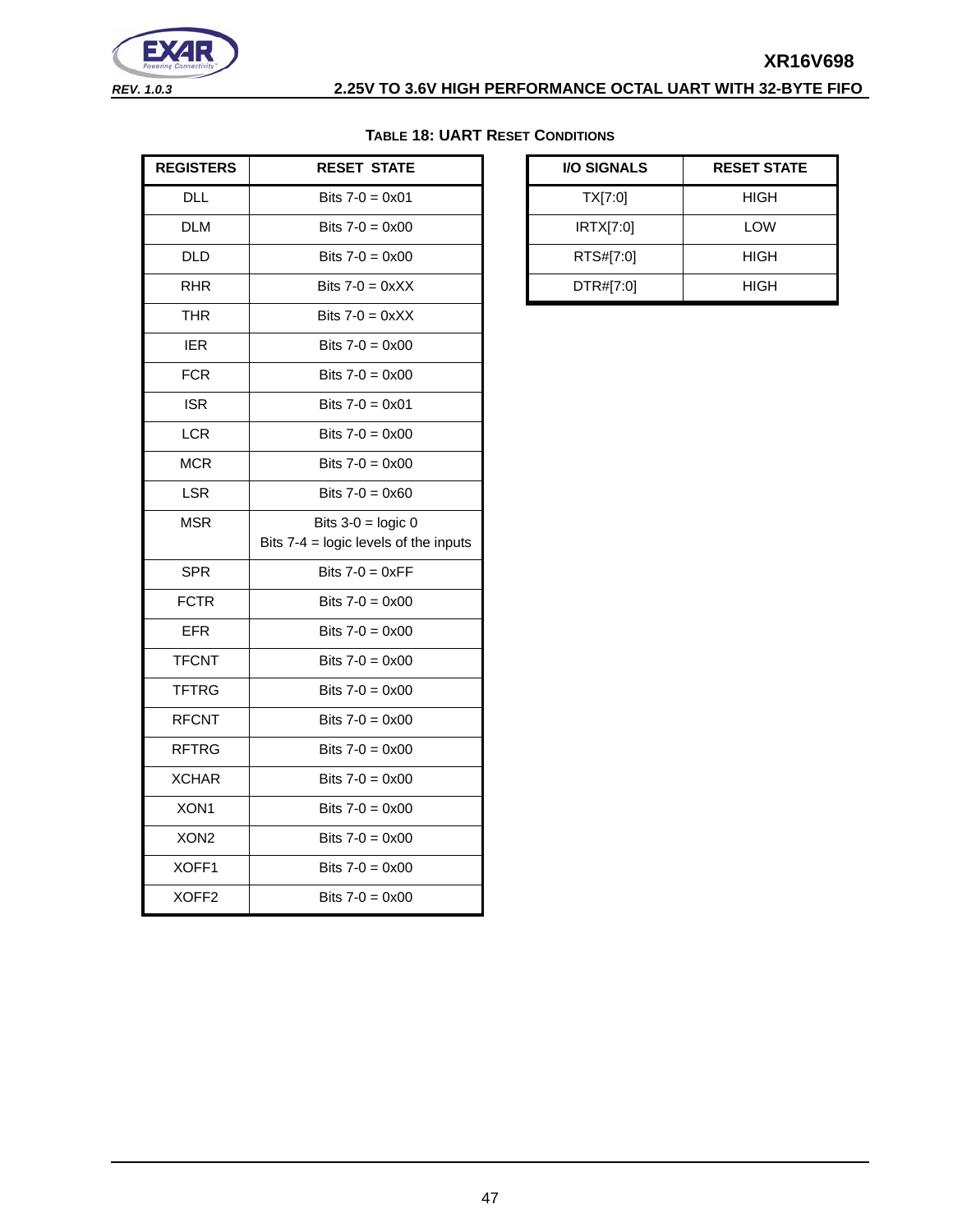**TABLE 18: UART RESET CONDITIONS**

| REGISTERS | RESET STATE |
|---|---|
| DLL | Bits 7-0 = 0x01 |
| DLM | Bits 7-0 = 0x00 |
| DLD | Bits 7-0 = 0x00 |
| RHR | Bits 7-0 = 0xXX |
| THR | Bits 7-0 = 0xXX |
| IER | Bits 7-0 = 0x00 |
| FCR | Bits 7-0 = 0x00 |
| ISR | Bits 7-0 = 0x01 |
| LCR | Bits 7-0 = 0x00 |
| MCR | Bits 7-0 = 0x00 |
| LSR | Bits 7-0 = 0x60 |
| MSR | Bits 3-0 = logic 0<br>Bits 7-4 = logic levels of the inputs |
| SPR | Bits 7-0 = 0xFF |
| FCTR | Bits 7-0 = 0x00 |
| EFR | Bits 7-0 = 0x00 |
| TFCNT | Bits 7-0 = 0x00 |
| TFTRG | Bits 7-0 = 0x00 |
| RFCNT | Bits 7-0 = 0x00 |
| RFTRG | Bits 7-0 = 0x00 |
| XCHAR | Bits 7-0 = 0x00 |
| XON1 | Bits 7-0 = 0x00 |
| XON2 | Bits 7-0 = 0x00 |
| XOFF1 | Bits 7-0 = 0x00 |
| XOFF2 | Bits 7-0 = 0x00 |

| I/O SIGNALS | RESET STATE |
|---|---|
| TX[7:0] | HIGH |
| IRTX[7:0] | LOW |
| RTS#[7:0] | HIGH |
| DTR#[7:0] | HIGH |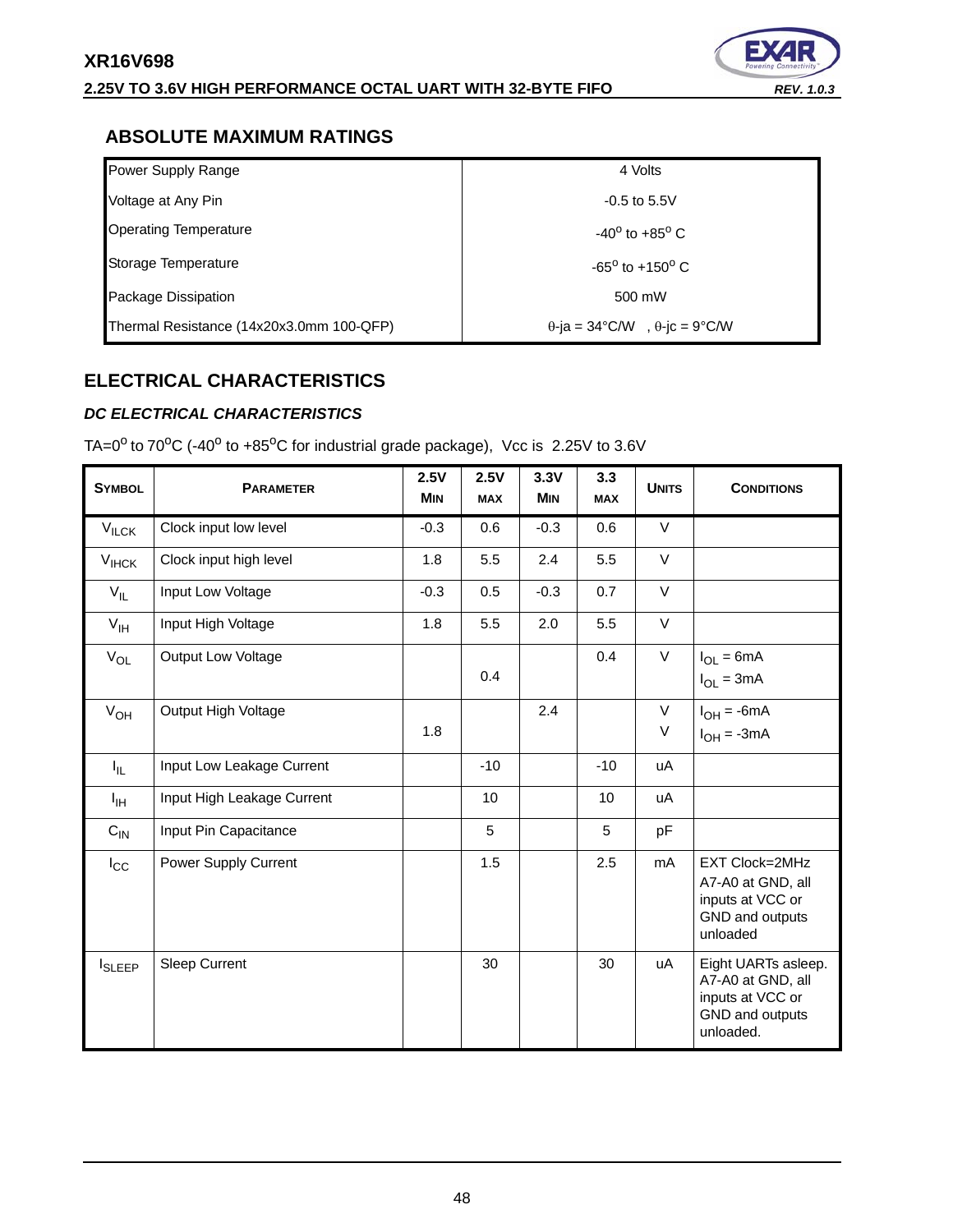## ABSOLUTE MAXIMUM RATINGS

| | |
|---|---|
| Power Supply Range | 4 Volts |
| Voltage at Any Pin | -0.5 to 5.5V |
| Operating Temperature | $-40^o$ to $+85^o$ C |
| Storage Temperature | $-65^o$ to $+150^o$ C |
| Package Dissipation | 500 mW |
| Thermal Resistance (14x20x3.0mm 100-QFP) | θ-ja = 34°C/W , θ-jc = 9°C/W |

## ELECTRICAL CHARACTERISTICS

### *DC ELECTRICAL CHARACTERISTICS*

TA=$0^o$ to $70^o$C ($-40^o$ to $+85^o$C for industrial grade package), Vcc is 2.25V to 3.6V

| SYMBOL | PARAMETER | 2.5V MIN | 2.5V MAX | 3.3V MIN | 3.3 MAX | UNITS | CONDITIONS |
|---|---|---|---|---|---|---|---|
| $V_{ILCK}$ | Clock input low level | -0.3 | 0.6 | -0.3 | 0.6 | V | |
| $V_{IHCK}$ | Clock input high level | 1.8 | 5.5 | 2.4 | 5.5 | V | |
| $V_{IL}$ | Input Low Voltage | -0.3 | 0.5 | -0.3 | 0.7 | V | |
| $V_{IH}$ | Input High Voltage | 1.8 | 5.5 | 2.0 | 5.5 | V | |
| $V_{OL}$ | Output Low Voltage | | <br>0.4 | | 0.4 | V | $I_{OL}$ = 6mA<br>$I_{OL}$ = 3mA |
| $V_{OH}$ | Output High Voltage | <br>1.8 | | 2.4 | | V<br>V | $I_{OH}$ = -6mA<br>$I_{OH}$ = -3mA |
| $I_{IL}$ | Input Low Leakage Current | | -10 | | -10 | uA | |
| $I_{IH}$ | Input High Leakage Current | | 10 | | 10 | uA | |
| $C_{IN}$ | Input Pin Capacitance | | 5 | | 5 | pF | |
| $I_{CC}$ | Power Supply Current | | 1.5 | | 2.5 | mA | EXT Clock=2MHz A7-A0 at GND, all inputs at VCC or GND and outputs unloaded |
| $I_{SLEEP}$ | Sleep Current | | 30 | | 30 | uA | Eight UARTs asleep. A7-A0 at GND, all inputs at VCC or GND and outputs unloaded. |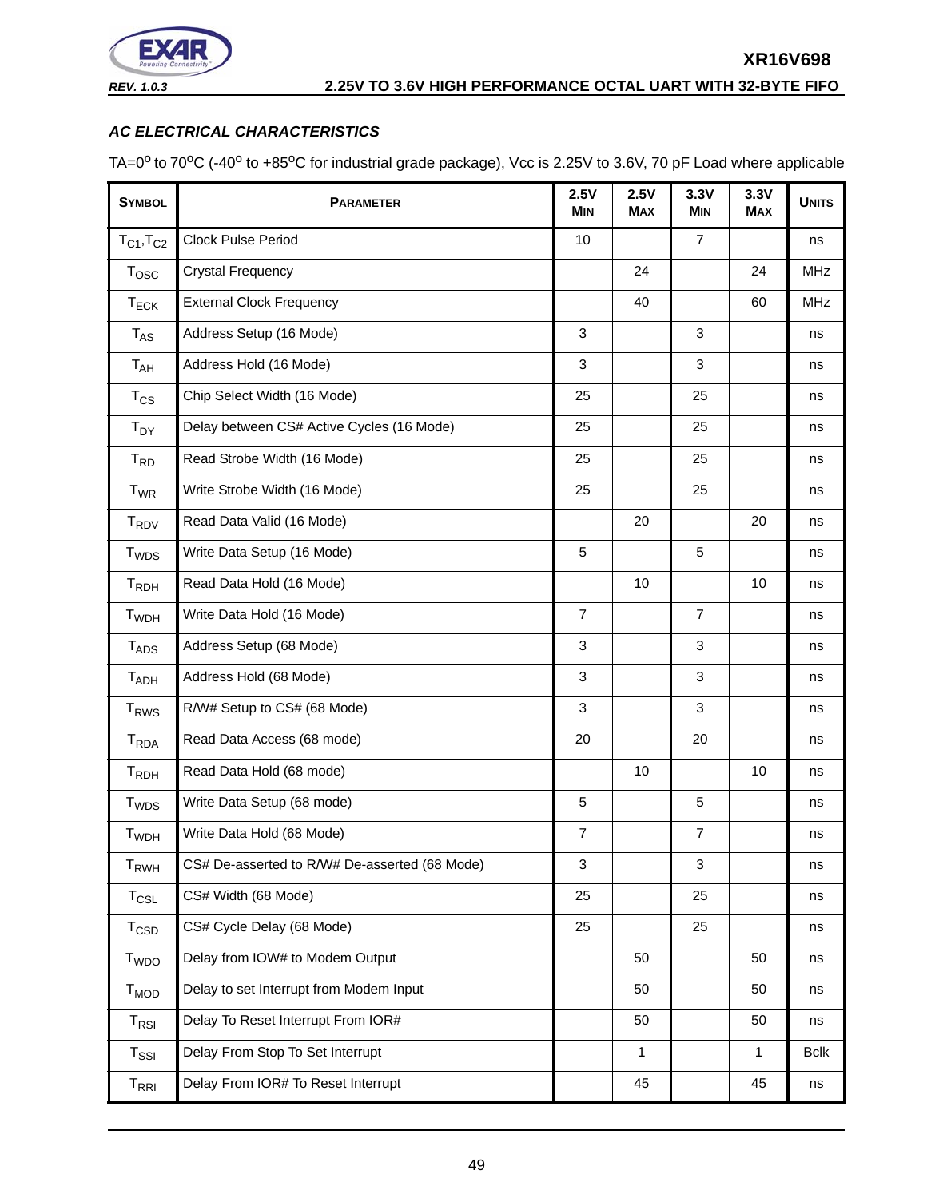### *AC ELECTRICAL CHARACTERISTICS*

TA=0° to 70°C (-40° to +85°C for industrial grade package), Vcc is 2.25V to 3.6V, 70 pF Load where applicable

| Symbol | Parameter | 2.5V Min | 2.5V Max | 3.3V Min | 3.3V Max | Units |
|---|---|---|---|---|---|---|
| $T_{C1}$,$T_{C2}$ | Clock Pulse Period | 10 | | 7 | | ns |
| $T_{OSC}$ | Crystal Frequency | | 24 | | 24 | MHz |
| $T_{ECK}$ | External Clock Frequency | | 40 | | 60 | MHz |
| $T_{AS}$ | Address Setup (16 Mode) | 3 | | 3 | | ns |
| $T_{AH}$ | Address Hold (16 Mode) | 3 | | 3 | | ns |
| $T_{CS}$ | Chip Select Width (16 Mode) | 25 | | 25 | | ns |
| $T_{DY}$ | Delay between CS# Active Cycles (16 Mode) | 25 | | 25 | | ns |
| $T_{RD}$ | Read Strobe Width (16 Mode) | 25 | | 25 | | ns |
| $T_{WR}$ | Write Strobe Width (16 Mode) | 25 | | 25 | | ns |
| $T_{RDV}$ | Read Data Valid (16 Mode) | | 20 | | 20 | ns |
| $T_{WDS}$ | Write Data Setup (16 Mode) | 5 | | 5 | | ns |
| $T_{RDH}$ | Read Data Hold (16 Mode) | | 10 | | 10 | ns |
| $T_{WDH}$ | Write Data Hold (16 Mode) | 7 | | 7 | | ns |
| $T_{ADS}$ | Address Setup (68 Mode) | 3 | | 3 | | ns |
| $T_{ADH}$ | Address Hold (68 Mode) | 3 | | 3 | | ns |
| $T_{RWS}$ | R/W# Setup to CS# (68 Mode) | 3 | | 3 | | ns |
| $T_{RDA}$ | Read Data Access (68 mode) | 20 | | 20 | | ns |
| $T_{RDH}$ | Read Data Hold (68 mode) | | 10 | | 10 | ns |
| $T_{WDS}$ | Write Data Setup (68 mode) | 5 | | 5 | | ns |
| $T_{WDH}$ | Write Data Hold (68 Mode) | 7 | | 7 | | ns |
| $T_{RWH}$ | CS# De-asserted to R/W# De-asserted (68 Mode) | 3 | | 3 | | ns |
| $T_{CSL}$ | CS# Width (68 Mode) | 25 | | 25 | | ns |
| $T_{CSD}$ | CS# Cycle Delay (68 Mode) | 25 | | 25 | | ns |
| $T_{WDO}$ | Delay from IOW# to Modem Output | | 50 | | 50 | ns |
| $T_{MOD}$ | Delay to set Interrupt from Modem Input | | 50 | | 50 | ns |
| $T_{RSI}$ | Delay To Reset Interrupt From IOR# | | 50 | | 50 | ns |
| $T_{SSI}$ | Delay From Stop To Set Interrupt | | 1 | | 1 | Bclk |
| $T_{RRI}$ | Delay From IOR# To Reset Interrupt | | 45 | | 45 | ns |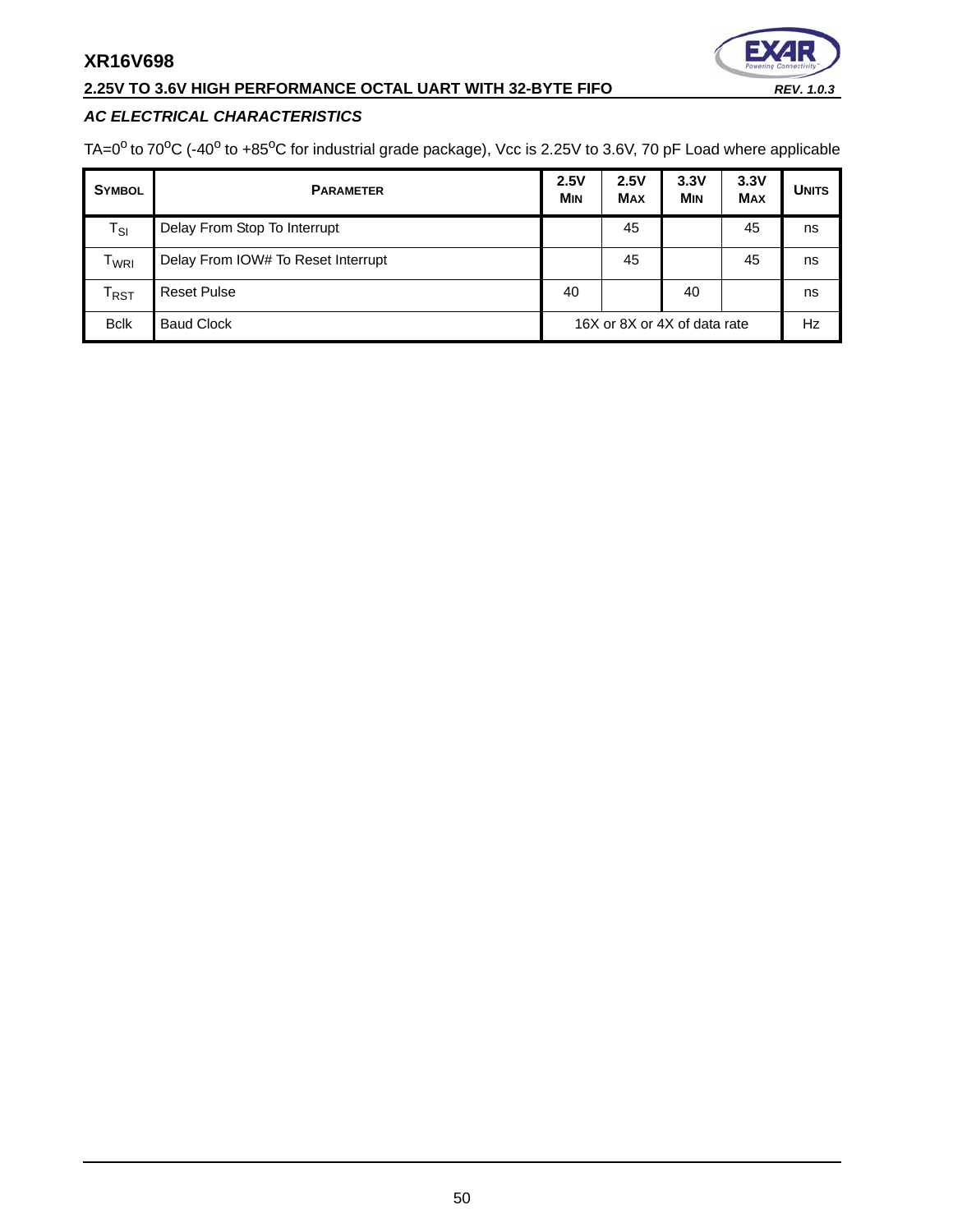### *AC ELECTRICAL CHARACTERISTICS*

TA=$0^o$ to $70^o$C ($-40^o$ to $+85^o$C for industrial grade package), Vcc is 2.25V to 3.6V, 70 pF Load where applicable

| SYMBOL | PARAMETER | 2.5V MIN | 2.5V MAX | 3.3V MIN | 3.3V MAX | UNITS |
|---|---|---|---|---|---|---|
| $T_{SI}$ | Delay From Stop To Interrupt | | 45 | | 45 | ns |
| $T_{WRI}$ | Delay From IOW# To Reset Interrupt | | 45 | | 45 | ns |
| $T_{RST}$ | Reset Pulse | 40 | | 40 | | ns |
| Bclk | Baud Clock | 16X or 8X or 4X of data rate | | | | Hz |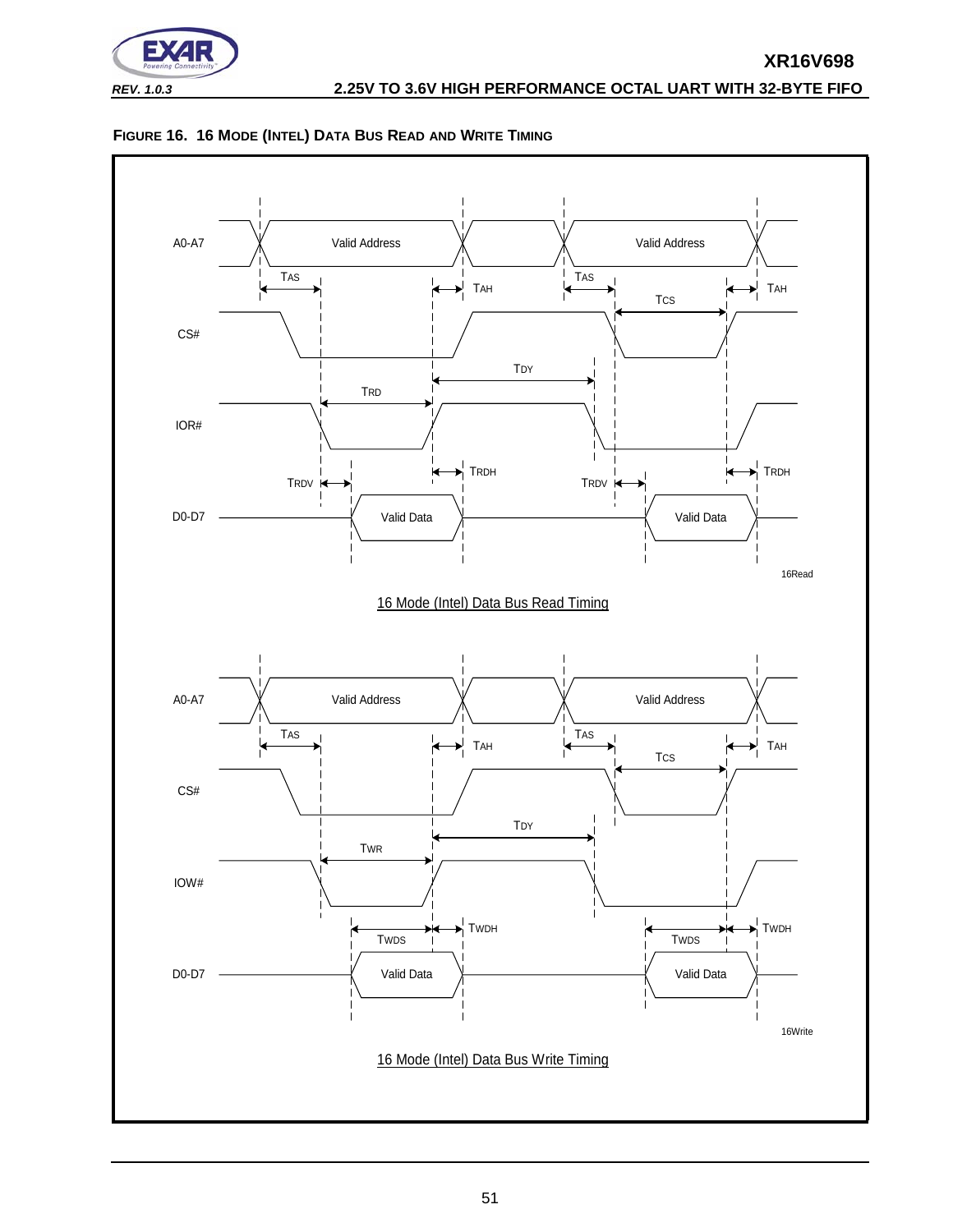**FIGURE 16. 16 MODE (INTEL) DATA BUS READ AND WRITE TIMING**

A0-A7
Valid Address
Valid Address
TAS
TAH
TAS
TAH
TCS
CS#
TDY
TRD
IOR#
TRDV
TRDH
TRDV
TRDH
D0-D7
Valid Data
Valid Data
16Read

16 Mode (Intel) Data Bus Read Timing

A0-A7
Valid Address
Valid Address
TAS
TAH
TAS
TAH
TCS
CS#
TDY
TWR
IOW#
TWDS
TWDH
TWDS
TWDH
D0-D7
Valid Data
Valid Data
16Write

16 Mode (Intel) Data Bus Write Timing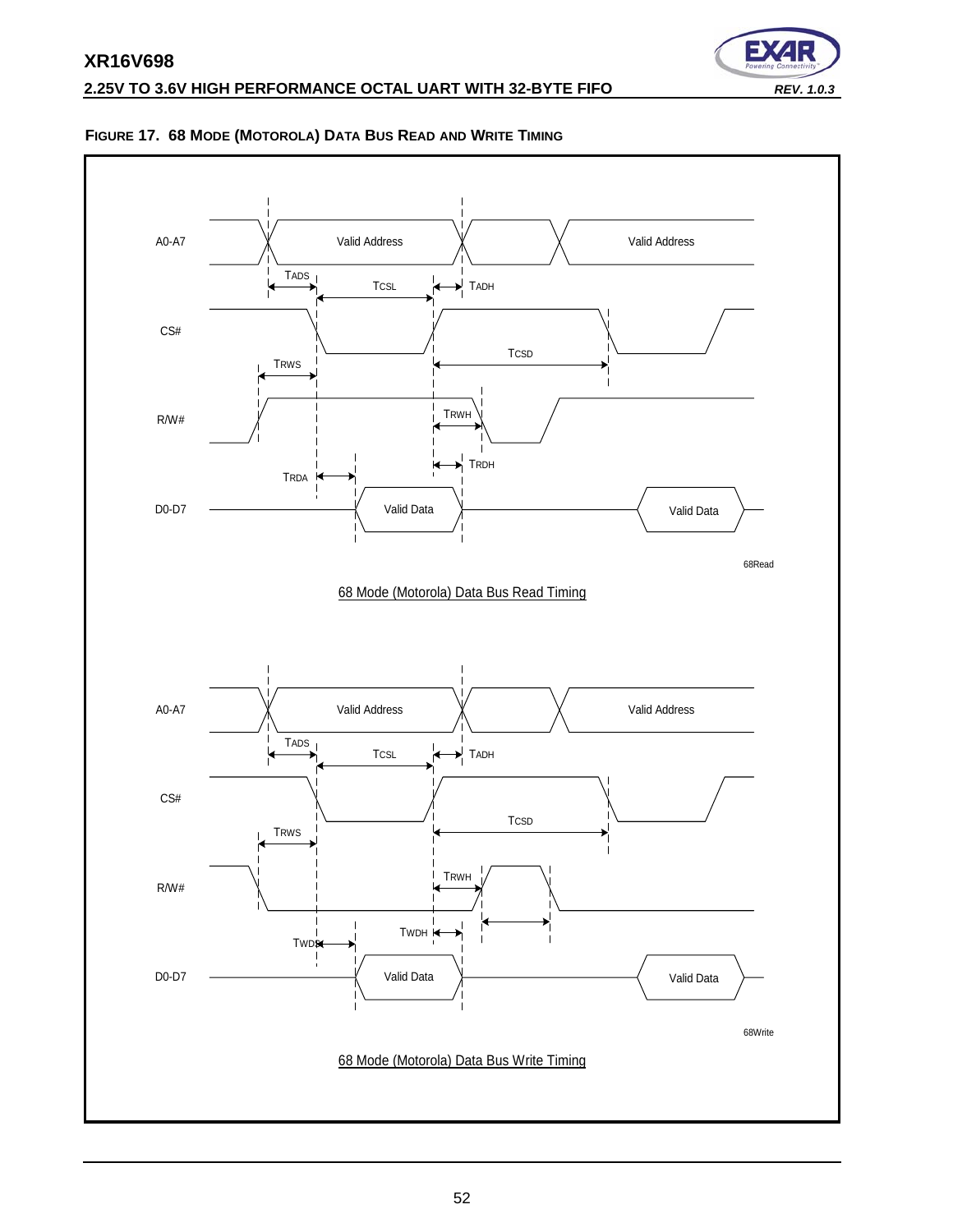**FIGURE 17. 68 MODE (MOTOROLA) DATA BUS READ AND WRITE TIMING**

A0-A7

Valid Address

Valid Address

TADS

TCSL

TADH

CS#

TCSD

TRWS

R/W#

TRWH

TRDH

TRDA

D0-D7

Valid Data

Valid Data

68Read

68 Mode (Motorola) Data Bus Read Timing

A0-A7

Valid Address

Valid Address

TADS

TCSL

TADH

CS#

TCSD

TRWS

R/W#

TRWH

TWDH

TWDS

D0-D7

Valid Data

Valid Data

68Write

68 Mode (Motorola) Data Bus Write Timing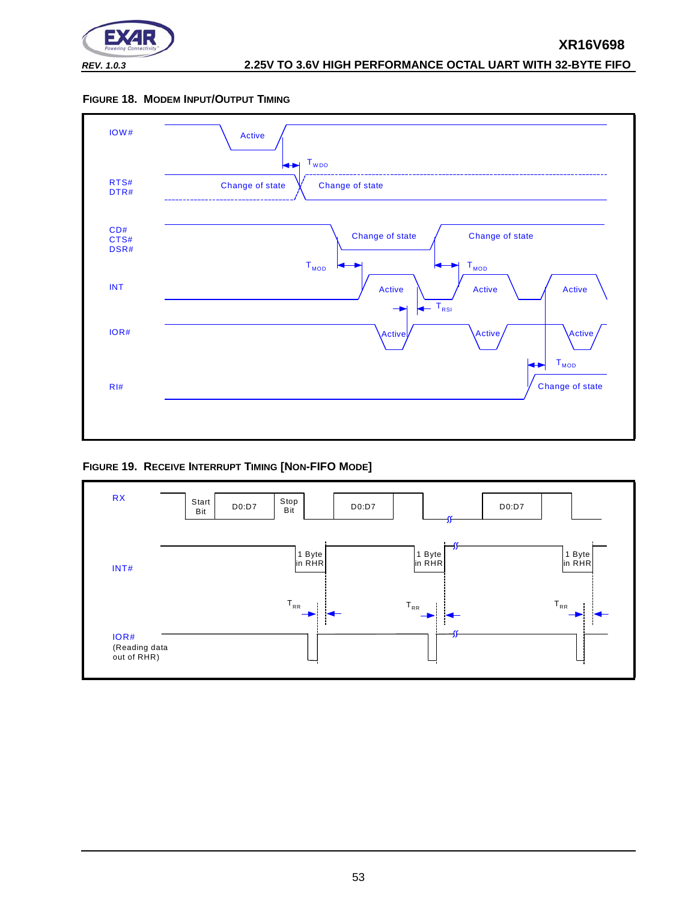**FIGURE 18. MODEM INPUT/OUTPUT TIMING**

IOW#
Active
$T_{WDO}$
RTS#
DTR#
Change of state
Change of state
CD#
CTS#
DSR#
Change of state
Change of state
$T_{MOD}$
$T_{MOD}$
INT
Active
Active
Active
$T_{RSI}$
IOR#
Active
Active
Active
$T_{MOD}$
RI#
Change of state

**FIGURE 19. RECEIVE INTERRUPT TIMING [NON-FIFO MODE]**

RX
Start Bit
D0:D7
Stop Bit
D0:D7
D0:D7
INT#
1 Byte in RHR
1 Byte in RHR
1 Byte in RHR
$T_{RR}$
$T_{RR}$
$T_{RR}$
IOR#
(Reading data out of RHR)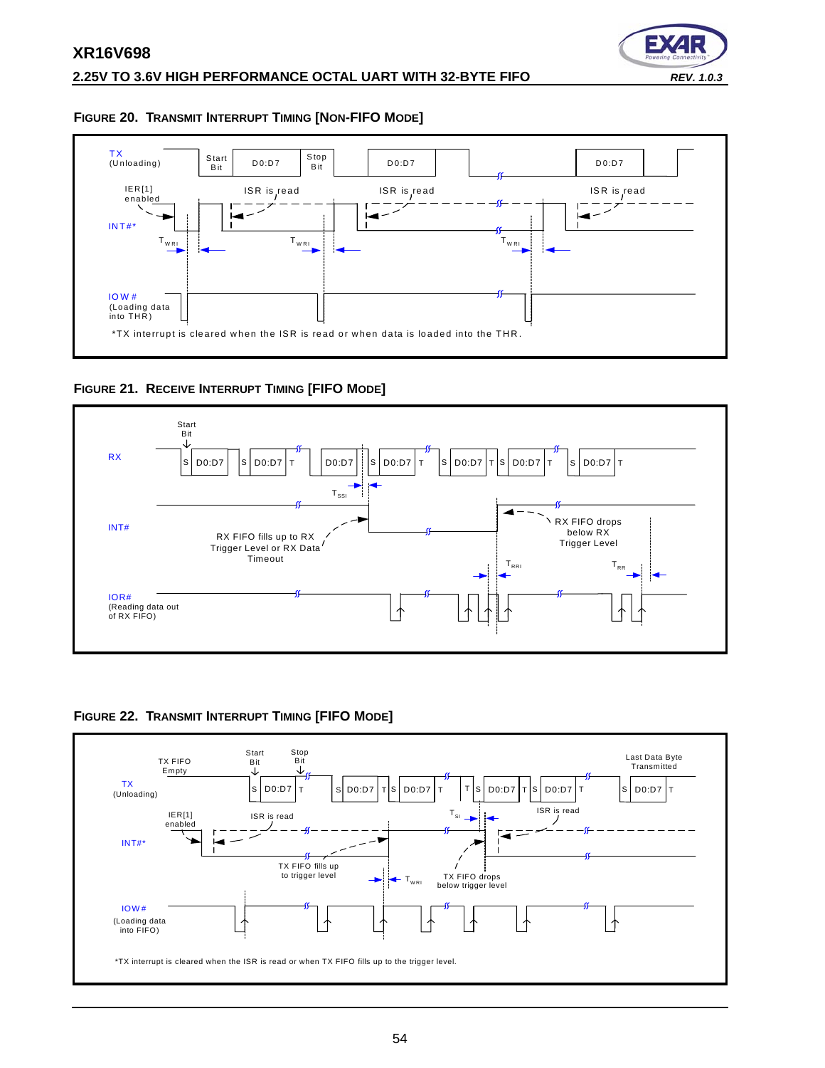**FIGURE 20. TRANSMIT INTERRUPT TIMING [NON-FIFO MODE]**

TX (Unloading)
Start Bit
D0:D7
Stop Bit
D0:D7
D0:D7
IER[1] enabled
ISR is read
ISR is read
ISR is read
INT#*
$T_{WRI}$
$T_{WRI}$
$T_{WRI}$
IOW# (Loading data into THR)

*TX interrupt is cleared when the ISR is read or when data is loaded into the THR.

**FIGURE 21. RECEIVE INTERRUPT TIMING [FIFO MODE]**

Start Bit
RX
S D0:D7 S D0:D7 T D0:D7 S D0:D7 T S D0:D7 T S D0:D7 T S D0:D7 T
$T_{SSI}$
INT#
RX FIFO fills up to RX Trigger Level or RX Data Timeout
RX FIFO drops below RX Trigger Level
$T_{RRI}$
$T_{RR}$
IOR# (Reading data out of RX FIFO)

**FIGURE 22. TRANSMIT INTERRUPT TIMING [FIFO MODE]**

TX FIFO Empty
Start Bit
Stop Bit
Last Data Byte Transmitted
TX (Unloading)
S D0:D7 T S D0:D7 T S D0:D7 T T S D0:D7 T S D0:D7 T S D0:D7 T
IER[1] enabled
ISR is read
$T_{SI}$
ISR is read
INT#*
TX FIFO fills up to trigger level
$T_{WRI}$
TX FIFO drops below trigger level
IOW# (Loading data into FIFO)

*TX interrupt is cleared when the ISR is read or when TX FIFO fills up to the trigger level.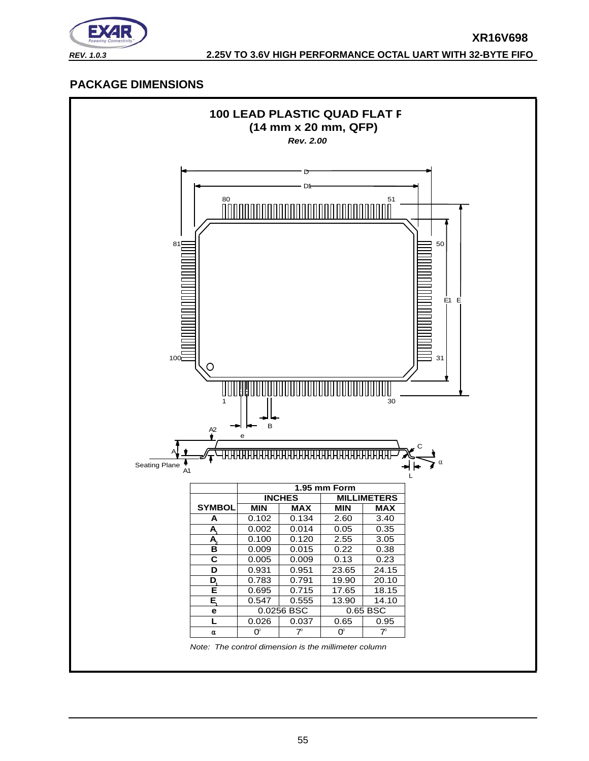## PACKAGE DIMENSIONS

**100 LEAD PLASTIC QUAD FLAT P**
**(14 mm x 20 mm, QFP)**
***Rev. 2.00***

D
D1
80
51
81
50
E1 E
100
31
1
30
B
A2
e
C
A
Seating Plane
A1
α
L

| | 1.95 mm Form | | | |
|---|---|---|---|---|
| | **INCHES** | | **MILLIMETERS** | |
| **SYMBOL** | **MIN** | **MAX** | **MIN** | **MAX** |
| **A** | 0.102 | 0.134 | 2.60 | 3.40 |
| **$A_1$** | 0.002 | 0.014 | 0.05 | 0.35 |
| **$A_2$** | 0.100 | 0.120 | 2.55 | 3.05 |
| **B** | 0.009 | 0.015 | 0.22 | 0.38 |
| **C** | 0.005 | 0.009 | 0.13 | 0.23 |
| **D** | 0.931 | 0.951 | 23.65 | 24.15 |
| **$D_1$** | 0.783 | 0.791 | 19.90 | 20.10 |
| **E** | 0.695 | 0.715 | 17.65 | 18.15 |
| **$E_1$** | 0.547 | 0.555 | 13.90 | 14.10 |
| **e** | 0.0256 BSC | | 0.65 BSC | |
| **L** | 0.026 | 0.037 | 0.65 | 0.95 |
| **α** | 0° | 7° | 0° | 7° |

*Note: The control dimension is the millimeter column*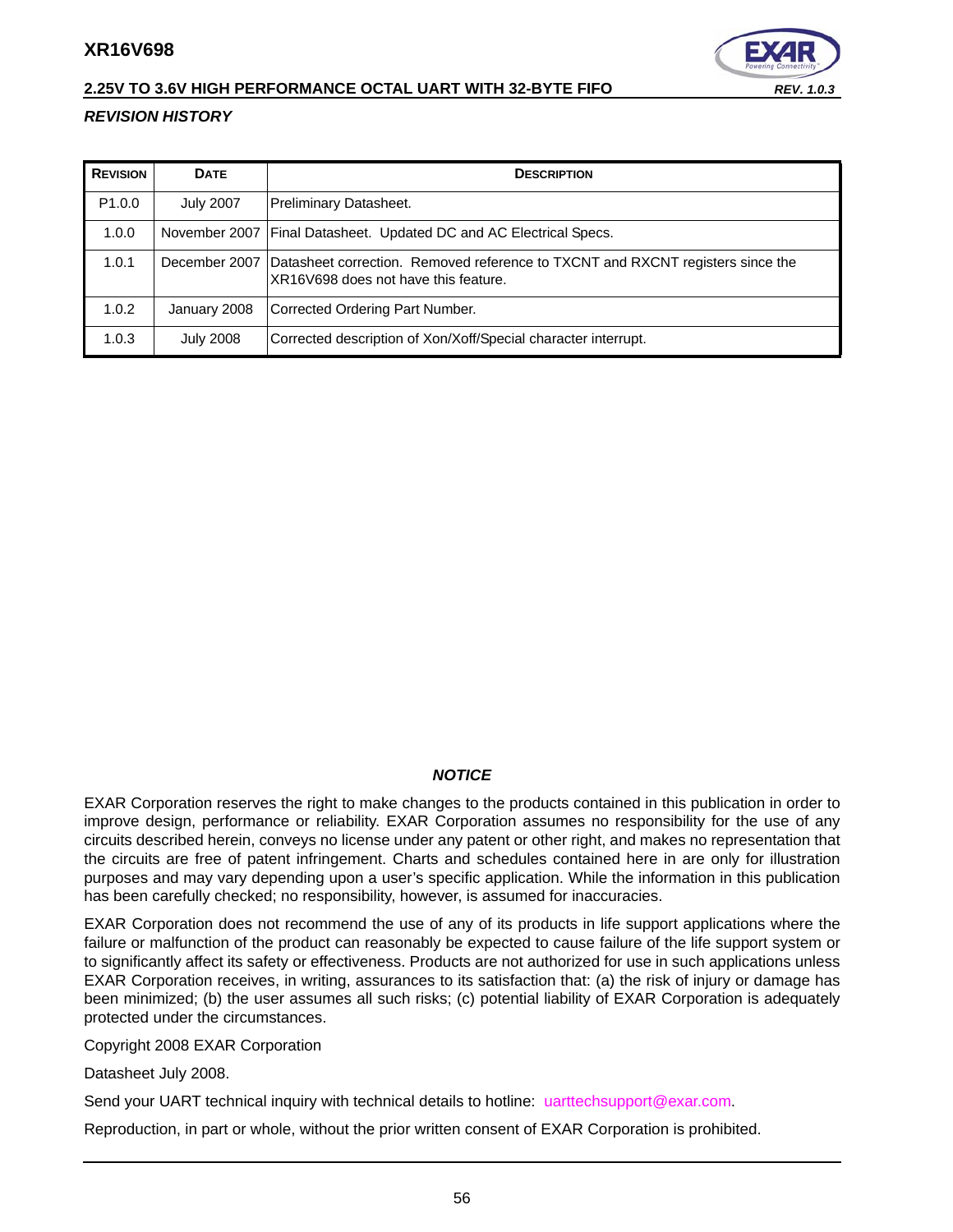## REVISION HISTORY

| REVISION | DATE | DESCRIPTION |
|---|---|---|
| P1.0.0 | July 2007 | Preliminary Datasheet. |
| 1.0.0 | November 2007 | Final Datasheet. Updated DC and AC Electrical Specs. |
| 1.0.1 | December 2007 | Datasheet correction. Removed reference to TXCNT and RXCNT registers since the XR16V698 does not have this feature. |
| 1.0.2 | January 2008 | Corrected Ordering Part Number. |
| 1.0.3 | July 2008 | Corrected description of Xon/Xoff/Special character interrupt. |

### *NOTICE*

EXAR Corporation reserves the right to make changes to the products contained in this publication in order to improve design, performance or reliability. EXAR Corporation assumes no responsibility for the use of any circuits described herein, conveys no license under any patent or other right, and makes no representation that the circuits are free of patent infringement. Charts and schedules contained here in are only for illustration purposes and may vary depending upon a user's specific application. While the information in this publication has been carefully checked; no responsibility, however, is assumed for inaccuracies.

EXAR Corporation does not recommend the use of any of its products in life support applications where the failure or malfunction of the product can reasonably be expected to cause failure of the life support system or to significantly affect its safety or effectiveness. Products are not authorized for use in such applications unless EXAR Corporation receives, in writing, assurances to its satisfaction that: (a) the risk of injury or damage has been minimized; (b) the user assumes all such risks; (c) potential liability of EXAR Corporation is adequately protected under the circumstances.

Copyright 2008 EXAR Corporation

Datasheet July 2008.

Send your UART technical inquiry with technical details to hotline: uarttechsupport@exar.com.

Reproduction, in part or whole, without the prior written consent of EXAR Corporation is prohibited.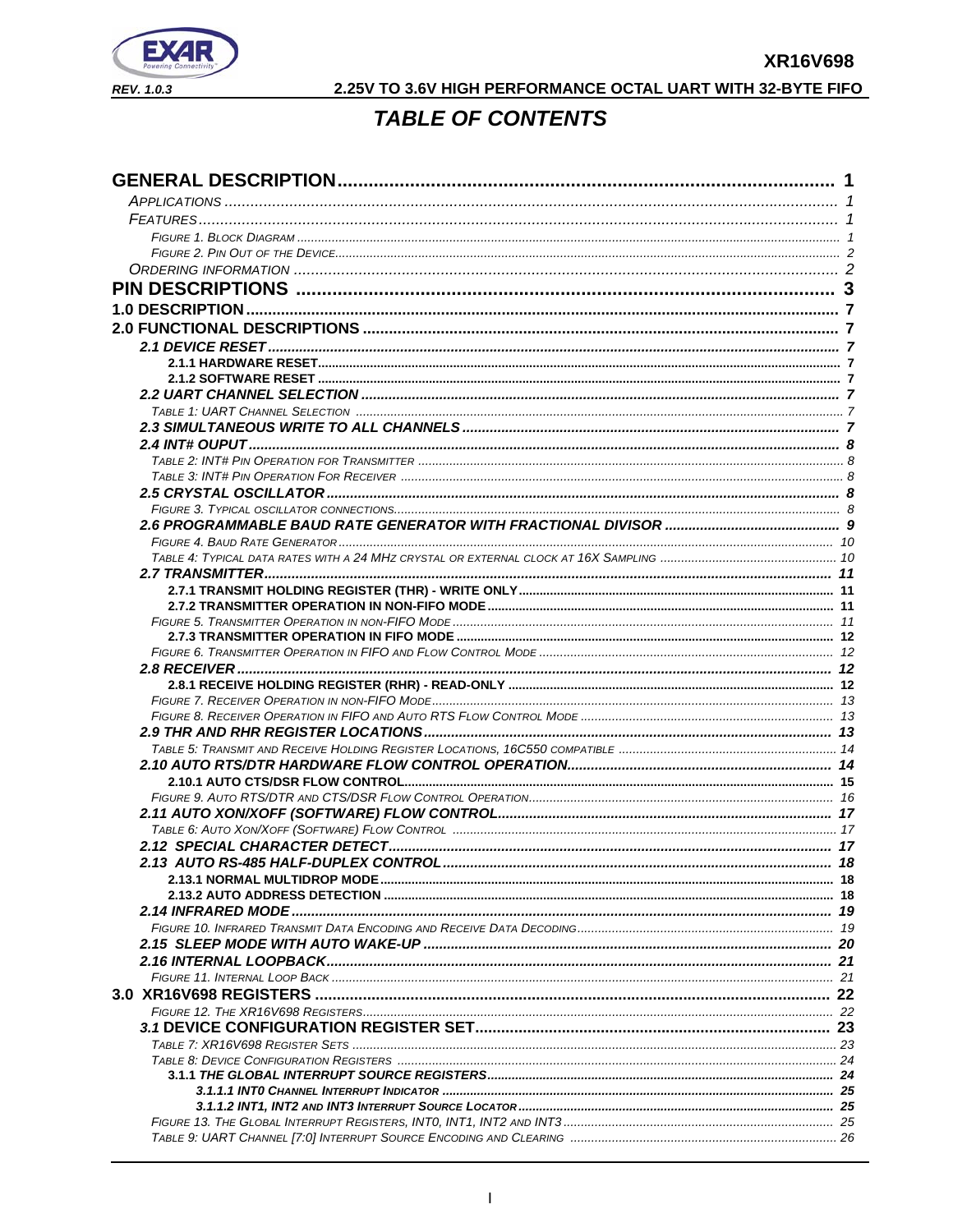# TABLE OF CONTENTS

**GENERAL DESCRIPTION** ........ 1
- *APPLICATIONS* ........ 1
- *FEATURES* ........ 1
  - *FIGURE 1. BLOCK DIAGRAM* ........ 1
  - *FIGURE 2. PIN OUT OF THE DEVICE* ........ 2
- *ORDERING INFORMATION* ........ 2

**PIN DESCRIPTIONS** ........ 3

**1.0 DESCRIPTION** ........ 7

**2.0 FUNCTIONAL DESCRIPTIONS** ........ 7
- ***2.1 DEVICE RESET*** ........ 7
  - **2.1.1 HARDWARE RESET** ........ 7
  - **2.1.2 SOFTWARE RESET** ........ 7
- ***2.2 UART CHANNEL SELECTION*** ........ 7
  - *TABLE 1: UART CHANNEL SELECTION* ........ 7
- ***2.3 SIMULTANEOUS WRITE TO ALL CHANNELS*** ........ 7
- ***2.4 INT# OUPUT*** ........ 8
  - *TABLE 2: INT# PIN OPERATION FOR TRANSMITTER* ........ 8
  - *TABLE 3: INT# PIN OPERATION FOR RECEIVER* ........ 8
- ***2.5 CRYSTAL OSCILLATOR*** ........ 8
  - *FIGURE 3. TYPICAL OSCILLATOR CONNECTIONS* ........ 8
- ***2.6 PROGRAMMABLE BAUD RATE GENERATOR WITH FRACTIONAL DIVISOR*** ........ 9
  - *FIGURE 4. BAUD RATE GENERATOR* ........ 10
  - *TABLE 4: TYPICAL DATA RATES WITH A 24 MHZ CRYSTAL OR EXTERNAL CLOCK AT 16X SAMPLING* ........ 10
- ***2.7 TRANSMITTER*** ........ 11
  - **2.7.1 TRANSMIT HOLDING REGISTER (THR) - WRITE ONLY** ........ 11
  - **2.7.2 TRANSMITTER OPERATION IN NON-FIFO MODE** ........ 11
  - *FIGURE 5. TRANSMITTER OPERATION IN NON-FIFO MODE* ........ 11
  - **2.7.3 TRANSMITTER OPERATION IN FIFO MODE** ........ 12
  - *FIGURE 6. TRANSMITTER OPERATION IN FIFO AND FLOW CONTROL MODE* ........ 12
- ***2.8 RECEIVER*** ........ 12
  - **2.8.1 RECEIVE HOLDING REGISTER (RHR) - READ-ONLY** ........ 12
  - *FIGURE 7. RECEIVER OPERATION IN NON-FIFO MODE* ........ 13
  - *FIGURE 8. RECEIVER OPERATION IN FIFO AND AUTO RTS FLOW CONTROL MODE* ........ 13
- ***2.9 THR AND RHR REGISTER LOCATIONS*** ........ 13
  - *TABLE 5: TRANSMIT AND RECEIVE HOLDING REGISTER LOCATIONS, 16C550 COMPATIBLE* ........ 14
- ***2.10 AUTO RTS/DTR HARDWARE FLOW CONTROL OPERATION*** ........ 14
  - **2.10.1 AUTO CTS/DSR FLOW CONTROL** ........ 15
  - *FIGURE 9. AUTO RTS/DTR AND CTS/DSR FLOW CONTROL OPERATION* ........ 16
- ***2.11 AUTO XON/XOFF (SOFTWARE) FLOW CONTROL*** ........ 17
  - *TABLE 6: AUTO XON/XOFF (SOFTWARE) FLOW CONTROL* ........ 17
- ***2.12 SPECIAL CHARACTER DETECT*** ........ 17
- ***2.13 AUTO RS-485 HALF-DUPLEX CONTROL*** ........ 18
  - **2.13.1 NORMAL MULTIDROP MODE** ........ 18
  - **2.13.2 AUTO ADDRESS DETECTION** ........ 18
- ***2.14 INFRARED MODE*** ........ 19
  - *FIGURE 10. INFRARED TRANSMIT DATA ENCODING AND RECEIVE DATA DECODING* ........ 19
- ***2.15 SLEEP MODE WITH AUTO WAKE-UP*** ........ 20
- ***2.16 INTERNAL LOOPBACK*** ........ 21
  - *FIGURE 11. INTERNAL LOOP BACK* ........ 21

**3.0 XR16V698 REGISTERS** ........ 22
- *FIGURE 12. THE XR16V698 REGISTERS* ........ 22
- ***3.1* DEVICE CONFIGURATION REGISTER SET** ........ 23
  - *TABLE 7: XR16V698 REGISTER SETS* ........ 23
  - *TABLE 8: DEVICE CONFIGURATION REGISTERS* ........ 24
  - **3.1.1 *THE GLOBAL INTERRUPT SOURCE REGISTERS*** ........ 24
    - ***3.1.1.1 INT0 CHANNEL INTERRUPT INDICATOR*** ........ 25
    - ***3.1.1.2 INT1, INT2 AND INT3 INTERRUPT SOURCE LOCATOR*** ........ 25
  - *FIGURE 13. THE GLOBAL INTERRUPT REGISTERS, INT0, INT1, INT2 AND INT3* ........ 25
  - *TABLE 9: UART CHANNEL [7:0] INTERRUPT SOURCE ENCODING AND CLEARING* ........ 26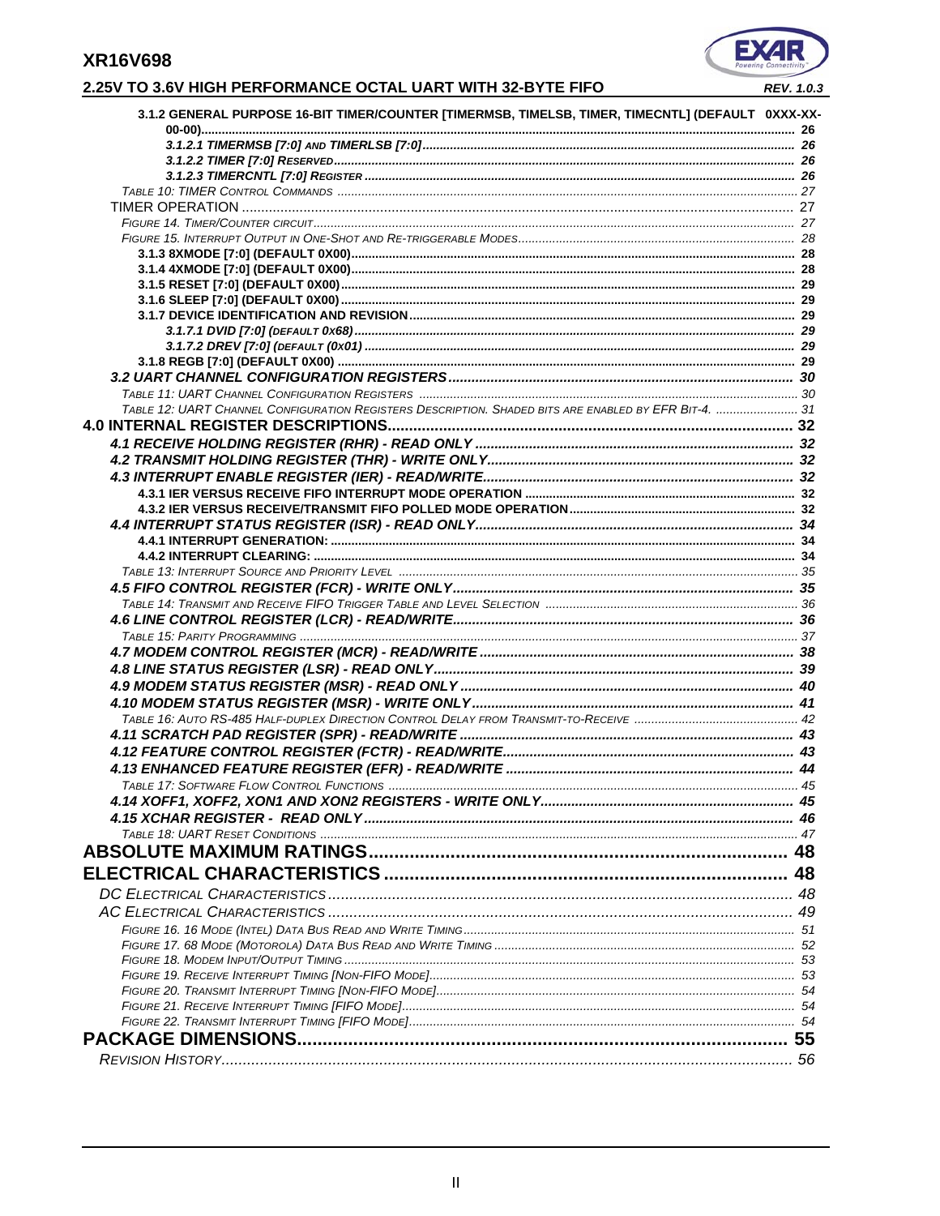3.1.2 GENERAL PURPOSE 16-BIT TIMER/COUNTER [TIMERMSB, TIMELSB, TIMER, TIMECNTL] (DEFAULT 0XXX-XX-00-00) ........ 26

*3.1.2.1 TIMERMSB [7:0] AND TIMERLSB [7:0]* ........ 26

*3.1.2.2 TIMER [7:0] RESERVED* ........ 26

*3.1.2.3 TIMERCNTL [7:0] REGISTER* ........ 26

*TABLE 10: TIMER CONTROL COMMANDS* ........ 27

TIMER OPERATION ........ 27

*FIGURE 14. TIMER/COUNTER CIRCUIT* ........ 27

*FIGURE 15. INTERRUPT OUTPUT IN ONE-SHOT AND RE-TRIGGERABLE MODES* ........ 28

3.1.3 8XMODE [7:0] (DEFAULT 0X00) ........ 28

3.1.4 4XMODE [7:0] (DEFAULT 0X00) ........ 28

3.1.5 RESET [7:0] (DEFAULT 0X00) ........ 29

3.1.6 SLEEP [7:0] (DEFAULT 0X00) ........ 29

3.1.7 DEVICE IDENTIFICATION AND REVISION ........ 29

*3.1.7.1 DVID [7:0] (DEFAULT 0X68)* ........ 29

*3.1.7.2 DREV [7:0] (DEFAULT (0X01)* ........ 29

3.1.8 REGB [7:0] (DEFAULT 0X00) ........ 29

***3.2 UART CHANNEL CONFIGURATION REGISTERS*** ........ 30

*TABLE 11: UART CHANNEL CONFIGURATION REGISTERS* ........ 30

*TABLE 12: UART CHANNEL CONFIGURATION REGISTERS DESCRIPTION. SHADED BITS ARE ENABLED BY EFR BIT-4.* ........ 31

**4.0 INTERNAL REGISTER DESCRIPTIONS** ........ 32

***4.1 RECEIVE HOLDING REGISTER (RHR) - READ ONLY*** ........ 32

***4.2 TRANSMIT HOLDING REGISTER (THR) - WRITE ONLY*** ........ 32

***4.3 INTERRUPT ENABLE REGISTER (IER) - READ/WRITE*** ........ 32

4.3.1 IER VERSUS RECEIVE FIFO INTERRUPT MODE OPERATION ........ 32

4.3.2 IER VERSUS RECEIVE/TRANSMIT FIFO POLLED MODE OPERATION ........ 32

***4.4 INTERRUPT STATUS REGISTER (ISR) - READ ONLY*** ........ 34

4.4.1 INTERRUPT GENERATION: ........ 34

4.4.2 INTERRUPT CLEARING: ........ 34

*TABLE 13: INTERRUPT SOURCE AND PRIORITY LEVEL* ........ 35

***4.5 FIFO CONTROL REGISTER (FCR) - WRITE ONLY*** ........ 35

*TABLE 14: TRANSMIT AND RECEIVE FIFO TRIGGER TABLE AND LEVEL SELECTION* ........ 36

***4.6 LINE CONTROL REGISTER (LCR) - READ/WRITE*** ........ 36

*TABLE 15: PARITY PROGRAMMING* ........ 37

***4.7 MODEM CONTROL REGISTER (MCR) - READ/WRITE*** ........ 38

***4.8 LINE STATUS REGISTER (LSR) - READ ONLY*** ........ 39

***4.9 MODEM STATUS REGISTER (MSR) - READ ONLY*** ........ 40

***4.10 MODEM STATUS REGISTER (MSR) - WRITE ONLY*** ........ 41

*TABLE 16: AUTO RS-485 HALF-DUPLEX DIRECTION CONTROL DELAY FROM TRANSMIT-TO-RECEIVE* ........ 42

***4.11 SCRATCH PAD REGISTER (SPR) - READ/WRITE*** ........ 43

***4.12 FEATURE CONTROL REGISTER (FCTR) - READ/WRITE*** ........ 43

***4.13 ENHANCED FEATURE REGISTER (EFR) - READ/WRITE*** ........ 44

*TABLE 17: SOFTWARE FLOW CONTROL FUNCTIONS* ........ 45

***4.14 XOFF1, XOFF2, XON1 AND XON2 REGISTERS - WRITE ONLY*** ........ 45

***4.15 XCHAR REGISTER - READ ONLY*** ........ 46

*TABLE 18: UART RESET CONDITIONS* ........ 47

**ABSOLUTE MAXIMUM RATINGS** ........ 48

**ELECTRICAL CHARACTERISTICS** ........ 48

*DC ELECTRICAL CHARACTERISTICS* ........ 48

*AC ELECTRICAL CHARACTERISTICS* ........ 49

*FIGURE 16. 16 MODE (INTEL) DATA BUS READ AND WRITE TIMING* ........ 51

*FIGURE 17. 68 MODE (MOTOROLA) DATA BUS READ AND WRITE TIMING* ........ 52

*FIGURE 18. MODEM INPUT/OUTPUT TIMING* ........ 53

*FIGURE 19. RECEIVE INTERRUPT TIMING [NON-FIFO MODE]* ........ 53

*FIGURE 20. TRANSMIT INTERRUPT TIMING [NON-FIFO MODE]* ........ 54

*FIGURE 21. RECEIVE INTERRUPT TIMING [FIFO MODE]* ........ 54

*FIGURE 22. TRANSMIT INTERRUPT TIMING [FIFO MODE]* ........ 54

**PACKAGE DIMENSIONS** ........ 55

*REVISION HISTORY* ........ 56